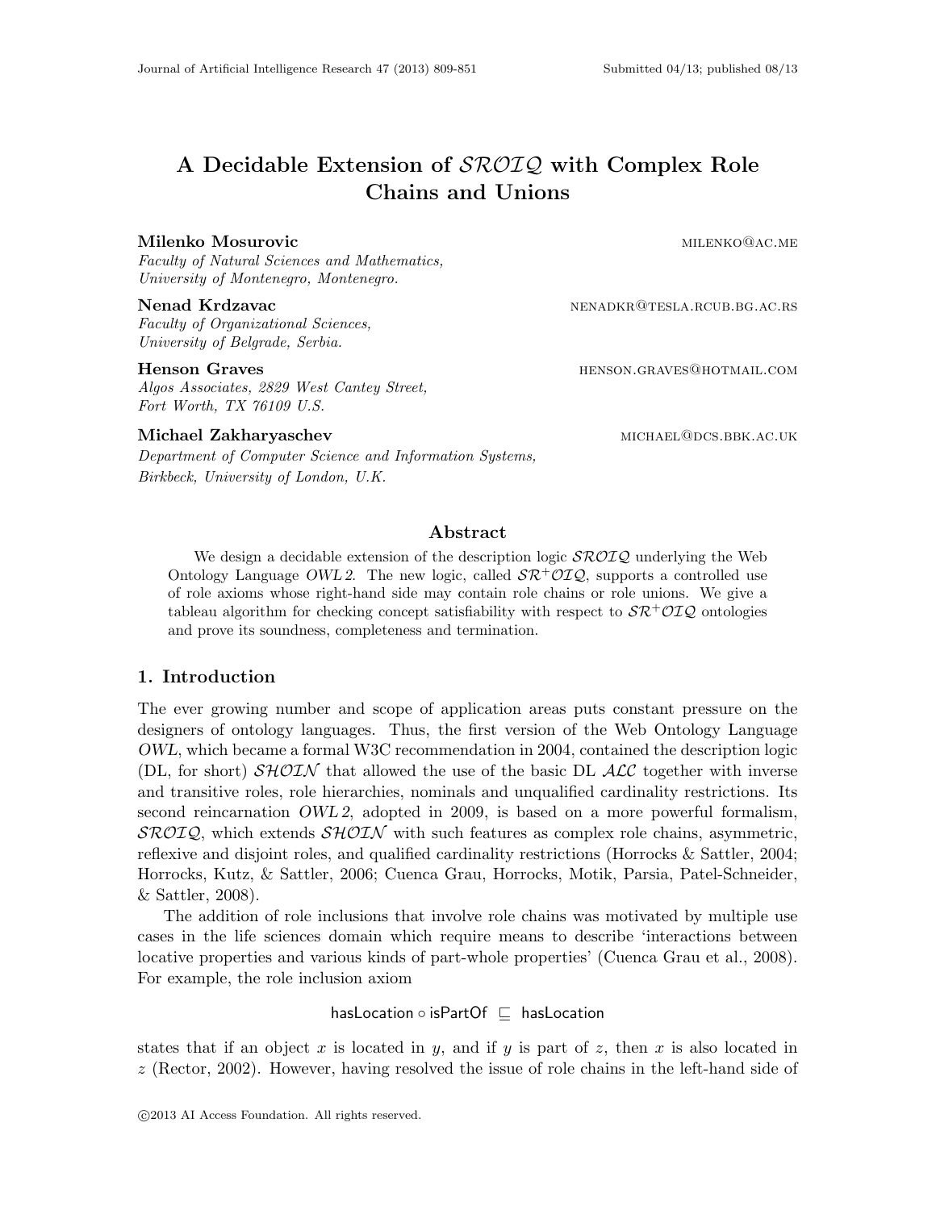# A Decidable Extension of $\mathcal{SROIQ}$ with Complex Role Chains and Unions

**Milenko Mosurovic** milenko@ac.me  
*Faculty of Natural Sciences and Mathematics, University of Montenegro, Montenegro.*

**Nenad Krdzavac** nenadkr@tesla.rcub.bg.ac.rs  
*Faculty of Organizational Sciences, University of Belgrade, Serbia.*

**Henson Graves** henson.graves@hotmail.com  
*Algos Associates, 2829 West Cantey Street, Fort Worth, TX 76109 U.S.*

**Michael Zakharyaschev** michael@dcs.bbk.ac.uk  
*Department of Computer Science and Information Systems, Birkbeck, University of London, U.K.*

## Abstract

We design a decidable extension of the description logic $\mathcal{SROIQ}$ underlying the Web Ontology Language *OWL 2*. The new logic, called $\mathcal{SR}^{+}\mathcal{OIQ}$, supports a controlled use of role axioms whose right-hand side may contain role chains or role unions. We give a tableau algorithm for checking concept satisfiability with respect to $\mathcal{SR}^{+}\mathcal{OIQ}$ ontologies and prove its soundness, completeness and termination.

## 1. Introduction

The ever growing number and scope of application areas puts constant pressure on the designers of ontology languages. Thus, the first version of the Web Ontology Language *OWL*, which became a formal W3C recommendation in 2004, contained the description logic (DL, for short) $\mathcal{SHOIN}$ that allowed the use of the basic DL $\mathcal{ALC}$ together with inverse and transitive roles, role hierarchies, nominals and unqualified cardinality restrictions. Its second reincarnation *OWL 2*, adopted in 2009, is based on a more powerful formalism, $\mathcal{SROIQ}$, which extends $\mathcal{SHOIN}$ with such features as complex role chains, asymmetric, reflexive and disjoint roles, and qualified cardinality restrictions (Horrocks & Sattler, 2004; Horrocks, Kutz, & Sattler, 2006; Cuenca Grau, Horrocks, Motik, Parsia, Patel-Schneider, & Sattler, 2008).

The addition of role inclusions that involve role chains was motivated by multiple use cases in the life sciences domain which require means to describe 'interactions between locative properties and various kinds of part-whole properties' (Cuenca Grau et al., 2008). For example, the role inclusion axiom

$$\mathsf{hasLocation} \circ \mathsf{isPartOf} \sqsubseteq \mathsf{hasLocation}$$

states that if an object $x$ is located in $y$, and if $y$ is part of $z$, then $x$ is also located in $z$ (Rector, 2002). However, having resolved the issue of role chains in the left-hand side of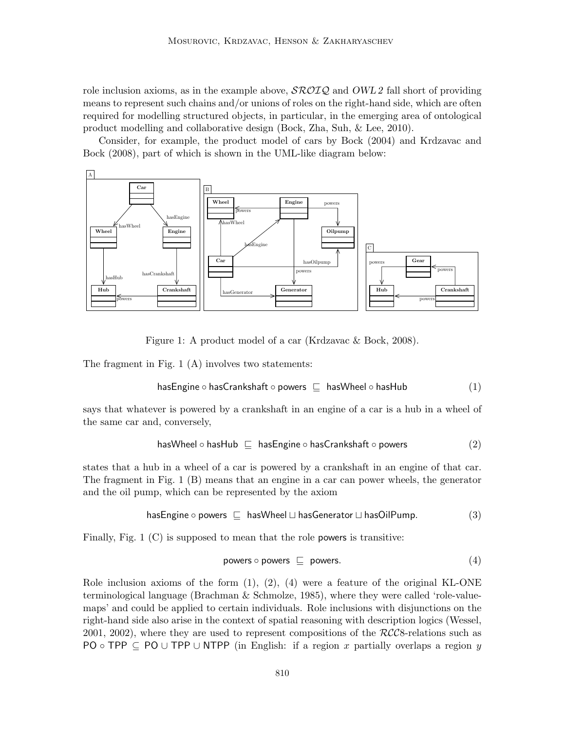role inclusion axioms, as in the example above, $\mathcal{SROIQ}$ and *OWL 2* fall short of providing means to represent such chains and/or unions of roles on the right-hand side, which are often required for modelling structured objects, in particular, in the emerging area of ontological product modelling and collaborative design (Bock, Zha, Suh, & Lee, 2010).

Consider, for example, the product model of cars by Bock (2004) and Krdzavac and Bock (2008), part of which is shown in the UML-like diagram below:

A
Car
hasWheel
hasEngine
Wheel
Engine
hasHub
hasCrankshaft
Hub
Crankshaft
powers

B
Wheel
Engine
powers
powers
hasWheel
Oilpump
hasEngine
Car
hasOilpump
powers
hasGenerator
Generator

C
powers
Gear
powers
Hub
Crankshaft
powers

Figure 1: A product model of a car (Krdzavac & Bock, 2008).

The fragment in Fig. 1 (A) involves two statements:

$$\mathsf{hasEngine} \circ \mathsf{hasCrankshaft} \circ \mathsf{powers} \ \sqsubseteq \ \mathsf{hasWheel} \circ \mathsf{hasHub} \tag{1}$$

says that whatever is powered by a crankshaft in an engine of a car is a hub in a wheel of the same car and, conversely,

$$\mathsf{hasWheel} \circ \mathsf{hasHub} \ \sqsubseteq \ \mathsf{hasEngine} \circ \mathsf{hasCrankshaft} \circ \mathsf{powers} \tag{2}$$

states that a hub in a wheel of a car is powered by a crankshaft in an engine of that car. The fragment in Fig. 1 (B) means that an engine in a car can power wheels, the generator and the oil pump, which can be represented by the axiom

$$\mathsf{hasEngine} \circ \mathsf{powers} \ \sqsubseteq \ \mathsf{hasWheel} \sqcup \mathsf{hasGenerator} \sqcup \mathsf{hasOilPump}. \tag{3}$$

Finally, Fig. 1 (C) is supposed to mean that the role $\mathsf{powers}$ is transitive:

$$\mathsf{powers} \circ \mathsf{powers} \ \sqsubseteq \ \mathsf{powers}. \tag{4}$$

Role inclusion axioms of the form (1), (2), (4) were a feature of the original KL-ONE terminological language (Brachman & Schmolze, 1985), where they were called 'role-value-maps' and could be applied to certain individuals. Role inclusions with disjunctions on the right-hand side also arise in the context of spatial reasoning with description logics (Wessel, 2001, 2002), where they are used to represent compositions of the $\mathcal{RCC}8$-relations such as $\mathsf{PO} \circ \mathsf{TPP} \subseteq \mathsf{PO} \cup \mathsf{TPP} \cup \mathsf{NTPP}$ (in English: if a region $x$ partially overlaps a region $y$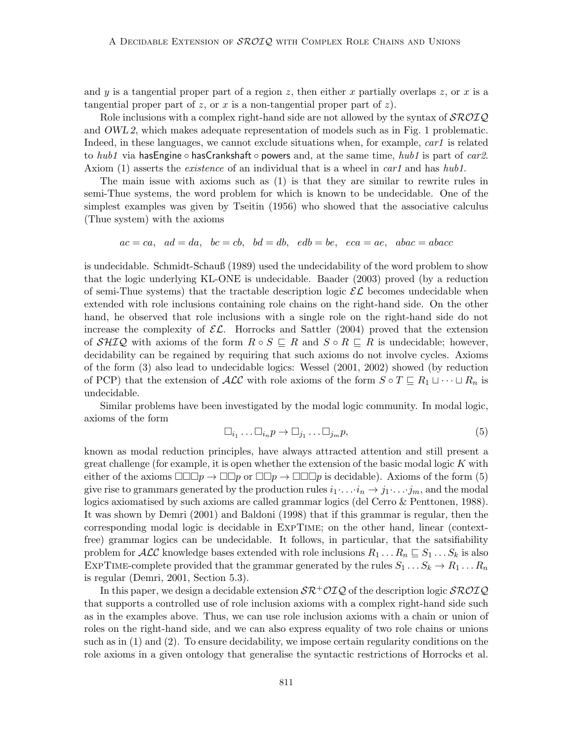and $y$ is a tangential proper part of a region $z$, then either $x$ partially overlaps $z$, or $x$ is a tangential proper part of $z$, or $x$ is a non-tangential proper part of $z$).

Role inclusions with a complex right-hand side are not allowed by the syntax of $\mathcal{SROIQ}$ and *OWL 2*, which makes adequate representation of models such as in Fig. 1 problematic. Indeed, in these languages, we cannot exclude situations when, for example, *car1* is related to *hub1* via $\mathsf{hasEngine} \circ \mathsf{hasCrankshaft} \circ \mathsf{powers}$ and, at the same time, *hub1* is part of *car2*. Axiom (1) asserts the *existence* of an individual that is a wheel in *car1* and has *hub1*.

The main issue with axioms such as (1) is that they are similar to rewrite rules in semi-Thue systems, the word problem for which is known to be undecidable. One of the simplest examples was given by Tseitin (1956) who showed that the associative calculus (Thue system) with the axioms

$$ac = ca, \quad ad = da, \quad bc = cb, \quad bd = db, \quad edb = be, \quad eca = ae, \quad abac = abacc$$

is undecidable. Schmidt-Schauß (1989) used the undecidability of the word problem to show that the logic underlying KL-ONE is undecidable. Baader (2003) proved (by a reduction of semi-Thue systems) that the tractable description logic $\mathcal{EL}$ becomes undecidable when extended with role inclusions containing role chains on the right-hand side. On the other hand, he observed that role inclusions with a single role on the right-hand side do not increase the complexity of $\mathcal{EL}$. Horrocks and Sattler (2004) proved that the extension of $\mathcal{SHIQ}$ with axioms of the form $R \circ S \sqsubseteq R$ and $S \circ R \sqsubseteq R$ is undecidable; however, decidability can be regained by requiring that such axioms do not involve cycles. Axioms of the form (3) also lead to undecidable logics: Wessel (2001, 2002) showed (by reduction of PCP) that the extension of $\mathcal{ALC}$ with role axioms of the form $S \circ T \sqsubseteq R_1 \sqcup \cdots \sqcup R_n$ is undecidable.

Similar problems have been investigated by the modal logic community. In modal logic, axioms of the form

$$\Box_{i_1} \dots \Box_{i_n} p \to \Box_{j_1} \dots \Box_{j_m} p, \tag{5}$$

known as modal reduction principles, have always attracted attention and still present a great challenge (for example, it is open whether the extension of the basic modal logic $K$ with either of the axioms $\Box\Box\Box p \to \Box\Box p$ or $\Box\Box p \to \Box\Box\Box p$ is decidable). Axioms of the form (5) give rise to grammars generated by the production rules $i_1 \cdot \ldots \cdot i_n \to j_1 \cdot \ldots \cdot j_m$, and the modal logics axiomatised by such axioms are called grammar logics (del Cerro & Penttonen, 1988). It was shown by Demri (2001) and Baldoni (1998) that if this grammar is regular, then the corresponding modal logic is decidable in ExpTime; on the other hand, linear (context-free) grammar logics can be undecidable. It follows, in particular, that the satsifiability problem for $\mathcal{ALC}$ knowledge bases extended with role inclusions $R_1 \dots R_n \sqsubseteq S_1 \dots S_k$ is also ExpTime-complete provided that the grammar generated by the rules $S_1 \dots S_k \to R_1 \dots R_n$ is regular (Demri, 2001, Section 5.3).

In this paper, we design a decidable extension $\mathcal{SR}^{+}\mathcal{OIQ}$ of the description logic $\mathcal{SROIQ}$ that supports a controlled use of role inclusion axioms with a complex right-hand side such as in the examples above. Thus, we can use role inclusion axioms with a chain or union of roles on the right-hand side, and we can also express equality of two role chains or unions such as in (1) and (2). To ensure decidability, we impose certain regularity conditions on the role axioms in a given ontology that generalise the syntactic restrictions of Horrocks et al.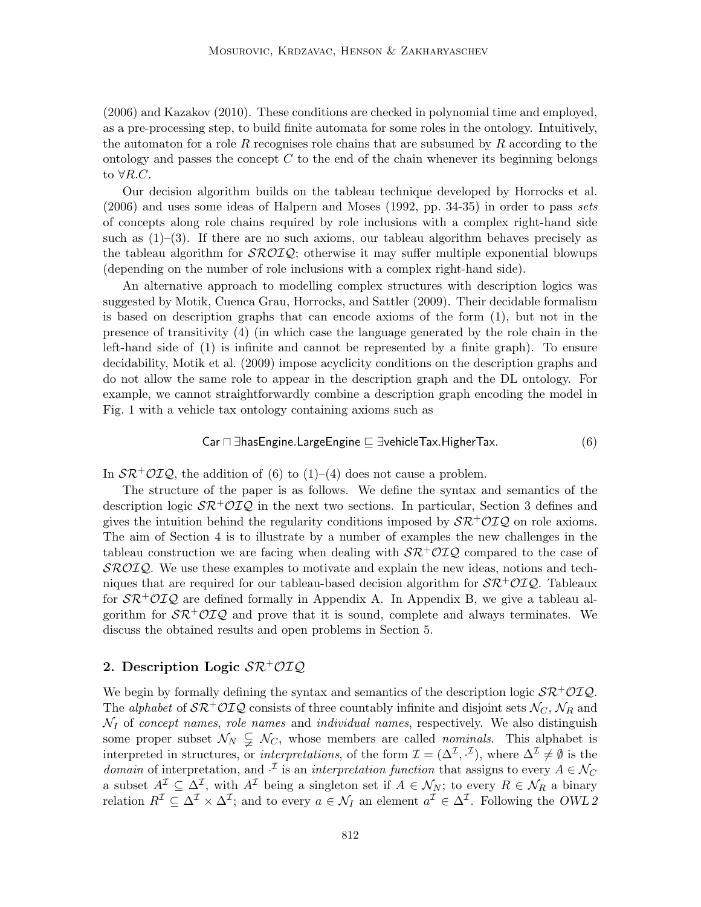(2006) and Kazakov (2010). These conditions are checked in polynomial time and employed, as a pre-processing step, to build finite automata for some roles in the ontology. Intuitively, the automaton for a role $R$ recognises role chains that are subsumed by $R$ according to the ontology and passes the concept $C$ to the end of the chain whenever its beginning belongs to $\forall R.C$.

Our decision algorithm builds on the tableau technique developed by Horrocks et al. (2006) and uses some ideas of Halpern and Moses (1992, pp. 34-35) in order to pass *sets* of concepts along role chains required by role inclusions with a complex right-hand side such as (1)–(3). If there are no such axioms, our tableau algorithm behaves precisely as the tableau algorithm for $\mathcal{SROIQ}$; otherwise it may suffer multiple exponential blowups (depending on the number of role inclusions with a complex right-hand side).

An alternative approach to modelling complex structures with description logics was suggested by Motik, Cuenca Grau, Horrocks, and Sattler (2009). Their decidable formalism is based on description graphs that can encode axioms of the form (1), but not in the presence of transitivity (4) (in which case the language generated by the role chain in the left-hand side of (1) is infinite and cannot be represented by a finite graph). To ensure decidability, Motik et al. (2009) impose acyclicity conditions on the description graphs and do not allow the same role to appear in the description graph and the DL ontology. For example, we cannot straightforwardly combine a description graph encoding the model in Fig. 1 with a vehicle tax ontology containing axioms such as

$$\mathsf{Car} \sqcap \exists \mathsf{hasEngine}.\mathsf{LargeEngine} \sqsubseteq \exists \mathsf{vehicleTax}.\mathsf{HigherTax}. \tag{6}$$

In $\mathcal{SR}^+\mathcal{OIQ}$, the addition of (6) to (1)–(4) does not cause a problem.

The structure of the paper is as follows. We define the syntax and semantics of the description logic $\mathcal{SR}^+\mathcal{OIQ}$ in the next two sections. In particular, Section 3 defines and gives the intuition behind the regularity conditions imposed by $\mathcal{SR}^+\mathcal{OIQ}$ on role axioms. The aim of Section 4 is to illustrate by a number of examples the new challenges in the tableau construction we are facing when dealing with $\mathcal{SR}^+\mathcal{OIQ}$ compared to the case of $\mathcal{SROIQ}$. We use these examples to motivate and explain the new ideas, notions and techniques that are required for our tableau-based decision algorithm for $\mathcal{SR}^+\mathcal{OIQ}$. Tableaux for $\mathcal{SR}^+\mathcal{OIQ}$ are defined formally in Appendix A. In Appendix B, we give a tableau algorithm for $\mathcal{SR}^+\mathcal{OIQ}$ and prove that it is sound, complete and always terminates. We discuss the obtained results and open problems in Section 5.

## 2. Description Logic $\mathcal{SR}^+\mathcal{OIQ}$

We begin by formally defining the syntax and semantics of the description logic $\mathcal{SR}^+\mathcal{OIQ}$. The *alphabet* of $\mathcal{SR}^+\mathcal{OIQ}$ consists of three countably infinite and disjoint sets $\mathcal{N}_C$, $\mathcal{N}_R$ and $\mathcal{N}_I$ of *concept names*, *role names* and *individual names*, respectively. We also distinguish some proper subset $\mathcal{N}_N \subsetneq \mathcal{N}_C$, whose members are called *nominals*. This alphabet is interpreted in structures, or *interpretations*, of the form $\mathcal{I} = (\Delta^\mathcal{I}, \cdot^\mathcal{I})$, where $\Delta^\mathcal{I} \neq \emptyset$ is the *domain* of interpretation, and $\cdot^\mathcal{I}$ is an *interpretation function* that assigns to every $A \in \mathcal{N}_C$ a subset $A^\mathcal{I} \subseteq \Delta^\mathcal{I}$, with $A^\mathcal{I}$ being a singleton set if $A \in \mathcal{N}_N$; to every $R \in \mathcal{N}_R$ a binary relation $R^\mathcal{I} \subseteq \Delta^\mathcal{I} \times \Delta^\mathcal{I}$; and to every $a \in \mathcal{N}_I$ an element $a^\mathcal{I} \in \Delta^\mathcal{I}$. Following the *OWL 2*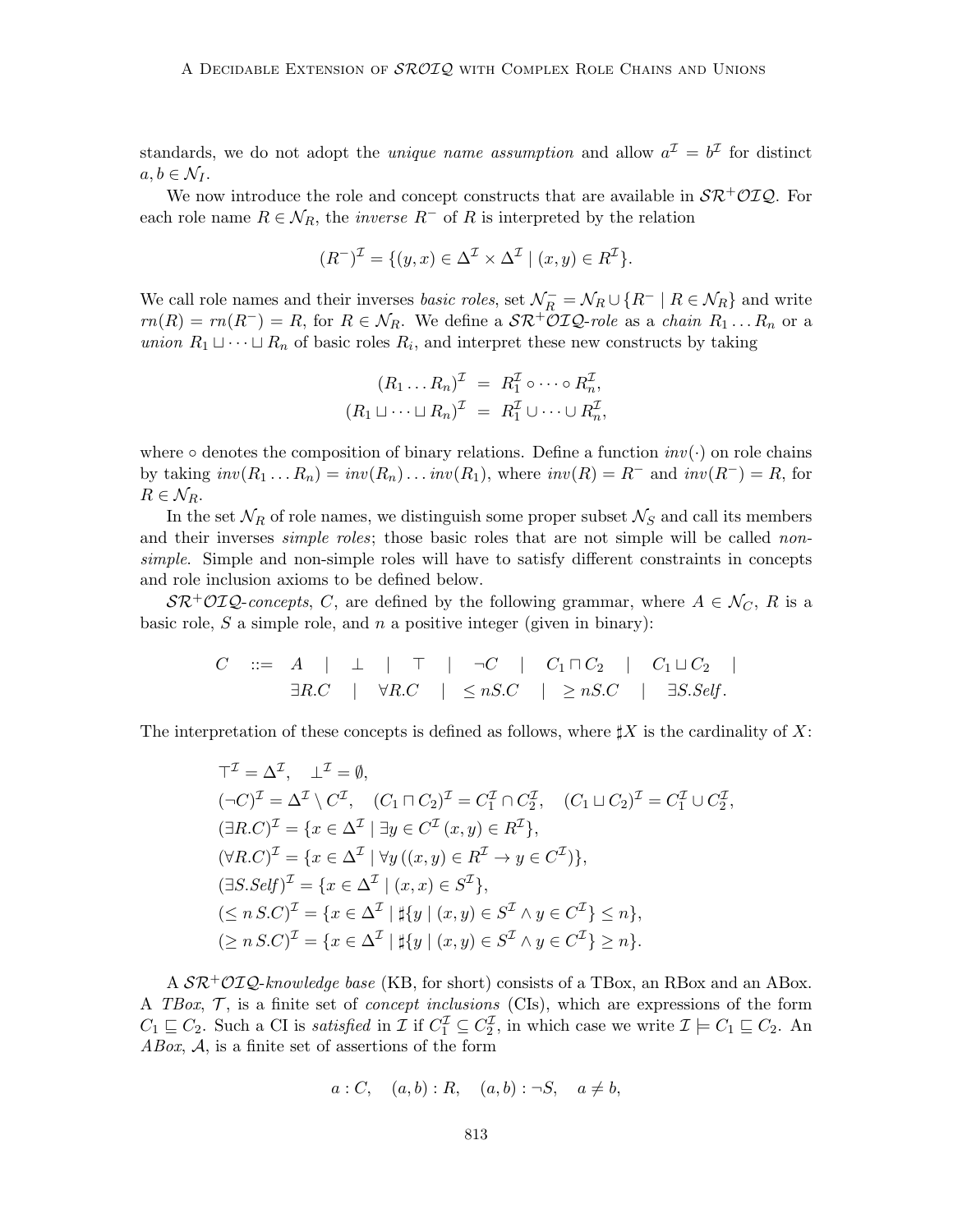standards, we do not adopt the *unique name assumption* and allow $a^{\mathcal{I}} = b^{\mathcal{I}}$ for distinct $a, b \in \mathcal{N}_I$.

We now introduce the role and concept constructs that are available in $\mathcal{SR}^+\mathcal{OIQ}$. For each role name $R \in \mathcal{N}_R$, the *inverse* $R^-$ of $R$ is interpreted by the relation

$$(R^-)^{\mathcal{I}} = \{(y, x) \in \Delta^{\mathcal{I}} \times \Delta^{\mathcal{I}} \mid (x, y) \in R^{\mathcal{I}}\}.$$

We call role names and their inverses *basic roles*, set $\mathcal{N}_R^- = \mathcal{N}_R \cup \{R^- \mid R \in \mathcal{N}_R\}$ and write $rn(R) = rn(R^-) = R$, for $R \in \mathcal{N}_R$. We define a $\mathcal{SR}^+\mathcal{OIQ}$*-role* as a *chain* $R_1 \dots R_n$ or a *union* $R_1 \sqcup \dots \sqcup R_n$ of basic roles $R_i$, and interpret these new constructs by taking

$$\begin{aligned}
(R_1 \dots R_n)^{\mathcal{I}} &= R_1^{\mathcal{I}} \circ \dots \circ R_n^{\mathcal{I}}, \\
(R_1 \sqcup \dots \sqcup R_n)^{\mathcal{I}} &= R_1^{\mathcal{I}} \cup \dots \cup R_n^{\mathcal{I}},
\end{aligned}$$

where $\circ$ denotes the composition of binary relations. Define a function $inv(\cdot)$ on role chains by taking $inv(R_1 \dots R_n) = inv(R_n) \dots inv(R_1)$, where $inv(R) = R^-$ and $inv(R^-) = R$, for $R \in \mathcal{N}_R$.

In the set $\mathcal{N}_R$ of role names, we distinguish some proper subset $\mathcal{N}_S$ and call its members and their inverses *simple roles*; those basic roles that are not simple will be called *non-simple*. Simple and non-simple roles will have to satisfy different constraints in concepts and role inclusion axioms to be defined below.

$\mathcal{SR}^+\mathcal{OIQ}$*-concepts*, $C$, are defined by the following grammar, where $A \in \mathcal{N}_C$, $R$ is a basic role, $S$ a simple role, and $n$ a positive integer (given in binary):

$$\begin{aligned}
C \quad ::= \quad & A \quad \mid \quad \bot \quad \mid \quad \top \quad \mid \quad \neg C \quad \mid \quad C_1 \sqcap C_2 \quad \mid \quad C_1 \sqcup C_2 \quad \mid \\
& \exists R.C \quad \mid \quad \forall R.C \quad \mid \quad \leq nS.C \quad \mid \quad \geq nS.C \quad \mid \quad \exists S.Self.
\end{aligned}$$

The interpretation of these concepts is defined as follows, where $\sharp X$ is the cardinality of $X$:

$$\begin{aligned}
&\top^{\mathcal{I}} = \Delta^{\mathcal{I}}, \quad \bot^{\mathcal{I}} = \emptyset, \\
&(\neg C)^{\mathcal{I}} = \Delta^{\mathcal{I}} \setminus C^{\mathcal{I}}, \quad (C_1 \sqcap C_2)^{\mathcal{I}} = C_1^{\mathcal{I}} \cap C_2^{\mathcal{I}}, \quad (C_1 \sqcup C_2)^{\mathcal{I}} = C_1^{\mathcal{I}} \cup C_2^{\mathcal{I}}, \\
&(\exists R.C)^{\mathcal{I}} = \{x \in \Delta^{\mathcal{I}} \mid \exists y \in C^{\mathcal{I}} \, (x, y) \in R^{\mathcal{I}}\}, \\
&(\forall R.C)^{\mathcal{I}} = \{x \in \Delta^{\mathcal{I}} \mid \forall y \, ((x, y) \in R^{\mathcal{I}} \to y \in C^{\mathcal{I}})\}, \\
&(\exists S.Self)^{\mathcal{I}} = \{x \in \Delta^{\mathcal{I}} \mid (x, x) \in S^{\mathcal{I}}\}, \\
&(\leq n \, S.C)^{\mathcal{I}} = \{x \in \Delta^{\mathcal{I}} \mid \sharp\{y \mid (x, y) \in S^{\mathcal{I}} \wedge y \in C^{\mathcal{I}}\} \leq n\}, \\
&(\geq n \, S.C)^{\mathcal{I}} = \{x \in \Delta^{\mathcal{I}} \mid \sharp\{y \mid (x, y) \in S^{\mathcal{I}} \wedge y \in C^{\mathcal{I}}\} \geq n\}.
\end{aligned}$$

A $\mathcal{SR}^+\mathcal{OIQ}$*-knowledge base* (KB, for short) consists of a TBox, an RBox and an ABox. A *TBox*, $\mathcal{T}$, is a finite set of *concept inclusions* (CIs), which are expressions of the form $C_1 \sqsubseteq C_2$. Such a CI is *satisfied* in $\mathcal{I}$ if $C_1^{\mathcal{I}} \subseteq C_2^{\mathcal{I}}$, in which case we write $\mathcal{I} \models C_1 \sqsubseteq C_2$. An *ABox*, $\mathcal{A}$, is a finite set of assertions of the form

$$a : C, \quad (a, b) : R, \quad (a, b) : \neg S, \quad a \neq b,$$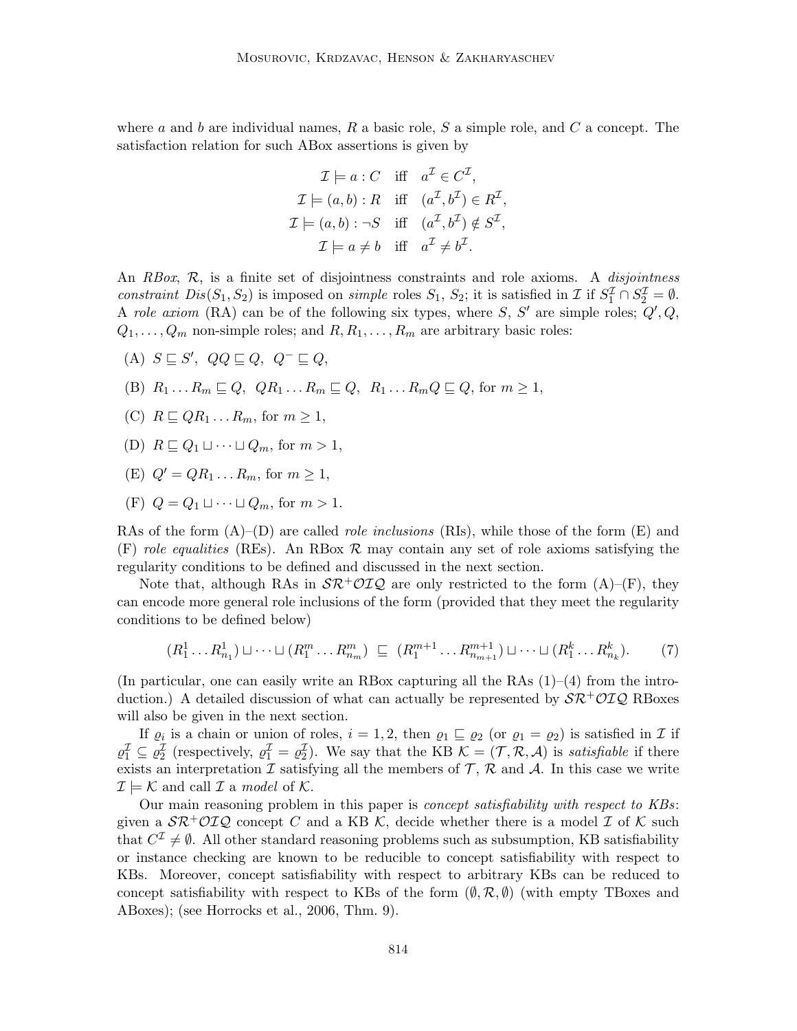where $a$ and $b$ are individual names, $R$ a basic role, $S$ a simple role, and $C$ a concept. The satisfaction relation for such ABox assertions is given by

$$
\begin{aligned}
\mathcal{I} \models a : C \quad &\text{iff} \quad a^{\mathcal{I}} \in C^{\mathcal{I}}, \\
\mathcal{I} \models (a, b) : R \quad &\text{iff} \quad (a^{\mathcal{I}}, b^{\mathcal{I}}) \in R^{\mathcal{I}}, \\
\mathcal{I} \models (a, b) : \neg S \quad &\text{iff} \quad (a^{\mathcal{I}}, b^{\mathcal{I}}) \notin S^{\mathcal{I}}, \\
\mathcal{I} \models a \neq b \quad &\text{iff} \quad a^{\mathcal{I}} \neq b^{\mathcal{I}}.
\end{aligned}
$$

An *RBox*, $\mathcal{R}$, is a finite set of disjointness constraints and role axioms. A *disjointness constraint* $Dis(S_1, S_2)$ is imposed on *simple* roles $S_1$, $S_2$; it is satisfied in $\mathcal{I}$ if $S_1^{\mathcal{I}} \cap S_2^{\mathcal{I}} = \emptyset$. A *role axiom* (RA) can be of the following six types, where $S$, $S'$ are simple roles; $Q', Q, Q_1, \ldots, Q_m$ non-simple roles; and $R, R_1, \ldots, R_m$ are arbitrary basic roles:

(A) $S \sqsubseteq S'$, $QQ \sqsubseteq Q$, $Q^- \sqsubseteq Q$,

(B) $R_1 \ldots R_m \sqsubseteq Q$, $QR_1 \ldots R_m \sqsubseteq Q$, $R_1 \ldots R_m Q \sqsubseteq Q$, for $m \geq 1$,

(C) $R \sqsubseteq QR_1 \ldots R_m$, for $m \geq 1$,

(D) $R \sqsubseteq Q_1 \sqcup \cdots \sqcup Q_m$, for $m > 1$,

(E) $Q' = QR_1 \ldots R_m$, for $m \geq 1$,

(F) $Q = Q_1 \sqcup \cdots \sqcup Q_m$, for $m > 1$.

RAs of the form (A)–(D) are called *role inclusions* (RIs), while those of the form (E) and (F) *role equalities* (REs). An RBox $\mathcal{R}$ may contain any set of role axioms satisfying the regularity conditions to be defined and discussed in the next section.

Note that, although RAs in $\mathcal{SR}^+\mathcal{OIQ}$ are only restricted to the form (A)–(F), they can encode more general role inclusions of the form (provided that they meet the regularity conditions to be defined below)

$$
(R_1^1 \ldots R_{n_1}^1) \sqcup \cdots \sqcup (R_1^m \ldots R_{n_m}^m) \;\sqsubseteq\; (R_1^{m+1} \ldots R_{n_{m+1}}^{m+1}) \sqcup \cdots \sqcup (R_1^k \ldots R_{n_k}^k). \tag{7}
$$

(In particular, one can easily write an RBox capturing all the RAs (1)–(4) from the introduction.) A detailed discussion of what can actually be represented by $\mathcal{SR}^+\mathcal{OIQ}$ RBoxes will also be given in the next section.

If $\varrho_i$ is a chain or union of roles, $i = 1, 2$, then $\varrho_1 \sqsubseteq \varrho_2$ (or $\varrho_1 = \varrho_2$) is satisfied in $\mathcal{I}$ if $\varrho_1^{\mathcal{I}} \subseteq \varrho_2^{\mathcal{I}}$ (respectively, $\varrho_1^{\mathcal{I}} = \varrho_2^{\mathcal{I}}$). We say that the KB $\mathcal{K} = (\mathcal{T}, \mathcal{R}, \mathcal{A})$ is *satisfiable* if there exists an interpretation $\mathcal{I}$ satisfying all the members of $\mathcal{T}$, $\mathcal{R}$ and $\mathcal{A}$. In this case we write $\mathcal{I} \models \mathcal{K}$ and call $\mathcal{I}$ a *model* of $\mathcal{K}$.

Our main reasoning problem in this paper is *concept satisfiability with respect to KBs*: given a $\mathcal{SR}^+\mathcal{OIQ}$ concept $C$ and a KB $\mathcal{K}$, decide whether there is a model $\mathcal{I}$ of $\mathcal{K}$ such that $C^{\mathcal{I}} \neq \emptyset$. All other standard reasoning problems such as subsumption, KB satisfiability or instance checking are known to be reducible to concept satisfiability with respect to KBs. Moreover, concept satisfiability with respect to arbitrary KBs can be reduced to concept satisfiability with respect to KBs of the form $(\emptyset, \mathcal{R}, \emptyset)$ (with empty TBoxes and ABoxes); (see Horrocks et al., 2006, Thm. 9).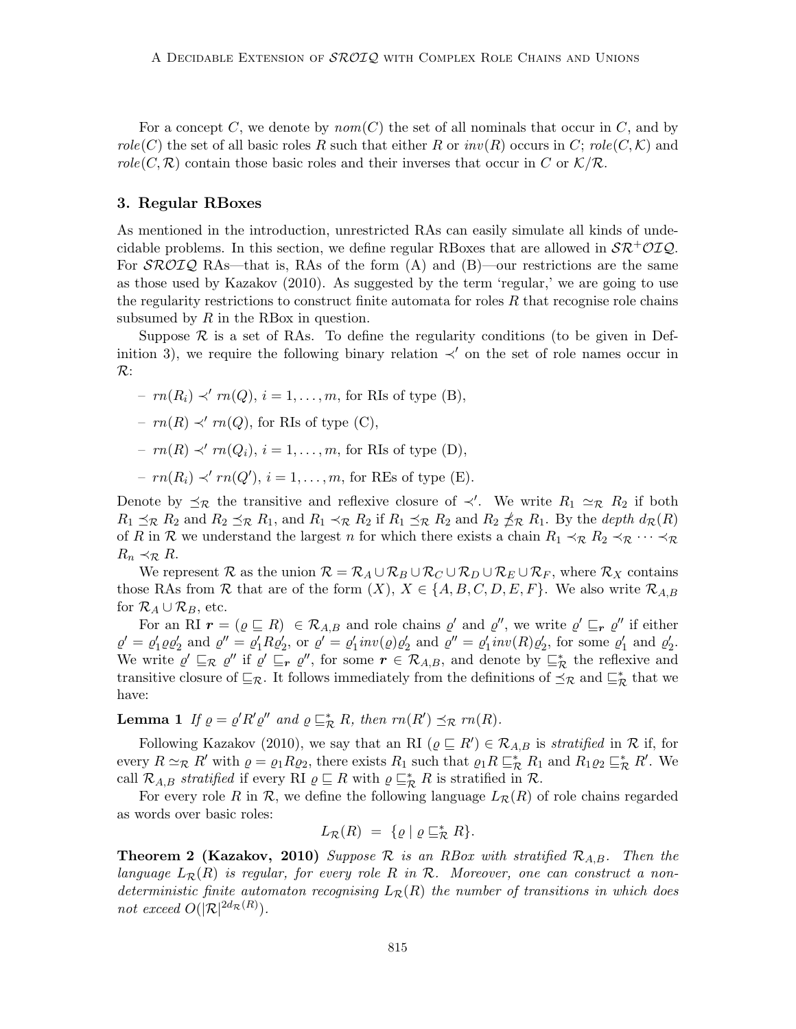For a concept $C$, we denote by $nom(C)$ the set of all nominals that occur in $C$, and by $role(C)$ the set of all basic roles $R$ such that either $R$ or $inv(R)$ occurs in $C$; $role(C, \mathcal{K})$ and $role(C, \mathcal{R})$ contain those basic roles and their inverses that occur in $C$ or $\mathcal{K}/\mathcal{R}$.

### 3. Regular RBoxes

As mentioned in the introduction, unrestricted RAs can easily simulate all kinds of undecidable problems. In this section, we define regular RBoxes that are allowed in $\mathcal{SR}^+\mathcal{OIQ}$. For $\mathcal{SROIQ}$ RAs—that is, RAs of the form (A) and (B)—our restrictions are the same as those used by Kazakov (2010). As suggested by the term 'regular,' we are going to use the regularity restrictions to construct finite automata for roles $R$ that recognise role chains subsumed by $R$ in the RBox in question.

Suppose $\mathcal{R}$ is a set of RAs. To define the regularity conditions (to be given in Definition 3), we require the following binary relation $\prec'$ on the set of role names occur in $\mathcal{R}$:

- $rn(R_i) \prec' rn(Q)$, $i = 1, \dots, m$, for RIs of type (B),
- $rn(R) \prec' rn(Q)$, for RIs of type (C),
- $rn(R) \prec' rn(Q_i)$, $i = 1, \dots, m$, for RIs of type (D),
- $rn(R_i) \prec' rn(Q')$, $i = 1, \dots, m$, for REs of type (E).

Denote by $\preceq_{\mathcal{R}}$ the transitive and reflexive closure of $\prec'$. We write $R_1 \simeq_{\mathcal{R}} R_2$ if both $R_1 \preceq_{\mathcal{R}} R_2$ and $R_2 \preceq_{\mathcal{R}} R_1$, and $R_1 \prec_{\mathcal{R}} R_2$ if $R_1 \preceq_{\mathcal{R}} R_2$ and $R_2 \not\preceq_{\mathcal{R}} R_1$. By the *depth* $d_{\mathcal{R}}(R)$ of $R$ in $\mathcal{R}$ we understand the largest $n$ for which there exists a chain $R_1 \prec_{\mathcal{R}} R_2 \prec_{\mathcal{R}} \cdots \prec_{\mathcal{R}} R_n \prec_{\mathcal{R}} R$.

We represent $\mathcal{R}$ as the union $\mathcal{R} = \mathcal{R}_A \cup \mathcal{R}_B \cup \mathcal{R}_C \cup \mathcal{R}_D \cup \mathcal{R}_E \cup \mathcal{R}_F$, where $\mathcal{R}_X$ contains those RAs from $\mathcal{R}$ that are of the form $(X)$, $X \in \{A, B, C, D, E, F\}$. We also write $\mathcal{R}_{A,B}$ for $\mathcal{R}_A \cup \mathcal{R}_B$, etc.

For an RI $\boldsymbol{r} = (\varrho \sqsubseteq R) \in \mathcal{R}_{A,B}$ and role chains $\varrho'$ and $\varrho''$, we write $\varrho' \sqsubseteq_{\boldsymbol{r}} \varrho''$ if either $\varrho' = \varrho'_1 \varrho \varrho'_2$ and $\varrho'' = \varrho'_1 R \varrho'_2$, or $\varrho' = \varrho'_1 inv(\varrho) \varrho'_2$ and $\varrho'' = \varrho'_1 inv(R) \varrho'_2$, for some $\varrho'_1$ and $\varrho'_2$. We write $\varrho' \sqsubseteq_{\mathcal{R}} \varrho''$ if $\varrho' \sqsubseteq_{\boldsymbol{r}} \varrho''$, for some $\boldsymbol{r} \in \mathcal{R}_{A,B}$, and denote by $\sqsubseteq^*_{\mathcal{R}}$ the reflexive and transitive closure of $\sqsubseteq_{\mathcal{R}}$. It follows immediately from the definitions of $\preceq_{\mathcal{R}}$ and $\sqsubseteq^*_{\mathcal{R}}$ that we have:

**Lemma 1** *If $\varrho = \varrho' R' \varrho''$ and $\varrho \sqsubseteq^*_{\mathcal{R}} R$, then $rn(R') \preceq_{\mathcal{R}} rn(R)$.*

Following Kazakov (2010), we say that an RI $(\varrho \sqsubseteq R') \in \mathcal{R}_{A,B}$ is *stratified* in $\mathcal{R}$ if, for every $R \simeq_{\mathcal{R}} R'$ with $\varrho = \varrho_1 R \varrho_2$, there exists $R_1$ such that $\varrho_1 R \sqsubseteq^*_{\mathcal{R}} R_1$ and $R_1 \varrho_2 \sqsubseteq^*_{\mathcal{R}} R'$. We call $\mathcal{R}_{A,B}$ *stratified* if every RI $\varrho \sqsubseteq R$ with $\varrho \sqsubseteq^*_{\mathcal{R}} R$ is stratified in $\mathcal{R}$.

For every role $R$ in $\mathcal{R}$, we define the following language $L_{\mathcal{R}}(R)$ of role chains regarded as words over basic roles:

$$L_{\mathcal{R}}(R) \ = \ \{\varrho \mid \varrho \sqsubseteq^*_{\mathcal{R}} R\}.$$

**Theorem 2 (Kazakov, 2010)** *Suppose $\mathcal{R}$ is an RBox with stratified $\mathcal{R}_{A,B}$. Then the language $L_{\mathcal{R}}(R)$ is regular, for every role $R$ in $\mathcal{R}$. Moreover, one can construct a nondeterministic finite automaton recognising $L_{\mathcal{R}}(R)$ the number of transitions in which does not exceed $O(|\mathcal{R}|^{2d_{\mathcal{R}}(R)})$.*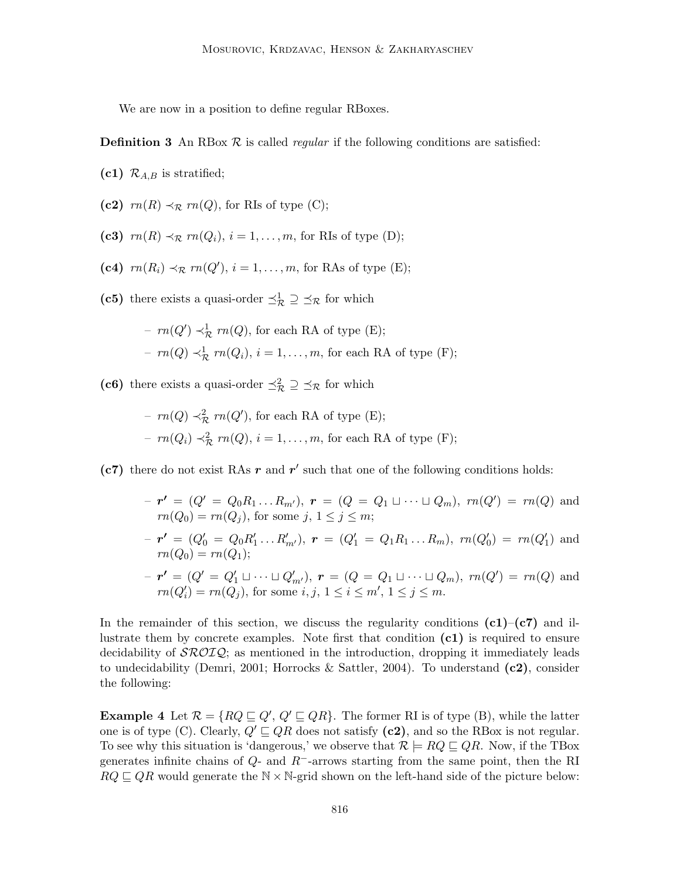We are now in a position to define regular RBoxes.

**Definition 3** An RBox $\mathcal{R}$ is called *regular* if the following conditions are satisfied:

**(c1)** $\mathcal{R}_{A,B}$ is stratified;

**(c2)** $rn(R) \prec_{\mathcal{R}} rn(Q)$, for RIs of type (C);

**(c3)** $rn(R) \prec_{\mathcal{R}} rn(Q_i)$, $i = 1, \dots, m$, for RIs of type (D);

**(c4)** $rn(R_i) \prec_{\mathcal{R}} rn(Q')$, $i = 1, \dots, m$, for RAs of type (E);

**(c5)** there exists a quasi-order $\preceq^1_{\mathcal{R}} \supseteq \preceq_{\mathcal{R}}$ for which

- $rn(Q') \prec^1_{\mathcal{R}} rn(Q)$, for each RA of type (E);
- $rn(Q) \prec^1_{\mathcal{R}} rn(Q_i)$, $i = 1, \dots, m$, for each RA of type (F);

**(c6)** there exists a quasi-order $\preceq^2_{\mathcal{R}} \supseteq \preceq_{\mathcal{R}}$ for which

- $rn(Q) \prec^2_{\mathcal{R}} rn(Q')$, for each RA of type (E);
- $rn(Q_i) \prec^2_{\mathcal{R}} rn(Q)$, $i = 1, \dots, m$, for each RA of type (F);

**(c7)** there do not exist RAs $\boldsymbol{r}$ and $\boldsymbol{r'}$ such that one of the following conditions holds:

- $\boldsymbol{r'} = (Q' = Q_0 R_1 \dots R_{m'})$, $\boldsymbol{r} = (Q = Q_1 \sqcup \cdots \sqcup Q_m)$, $rn(Q') = rn(Q)$ and $rn(Q_0) = rn(Q_j)$, for some $j$, $1 \le j \le m$;
- $\boldsymbol{r'} = (Q'_0 = Q_0 R'_1 \dots R'_{m'})$, $\boldsymbol{r} = (Q'_1 = Q_1 R_1 \dots R_m)$, $rn(Q'_0) = rn(Q'_1)$ and $rn(Q_0) = rn(Q_1)$;
- $\boldsymbol{r'} = (Q' = Q'_1 \sqcup \cdots \sqcup Q'_{m'})$, $\boldsymbol{r} = (Q = Q_1 \sqcup \cdots \sqcup Q_m)$, $rn(Q') = rn(Q)$ and $rn(Q'_i) = rn(Q_j)$, for some $i, j$, $1 \le i \le m'$, $1 \le j \le m$.

In the remainder of this section, we discuss the regularity conditions **(c1)**–**(c7)** and illustrate them by concrete examples. Note first that condition **(c1)** is required to ensure decidability of $\mathcal{SROIQ}$; as mentioned in the introduction, dropping it immediately leads to undecidability (Demri, 2001; Horrocks & Sattler, 2004). To understand **(c2)**, consider the following:

**Example 4** Let $\mathcal{R} = \{RQ \sqsubseteq Q', Q' \sqsubseteq QR\}$. The former RI is of type (B), while the latter one is of type (C). Clearly, $Q' \sqsubseteq QR$ does not satisfy **(c2)**, and so the RBox is not regular. To see why this situation is 'dangerous,' we observe that $\mathcal{R} \models RQ \sqsubseteq QR$. Now, if the TBox generates infinite chains of $Q$- and $R^-$-arrows starting from the same point, then the RI $RQ \sqsubseteq QR$ would generate the $\mathbb{N} \times \mathbb{N}$-grid shown on the left-hand side of the picture below: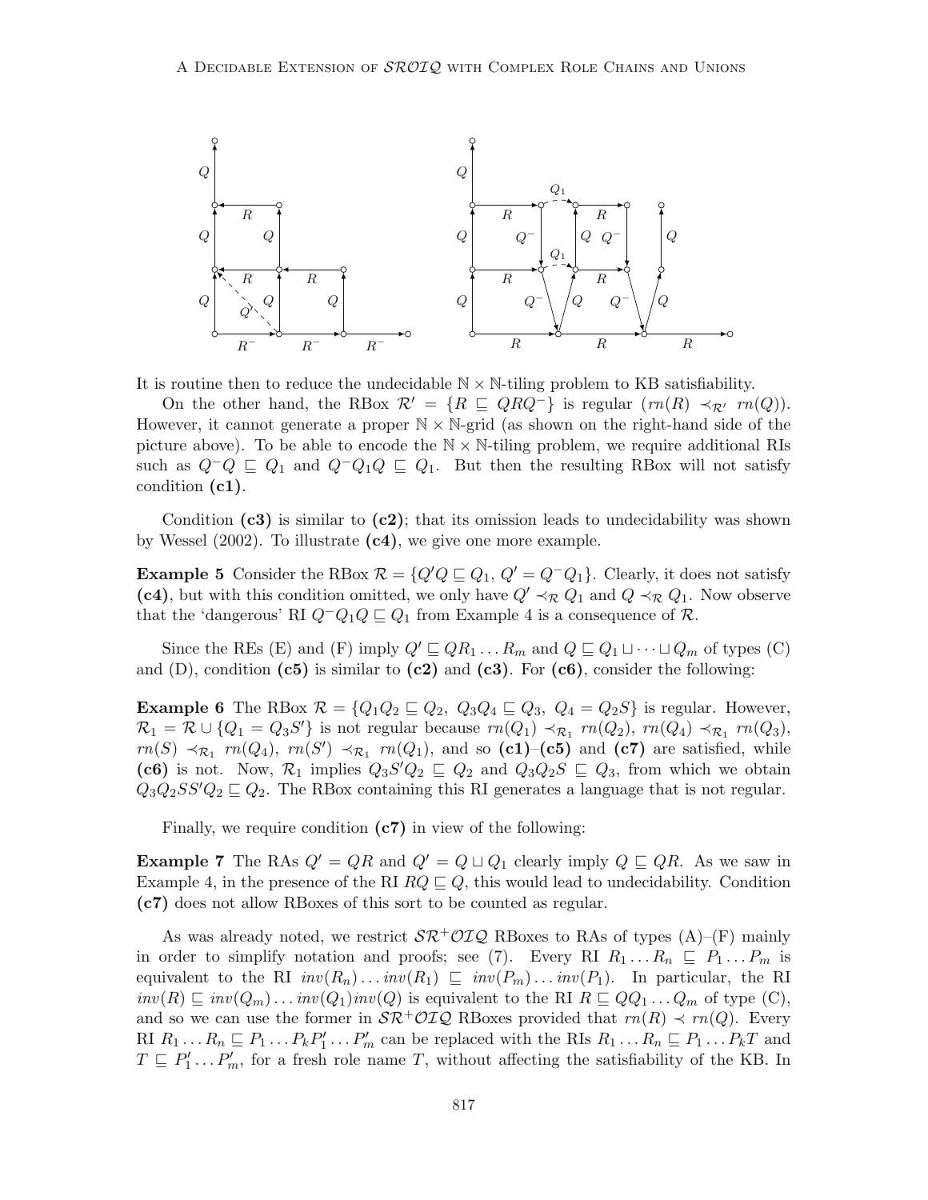It is routine then to reduce the undecidable $\mathbb{N} \times \mathbb{N}$-tiling problem to KB satisfiability.

On the other hand, the RBox $\mathcal{R}' = \{R \sqsubseteq QRQ^-\}$ is regular ($rn(R) \prec_{\mathcal{R}'} rn(Q)$). However, it cannot generate a proper $\mathbb{N} \times \mathbb{N}$-grid (as shown on the right-hand side of the picture above). To be able to encode the $\mathbb{N} \times \mathbb{N}$-tiling problem, we require additional RIs such as $Q^-Q \sqsubseteq Q_1$ and $Q^-Q_1Q \sqsubseteq Q_1$. But then the resulting RBox will not satisfy condition **(c1)**.

Condition **(c3)** is similar to **(c2)**; that its omission leads to undecidability was shown by Wessel (2002). To illustrate **(c4)**, we give one more example.

**Example 5** Consider the RBox $\mathcal{R} = \{Q'Q \sqsubseteq Q_1,\ Q' = Q^-Q_1\}$. Clearly, it does not satisfy **(c4)**, but with this condition omitted, we only have $Q' \prec_{\mathcal{R}} Q_1$ and $Q \prec_{\mathcal{R}} Q_1$. Now observe that the 'dangerous' RI $Q^-Q_1Q \sqsubseteq Q_1$ from Example 4 is a consequence of $\mathcal{R}$.

Since the REs (E) and (F) imply $Q' \sqsubseteq QR_1 \dots R_m$ and $Q \sqsubseteq Q_1 \sqcup \dots \sqcup Q_m$ of types (C) and (D), condition **(c5)** is similar to **(c2)** and **(c3)**. For **(c6)**, consider the following:

**Example 6** The RBox $\mathcal{R} = \{Q_1Q_2 \sqsubseteq Q_2,\ Q_3Q_4 \sqsubseteq Q_3,\ Q_4 = Q_2S\}$ is regular. However, $\mathcal{R}_1 = \mathcal{R} \cup \{Q_1 = Q_3S'\}$ is not regular because $rn(Q_1) \prec_{\mathcal{R}_1} rn(Q_2)$, $rn(Q_4) \prec_{\mathcal{R}_1} rn(Q_3)$, $rn(S) \prec_{\mathcal{R}_1} rn(Q_4)$, $rn(S') \prec_{\mathcal{R}_1} rn(Q_1)$, and so **(c1)**–**(c5)** and **(c7)** are satisfied, while **(c6)** is not. Now, $\mathcal{R}_1$ implies $Q_3S'Q_2 \sqsubseteq Q_2$ and $Q_3Q_2S \sqsubseteq Q_3$, from which we obtain $Q_3Q_2SS'Q_2 \sqsubseteq Q_2$. The RBox containing this RI generates a language that is not regular.

Finally, we require condition **(c7)** in view of the following:

**Example 7** The RAs $Q' = QR$ and $Q' = Q \sqcup Q_1$ clearly imply $Q \sqsubseteq QR$. As we saw in Example 4, in the presence of the RI $RQ \sqsubseteq Q$, this would lead to undecidability. Condition **(c7)** does not allow RBoxes of this sort to be counted as regular.

As was already noted, we restrict $\mathcal{SR}^+\mathcal{OIQ}$ RBoxes to RAs of types (A)–(F) mainly in order to simplify notation and proofs; see (7). Every RI $R_1 \dots R_n \sqsubseteq P_1 \dots P_m$ is equivalent to the RI $inv(R_n) \dots inv(R_1) \sqsubseteq inv(P_m) \dots inv(P_1)$. In particular, the RI $inv(R) \sqsubseteq inv(Q_m) \dots inv(Q_1) inv(Q)$ is equivalent to the RI $R \sqsubseteq QQ_1 \dots Q_m$ of type (C), and so we can use the former in $\mathcal{SR}^+\mathcal{OIQ}$ RBoxes provided that $rn(R) \prec rn(Q)$. Every RI $R_1 \dots R_n \sqsubseteq P_1 \dots P_k P'_1 \dots P'_m$ can be replaced with the RIs $R_1 \dots R_n \sqsubseteq P_1 \dots P_k T$ and $T \sqsubseteq P'_1 \dots P'_m$, for a fresh role name $T$, without affecting the satisfiability of the KB. In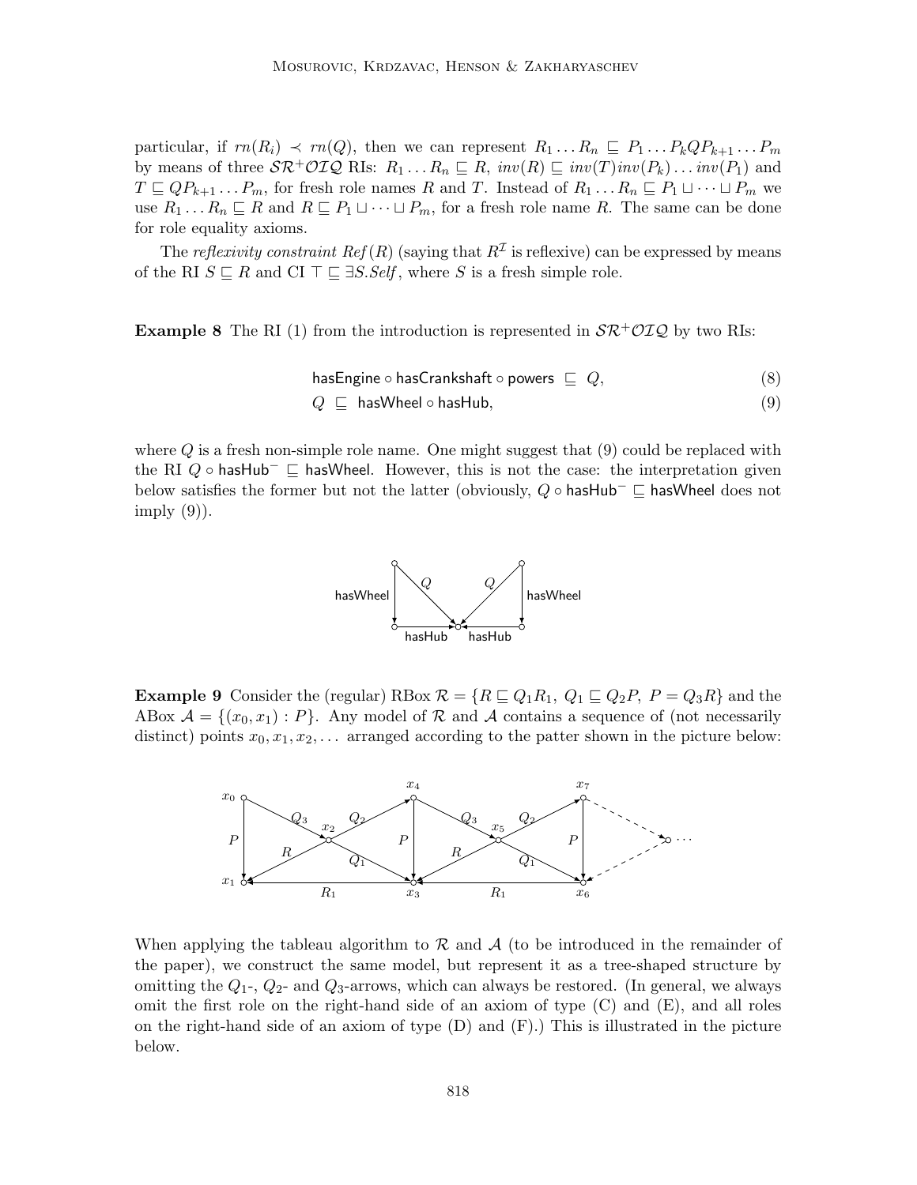particular, if $rn(R_i) \prec rn(Q)$, then we can represent $R_1 \dots R_n \sqsubseteq P_1 \dots P_k Q P_{k+1} \dots P_m$ by means of three $\mathcal{SR}^+\mathcal{OIQ}$ RIs: $R_1 \dots R_n \sqsubseteq R$, $inv(R) \sqsubseteq inv(T) inv(P_k) \dots inv(P_1)$ and $T \sqsubseteq Q P_{k+1} \dots P_m$, for fresh role names $R$ and $T$. Instead of $R_1 \dots R_n \sqsubseteq P_1 \sqcup \dots \sqcup P_m$ we use $R_1 \dots R_n \sqsubseteq R$ and $R \sqsubseteq P_1 \sqcup \dots \sqcup P_m$, for a fresh role name $R$. The same can be done for role equality axioms.

The *reflexivity constraint* $Ref(R)$ (saying that $R^\mathcal{I}$ is reflexive) can be expressed by means of the RI $S \sqsubseteq R$ and CI $\top \sqsubseteq \exists S.Self$, where $S$ is a fresh simple role.

**Example 8** The RI (1) from the introduction is represented in $\mathcal{SR}^+\mathcal{OIQ}$ by two RIs:

$$\mathsf{hasEngine} \circ \mathsf{hasCrankshaft} \circ \mathsf{powers} \sqsubseteq Q, \tag{8}$$

$$Q \sqsubseteq \mathsf{hasWheel} \circ \mathsf{hasHub}, \tag{9}$$

where $Q$ is a fresh non-simple role name. One might suggest that (9) could be replaced with the RI $Q \circ \mathsf{hasHub}^- \sqsubseteq \mathsf{hasWheel}$. However, this is not the case: the interpretation given below satisfies the former but not the latter (obviously, $Q \circ \mathsf{hasHub}^- \sqsubseteq \mathsf{hasWheel}$ does not imply (9)).

hasWheel Q Q hasWheel

hasHub hasHub

**Example 9** Consider the (regular) RBox $\mathcal{R} = \{R \sqsubseteq Q_1 R_1,\ Q_1 \sqsubseteq Q_2 P,\ P = Q_3 R\}$ and the ABox $\mathcal{A} = \{(x_0, x_1) : P\}$. Any model of $\mathcal{R}$ and $\mathcal{A}$ contains a sequence of (not necessarily distinct) points $x_0, x_1, x_2, \dots$ arranged according to the patter shown in the picture below:

$x_0$ $x_1$ $x_2$ $x_3$ $x_4$ $x_5$ $x_6$ $x_7$ $\cdots$

$P$ $Q_3$ $Q_2$ $R$ $Q_1$ $P$ $Q_3$ $Q_2$ $R$ $Q_1$ $P$ $R_1$ $R_1$

When applying the tableau algorithm to $\mathcal{R}$ and $\mathcal{A}$ (to be introduced in the remainder of the paper), we construct the same model, but represent it as a tree-shaped structure by omitting the $Q_1$-, $Q_2$- and $Q_3$-arrows, which can always be restored. (In general, we always omit the first role on the right-hand side of an axiom of type (C) and (E), and all roles on the right-hand side of an axiom of type (D) and (F).) This is illustrated in the picture below.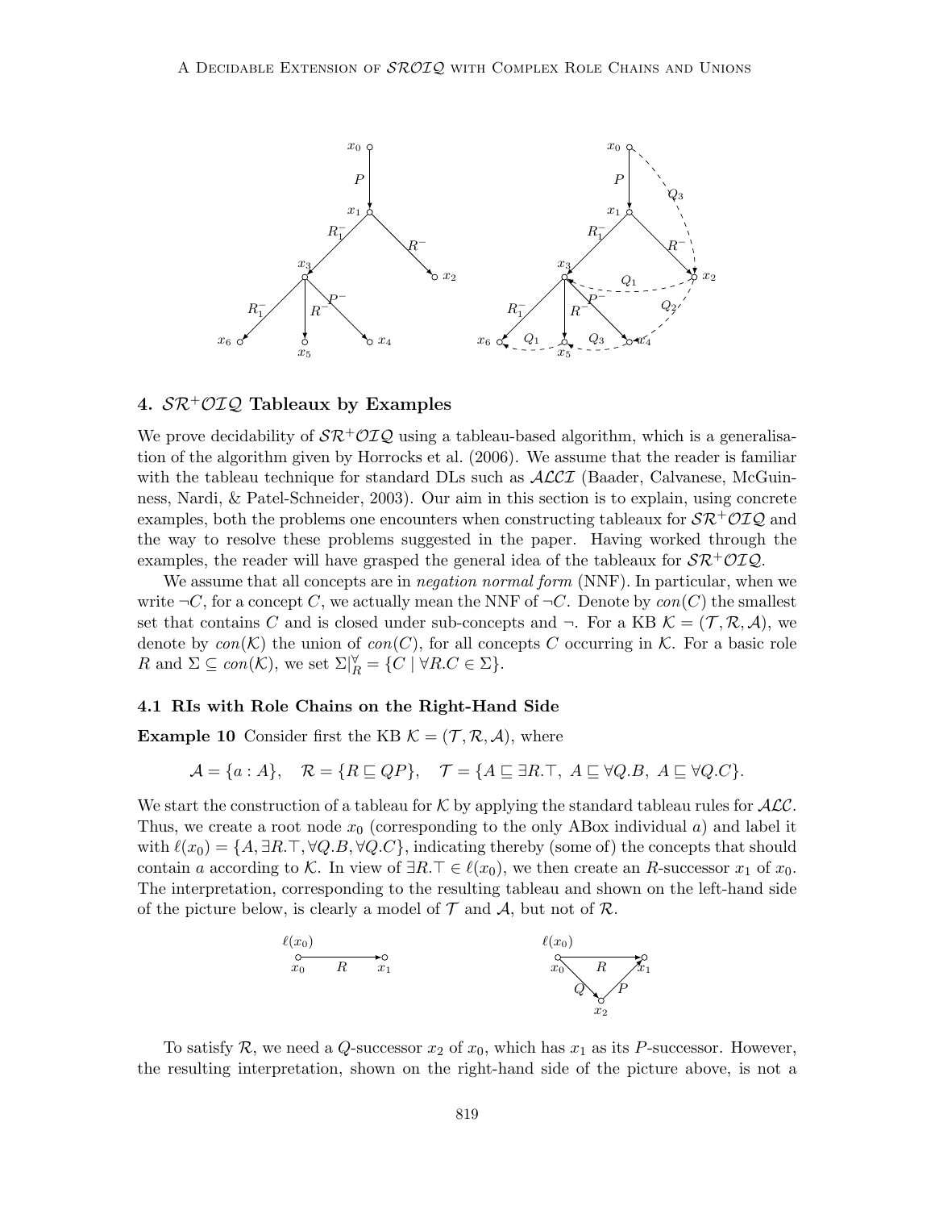## 4. $\mathcal{SR}^+\mathcal{OIQ}$ Tableaux by Examples

We prove decidability of $\mathcal{SR}^+\mathcal{OIQ}$ using a tableau-based algorithm, which is a generalisation of the algorithm given by Horrocks et al. (2006). We assume that the reader is familiar with the tableau technique for standard DLs such as $\mathcal{ALCI}$ (Baader, Calvanese, McGuinness, Nardi, & Patel-Schneider, 2003). Our aim in this section is to explain, using concrete examples, both the problems one encounters when constructing tableaux for $\mathcal{SR}^+\mathcal{OIQ}$ and the way to resolve these problems suggested in the paper. Having worked through the examples, the reader will have grasped the general idea of the tableaux for $\mathcal{SR}^+\mathcal{OIQ}$.

We assume that all concepts are in *negation normal form* (NNF). In particular, when we write $\neg C$, for a concept $C$, we actually mean the NNF of $\neg C$. Denote by $con(C)$ the smallest set that contains $C$ and is closed under sub-concepts and $\neg$. For a KB $\mathcal{K} = (\mathcal{T}, \mathcal{R}, \mathcal{A})$, we denote by $con(\mathcal{K})$ the union of $con(C)$, for all concepts $C$ occurring in $\mathcal{K}$. For a basic role $R$ and $\Sigma \subseteq con(\mathcal{K})$, we set $\Sigma|^{\forall}_{R} = \{C \mid \forall R.C \in \Sigma\}$.

### 4.1 RIs with Role Chains on the Right-Hand Side

**Example 10** Consider first the KB $\mathcal{K} = (\mathcal{T}, \mathcal{R}, \mathcal{A})$, where

$$\mathcal{A} = \{a : A\}, \quad \mathcal{R} = \{R \sqsubseteq QP\}, \quad \mathcal{T} = \{A \sqsubseteq \exists R.\top,\ A \sqsubseteq \forall Q.B,\ A \sqsubseteq \forall Q.C\}.$$

We start the construction of a tableau for $\mathcal{K}$ by applying the standard tableau rules for $\mathcal{ALC}$. Thus, we create a root node $x_0$ (corresponding to the only ABox individual $a$) and label it with $\ell(x_0) = \{A, \exists R.\top, \forall Q.B, \forall Q.C\}$, indicating thereby (some of) the concepts that should contain $a$ according to $\mathcal{K}$. In view of $\exists R.\top \in \ell(x_0)$, we then create an $R$-successor $x_1$ of $x_0$. The interpretation, corresponding to the resulting tableau and shown on the left-hand side of the picture below, is clearly a model of $\mathcal{T}$ and $\mathcal{A}$, but not of $\mathcal{R}$.

To satisfy $\mathcal{R}$, we need a $Q$-successor $x_2$ of $x_0$, which has $x_1$ as its $P$-successor. However, the resulting interpretation, shown on the right-hand side of the picture above, is not a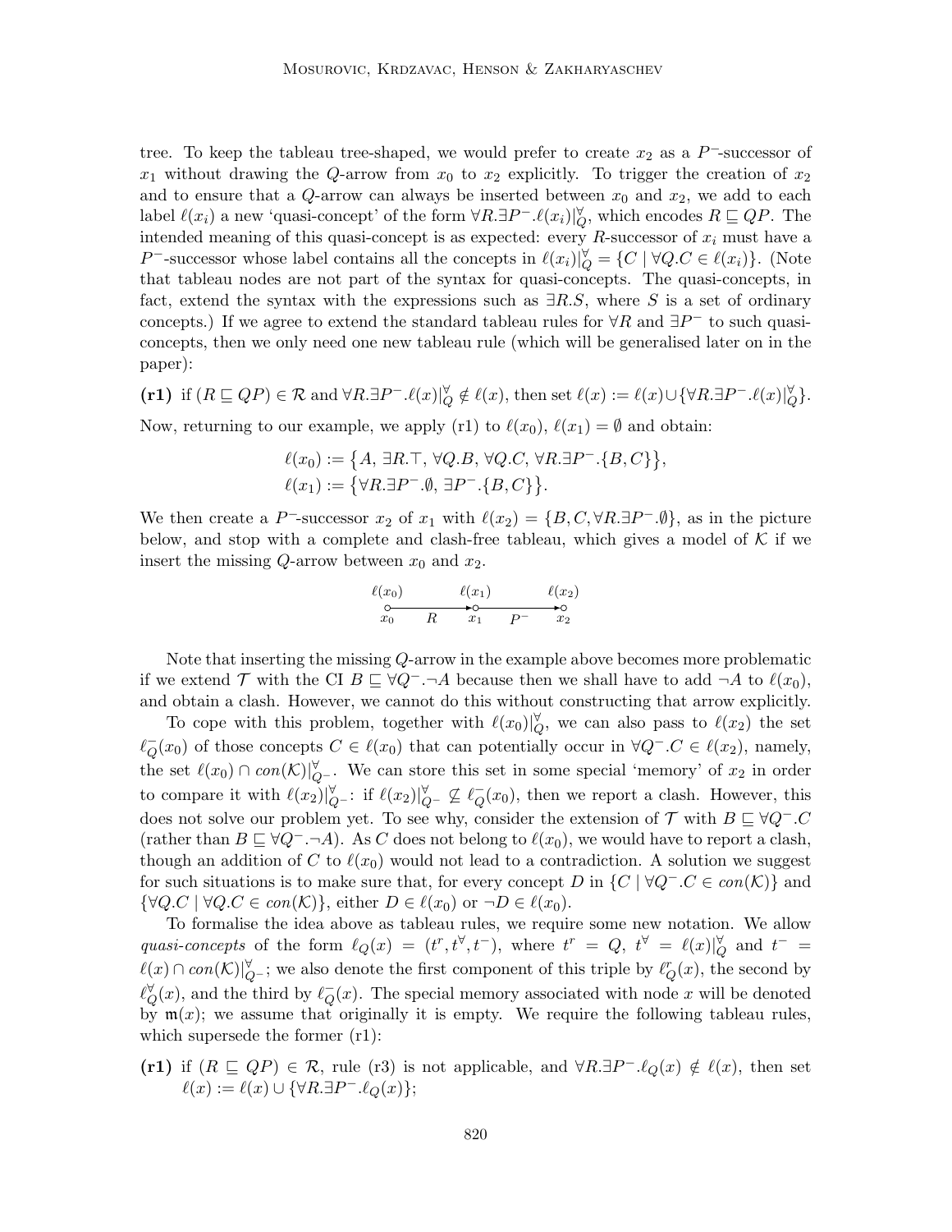tree. To keep the tableau tree-shaped, we would prefer to create $x_2$ as a $P^-$-successor of $x_1$ without drawing the $Q$-arrow from $x_0$ to $x_2$ explicitly. To trigger the creation of $x_2$ and to ensure that a $Q$-arrow can always be inserted between $x_0$ and $x_2$, we add to each label $\ell(x_i)$ a new 'quasi-concept' of the form $\forall R.\exists P^-.\ell(x_i)|_Q^{\forall}$, which encodes $R \sqsubseteq QP$. The intended meaning of this quasi-concept is as expected: every $R$-successor of $x_i$ must have a $P^-$-successor whose label contains all the concepts in $\ell(x_i)|_Q^{\forall} = \{C \mid \forall Q.C \in \ell(x_i)\}$. (Note that tableau nodes are not part of the syntax for quasi-concepts. The quasi-concepts, in fact, extend the syntax with the expressions such as $\exists R.S$, where $S$ is a set of ordinary concepts.) If we agree to extend the standard tableau rules for $\forall R$ and $\exists P^-$ to such quasi-concepts, then we only need one new tableau rule (which will be generalised later on in the paper):

**(r1)** if $(R \sqsubseteq QP) \in \mathcal{R}$ and $\forall R.\exists P^-.\ell(x)|_Q^{\forall} \notin \ell(x)$, then set $\ell(x) := \ell(x) \cup \{\forall R.\exists P^-.\ell(x)|_Q^{\forall}\}$.

Now, returning to our example, we apply (r1) to $\ell(x_0)$, $\ell(x_1) = \emptyset$ and obtain:

$$\ell(x_0) := \{A,\, \exists R.\top,\, \forall Q.B,\, \forall Q.C,\, \forall R.\exists P^-.\{B, C\}\},$$
$$\ell(x_1) := \{\forall R.\exists P^-.\emptyset,\, \exists P^-.\{B, C\}\}.$$

We then create a $P^-$-successor $x_2$ of $x_1$ with $\ell(x_2) = \{B, C, \forall R.\exists P^-.\emptyset\}$, as in the picture below, and stop with a complete and clash-free tableau, which gives a model of $\mathcal{K}$ if we insert the missing $Q$-arrow between $x_0$ and $x_2$.

$\ell(x_0)$ $\ell(x_1)$ $\ell(x_2)$
$x_0$ $R$ $x_1$ $P^-$ $x_2$

Note that inserting the missing $Q$-arrow in the example above becomes more problematic if we extend $\mathcal{T}$ with the CI $B \sqsubseteq \forall Q^-.\neg A$ because then we shall have to add $\neg A$ to $\ell(x_0)$, and obtain a clash. However, we cannot do this without constructing that arrow explicitly.

To cope with this problem, together with $\ell(x_0)|_Q^{\forall}$, we can also pass to $\ell(x_2)$ the set $\ell_Q^-(x_0)$ of those concepts $C \in \ell(x_0)$ that can potentially occur in $\forall Q^-.C \in \ell(x_2)$, namely, the set $\ell(x_0) \cap con(\mathcal{K})|_{Q^-}^{\forall}$. We can store this set in some special 'memory' of $x_2$ in order to compare it with $\ell(x_2)|_{Q^-}^{\forall}$: if $\ell(x_2)|_{Q^-}^{\forall} \not\subseteq \ell_Q^-(x_0)$, then we report a clash. However, this does not solve our problem yet. To see why, consider the extension of $\mathcal{T}$ with $B \sqsubseteq \forall Q^-.C$ (rather than $B \sqsubseteq \forall Q^-.\neg A$). As $C$ does not belong to $\ell(x_0)$, we would have to report a clash, though an addition of $C$ to $\ell(x_0)$ would not lead to a contradiction. A solution we suggest for such situations is to make sure that, for every concept $D$ in $\{C \mid \forall Q^-.C \in con(\mathcal{K})\}$ and $\{\forall Q.C \mid \forall Q.C \in con(\mathcal{K})\}$, either $D \in \ell(x_0)$ or $\neg D \in \ell(x_0)$.

To formalise the idea above as tableau rules, we require some new notation. We allow *quasi-concepts* of the form $\ell_Q(x) = (t^r, t^{\forall}, t^-)$, where $t^r = Q$, $t^{\forall} = \ell(x)|_Q^{\forall}$ and $t^- = \ell(x) \cap con(\mathcal{K})|_{Q^-}^{\forall}$; we also denote the first component of this triple by $\ell_Q^r(x)$, the second by $\ell_Q^{\forall}(x)$, and the third by $\ell_Q^-(x)$. The special memory associated with node $x$ will be denoted by $\mathfrak{m}(x)$; we assume that originally it is empty. We require the following tableau rules, which supersede the former (r1):

**(r1)** if $(R \sqsubseteq QP) \in \mathcal{R}$, rule (r3) is not applicable, and $\forall R.\exists P^-.\ell_Q(x) \notin \ell(x)$, then set $\ell(x) := \ell(x) \cup \{\forall R.\exists P^-.\ell_Q(x)\}$;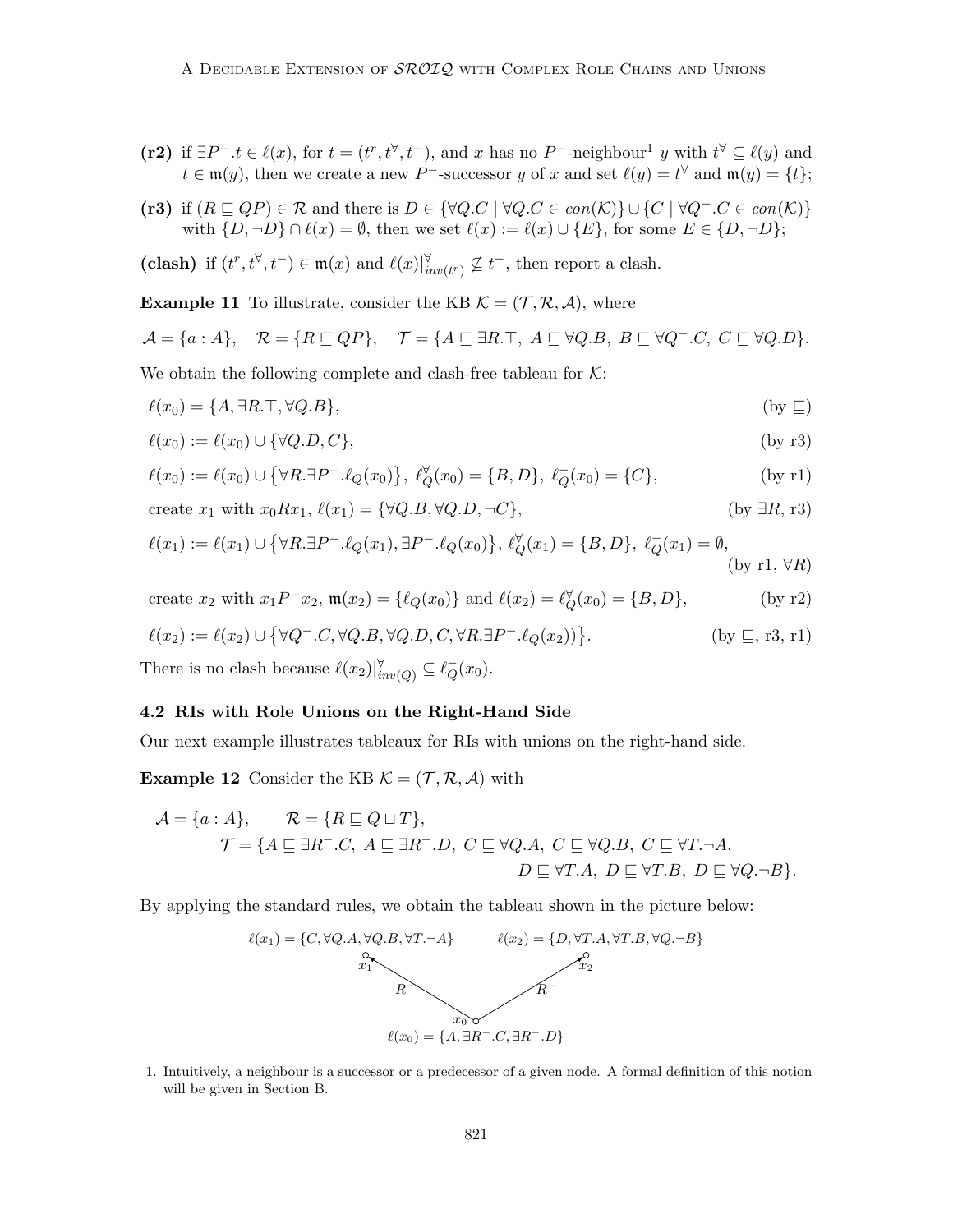**(r2)** if $\exists P^-.t \in \ell(x)$, for $t = (t^r, t^\forall, t^-)$, and $x$ has no $P^-$-neighbour[1] $y$ with $t^\forall \subseteq \ell(y)$ and $t \in \mathfrak{m}(y)$, then we create a new $P^-$-successor $y$ of $x$ and set $\ell(y) = t^\forall$ and $\mathfrak{m}(y) = \{t\}$;

**(r3)** if $(R \sqsubseteq QP) \in \mathcal{R}$ and there is $D \in \{\forall Q.C \mid \forall Q.C \in con(\mathcal{K})\} \cup \{C \mid \forall Q^-.C \in con(\mathcal{K})\}$ with $\{D, \neg D\} \cap \ell(x) = \emptyset$, then we set $\ell(x) := \ell(x) \cup \{E\}$, for some $E \in \{D, \neg D\}$;

**(clash)** if $(t^r, t^\forall, t^-) \in \mathfrak{m}(x)$ and $\ell(x)|^\forall_{inv(t^r)} \not\subseteq t^-$, then report a clash.

**Example 11** To illustrate, consider the KB $\mathcal{K} = (\mathcal{T}, \mathcal{R}, \mathcal{A})$, where

$$\mathcal{A} = \{a : A\}, \quad \mathcal{R} = \{R \sqsubseteq QP\}, \quad \mathcal{T} = \{A \sqsubseteq \exists R.\top,\ A \sqsubseteq \forall Q.B,\ B \sqsubseteq \forall Q^-.C,\ C \sqsubseteq \forall Q.D\}.$$

We obtain the following complete and clash-free tableau for $\mathcal{K}$:

$\ell(x_0) = \{A, \exists R.\top, \forall Q.B\}$, (by $\sqsubseteq$)

$\ell(x_0) := \ell(x_0) \cup \{\forall Q.D, C\}$, (by r3)

$\ell(x_0) := \ell(x_0) \cup \{\forall R.\exists P^-.\ell_Q(x_0)\},\ \ell^\forall_Q(x_0) = \{B, D\},\ \ell^-_Q(x_0) = \{C\}$, (by r1)

create $x_1$ with $x_0 R x_1$, $\ell(x_1) = \{\forall Q.B, \forall Q.D, \neg C\}$, (by $\exists R$, r3)

$\ell(x_1) := \ell(x_1) \cup \{\forall R.\exists P^-.\ell_Q(x_1), \exists P^-.\ell_Q(x_0)\},\ \ell^\forall_Q(x_1) = \{B, D\},\ \ell^-_Q(x_1) = \emptyset$, (by r1, $\forall R$)

create $x_2$ with $x_1 P^- x_2$, $\mathfrak{m}(x_2) = \{\ell_Q(x_0)\}$ and $\ell(x_2) = \ell^\forall_Q(x_0) = \{B, D\}$, (by r2)

$\ell(x_2) := \ell(x_2) \cup \{\forall Q^-.C, \forall Q.B, \forall Q.D, C, \forall R.\exists P^-.\ell_Q(x_2)\}$. (by $\sqsubseteq$, r3, r1)

There is no clash because $\ell(x_2)|^\forall_{inv(Q)} \subseteq \ell^-_Q(x_0)$.

### 4.2 RIs with Role Unions on the Right-Hand Side

Our next example illustrates tableaux for RIs with unions on the right-hand side.

**Example 12** Consider the KB $\mathcal{K} = (\mathcal{T}, \mathcal{R}, \mathcal{A})$ with

$$\begin{aligned}\mathcal{A} = \{a : A\}, \qquad & \mathcal{R} = \{R \sqsubseteq Q \sqcup T\}, \\ & \mathcal{T} = \{A \sqsubseteq \exists R^-.C,\ A \sqsubseteq \exists R^-.D,\ C \sqsubseteq \forall Q.A,\ C \sqsubseteq \forall Q.B,\ C \sqsubseteq \forall T.\neg A, \\ & \qquad\qquad D \sqsubseteq \forall T.A,\ D \sqsubseteq \forall T.B,\ D \sqsubseteq \forall Q.\neg B\}.\end{aligned}$$

By applying the standard rules, we obtain the tableau shown in the picture below:

$\ell(x_1) = \{C, \forall Q.A, \forall Q.B, \forall T.\neg A\}$

$\ell(x_2) = \{D, \forall T.A, \forall T.B, \forall Q.\neg B\}$

$x_1$ $x_2$

$R^-$ $R^-$

$x_0$

$\ell(x_0) = \{A, \exists R^-.C, \exists R^-.D\}$

1. Intuitively, a neighbour is a successor or a predecessor of a given node. A formal definition of this notion will be given in Section B.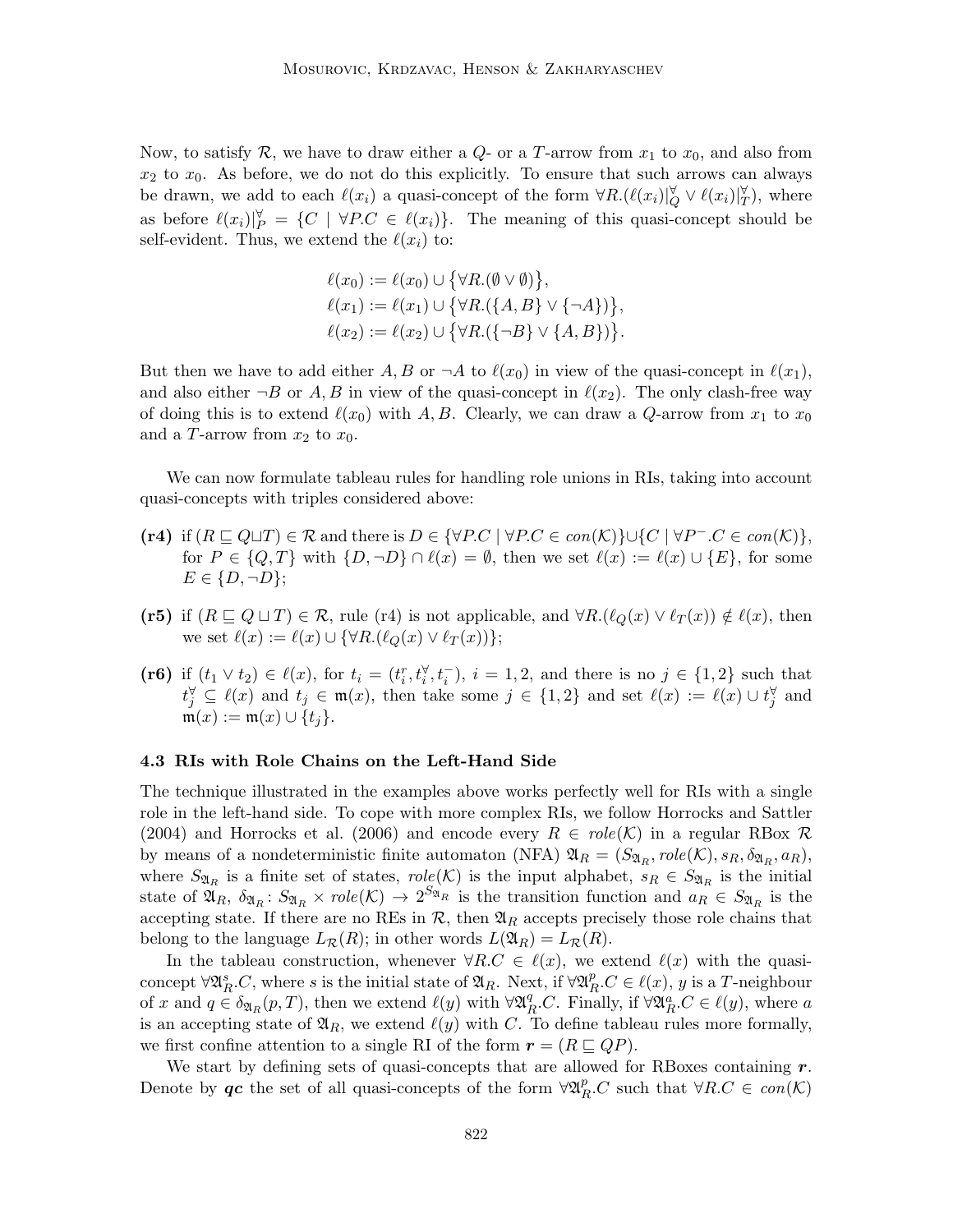Now, to satisfy $\mathcal{R}$, we have to draw either a $Q$- or a $T$-arrow from $x_1$ to $x_0$, and also from $x_2$ to $x_0$. As before, we do not do this explicitly. To ensure that such arrows can always be drawn, we add to each $\ell(x_i)$ a quasi-concept of the form $\forall R.(\ell(x_i)|^{\forall}_{Q} \vee \ell(x_i)|^{\forall}_{T})$, where as before $\ell(x_i)|^{\forall}_{P} = \{C \mid \forall P.C \in \ell(x_i)\}$. The meaning of this quasi-concept should be self-evident. Thus, we extend the $\ell(x_i)$ to:

$$\ell(x_0) := \ell(x_0) \cup \{\forall R.(\emptyset \vee \emptyset)\},$$
$$\ell(x_1) := \ell(x_1) \cup \{\forall R.(\{A, B\} \vee \{\neg A\})\},$$
$$\ell(x_2) := \ell(x_2) \cup \{\forall R.(\{\neg B\} \vee \{A, B\})\}.$$

But then we have to add either $A, B$ or $\neg A$ to $\ell(x_0)$ in view of the quasi-concept in $\ell(x_1)$, and also either $\neg B$ or $A, B$ in view of the quasi-concept in $\ell(x_2)$. The only clash-free way of doing this is to extend $\ell(x_0)$ with $A, B$. Clearly, we can draw a $Q$-arrow from $x_1$ to $x_0$ and a $T$-arrow from $x_2$ to $x_0$.

We can now formulate tableau rules for handling role unions in RIs, taking into account quasi-concepts with triples considered above:

**(r4)** if $(R \sqsubseteq Q \sqcup T) \in \mathcal{R}$ and there is $D \in \{\forall P.C \mid \forall P.C \in con(\mathcal{K})\} \cup \{C \mid \forall P^{-}.C \in con(\mathcal{K})\}$, for $P \in \{Q, T\}$ with $\{D, \neg D\} \cap \ell(x) = \emptyset$, then we set $\ell(x) := \ell(x) \cup \{E\}$, for some $E \in \{D, \neg D\}$;

**(r5)** if $(R \sqsubseteq Q \sqcup T) \in \mathcal{R}$, rule (r4) is not applicable, and $\forall R.(\ell_Q(x) \vee \ell_T(x)) \notin \ell(x)$, then we set $\ell(x) := \ell(x) \cup \{\forall R.(\ell_Q(x) \vee \ell_T(x))\}$;

**(r6)** if $(t_1 \vee t_2) \in \ell(x)$, for $t_i = (t_i^r, t_i^{\forall}, t_i^{-})$, $i = 1, 2$, and there is no $j \in \{1, 2\}$ such that $t_j^{\forall} \subseteq \ell(x)$ and $t_j \in \mathfrak{m}(x)$, then take some $j \in \{1, 2\}$ and set $\ell(x) := \ell(x) \cup t_j^{\forall}$ and $\mathfrak{m}(x) := \mathfrak{m}(x) \cup \{t_j\}$.

### 4.3 RIs with Role Chains on the Left-Hand Side

The technique illustrated in the examples above works perfectly well for RIs with a single role in the left-hand side. To cope with more complex RIs, we follow Horrocks and Sattler (2004) and Horrocks et al. (2006) and encode every $R \in role(\mathcal{K})$ in a regular RBox $\mathcal{R}$ by means of a nondeterministic finite automaton (NFA) $\mathfrak{A}_R = (S_{\mathfrak{A}_R}, role(\mathcal{K}), s_R, \delta_{\mathfrak{A}_R}, a_R)$, where $S_{\mathfrak{A}_R}$ is a finite set of states, $role(\mathcal{K})$ is the input alphabet, $s_R \in S_{\mathfrak{A}_R}$ is the initial state of $\mathfrak{A}_R$, $\delta_{\mathfrak{A}_R} \colon S_{\mathfrak{A}_R} \times role(\mathcal{K}) \to 2^{S_{\mathfrak{A}_R}}$ is the transition function and $a_R \in S_{\mathfrak{A}_R}$ is the accepting state. If there are no REs in $\mathcal{R}$, then $\mathfrak{A}_R$ accepts precisely those role chains that belong to the language $L_{\mathcal{R}}(R)$; in other words $L(\mathfrak{A}_R) = L_{\mathcal{R}}(R)$.

In the tableau construction, whenever $\forall R.C \in \ell(x)$, we extend $\ell(x)$ with the quasi-concept $\forall \mathfrak{A}_R^s.C$, where $s$ is the initial state of $\mathfrak{A}_R$. Next, if $\forall \mathfrak{A}_R^p.C \in \ell(x)$, $y$ is a $T$-neighbour of $x$ and $q \in \delta_{\mathfrak{A}_R}(p, T)$, then we extend $\ell(y)$ with $\forall \mathfrak{A}_R^q.C$. Finally, if $\forall \mathfrak{A}_R^a.C \in \ell(y)$, where $a$ is an accepting state of $\mathfrak{A}_R$, we extend $\ell(y)$ with $C$. To define tableau rules more formally, we first confine attention to a single RI of the form $\boldsymbol{r} = (R \sqsubseteq QP)$.

We start by defining sets of quasi-concepts that are allowed for RBoxes containing $\boldsymbol{r}$. Denote by $\boldsymbol{qc}$ the set of all quasi-concepts of the form $\forall \mathfrak{A}_R^p.C$ such that $\forall R.C \in con(\mathcal{K})$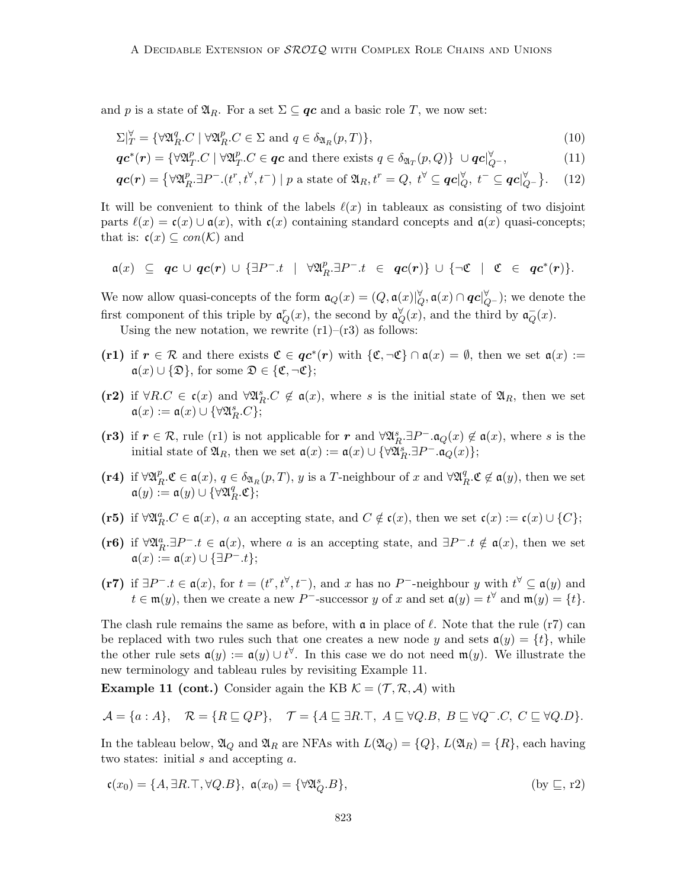and $p$ is a state of $\mathfrak{A}_R$. For a set $\Sigma \subseteq \boldsymbol{qc}$ and a basic role $T$, we now set:

$$\Sigma|_T^\forall = \{\forall \mathfrak{A}_R^q.C \mid \forall \mathfrak{A}_R^p.C \in \Sigma \text{ and } q \in \delta_{\mathfrak{A}_R}(p,T)\}, \tag{10}$$

$$\boldsymbol{qc}^*(\boldsymbol{r}) = \{\forall \mathfrak{A}_T^p.C \mid \forall \mathfrak{A}_T^p.C \in \boldsymbol{qc} \text{ and there exists } q \in \delta_{\mathfrak{A}_T}(p,Q)\} \ \cup \boldsymbol{qc}|_{Q^-}^\forall, \tag{11}$$

$$\boldsymbol{qc}(\boldsymbol{r}) = \{\forall \mathfrak{A}_R^p.\exists P^-.(t^r, t^\forall, t^-) \mid p \text{ a state of } \mathfrak{A}_R, t^r = Q,\ t^\forall \subseteq \boldsymbol{qc}|_Q^\forall,\ t^- \subseteq \boldsymbol{qc}|_{Q^-}^\forall\}. \tag{12}$$

It will be convenient to think of the labels $\ell(x)$ in tableaux as consisting of two disjoint parts $\ell(x) = \mathfrak{c}(x) \cup \mathfrak{a}(x)$, with $\mathfrak{c}(x)$ containing standard concepts and $\mathfrak{a}(x)$ quasi-concepts; that is: $\mathfrak{c}(x) \subseteq con(\mathcal{K})$ and

$$\mathfrak{a}(x) \ \subseteq \ \boldsymbol{qc} \cup \boldsymbol{qc}(\boldsymbol{r}) \cup \{\exists P^-.t \ \mid \ \forall \mathfrak{A}_R^p.\exists P^-.t \ \in \ \boldsymbol{qc}(\boldsymbol{r})\} \cup \{\neg\mathfrak{C} \ \mid \ \mathfrak{C} \ \in \ \boldsymbol{qc}^*(\boldsymbol{r})\}.$$

We now allow quasi-concepts of the form $\mathfrak{a}_Q(x) = (Q, \mathfrak{a}(x)|_Q^\forall, \mathfrak{a}(x) \cap \boldsymbol{qc}|_{Q^-}^\forall)$; we denote the first component of this triple by $\mathfrak{a}_Q^r(x)$, the second by $\mathfrak{a}_Q^\forall(x)$, and the third by $\mathfrak{a}_Q^-(x)$.

Using the new notation, we rewrite (r1)–(r3) as follows:

**(r1)** if $\boldsymbol{r} \in \mathcal{R}$ and there exists $\mathfrak{C} \in \boldsymbol{qc}^*(\boldsymbol{r})$ with $\{\mathfrak{C}, \neg\mathfrak{C}\} \cap \mathfrak{a}(x) = \emptyset$, then we set $\mathfrak{a}(x) := \mathfrak{a}(x) \cup \{\mathfrak{D}\}$, for some $\mathfrak{D} \in \{\mathfrak{C}, \neg\mathfrak{C}\}$;

**(r2)** if $\forall R.C \in \mathfrak{c}(x)$ and $\forall \mathfrak{A}_R^s.C \notin \mathfrak{a}(x)$, where $s$ is the initial state of $\mathfrak{A}_R$, then we set $\mathfrak{a}(x) := \mathfrak{a}(x) \cup \{\forall \mathfrak{A}_R^s.C\}$;

**(r3)** if $\boldsymbol{r} \in \mathcal{R}$, rule (r1) is not applicable for $\boldsymbol{r}$ and $\forall \mathfrak{A}_R^s.\exists P^-.\mathfrak{a}_Q(x) \notin \mathfrak{a}(x)$, where $s$ is the initial state of $\mathfrak{A}_R$, then we set $\mathfrak{a}(x) := \mathfrak{a}(x) \cup \{\forall \mathfrak{A}_R^s.\exists P^-.\mathfrak{a}_Q(x)\}$;

**(r4)** if $\forall \mathfrak{A}_R^p.\mathfrak{C} \in \mathfrak{a}(x)$, $q \in \delta_{\mathfrak{A}_R}(p,T)$, $y$ is a $T$-neighbour of $x$ and $\forall \mathfrak{A}_R^q.\mathfrak{C} \notin \mathfrak{a}(y)$, then we set $\mathfrak{a}(y) := \mathfrak{a}(y) \cup \{\forall \mathfrak{A}_R^q.\mathfrak{C}\}$;

**(r5)** if $\forall \mathfrak{A}_R^a.C \in \mathfrak{a}(x)$, $a$ an accepting state, and $C \notin \mathfrak{c}(x)$, then we set $\mathfrak{c}(x) := \mathfrak{c}(x) \cup \{C\}$;

**(r6)** if $\forall \mathfrak{A}_R^a.\exists P^-.t \in \mathfrak{a}(x)$, where $a$ is an accepting state, and $\exists P^-.t \notin \mathfrak{a}(x)$, then we set $\mathfrak{a}(x) := \mathfrak{a}(x) \cup \{\exists P^-.t\}$;

**(r7)** if $\exists P^-.t \in \mathfrak{a}(x)$, for $t = (t^r, t^\forall, t^-)$, and $x$ has no $P^-$-neighbour $y$ with $t^\forall \subseteq \mathfrak{a}(y)$ and $t \in \mathfrak{m}(y)$, then we create a new $P^-$-successor $y$ of $x$ and set $\mathfrak{a}(y) = t^\forall$ and $\mathfrak{m}(y) = \{t\}$.

The clash rule remains the same as before, with $\mathfrak{a}$ in place of $\ell$. Note that the rule (r7) can be replaced with two rules such that one creates a new node $y$ and sets $\mathfrak{a}(y) = \{t\}$, while the other rule sets $\mathfrak{a}(y) := \mathfrak{a}(y) \cup t^\forall$. In this case we do not need $\mathfrak{m}(y)$. We illustrate the new terminology and tableau rules by revisiting Example 11.

**Example 11 (cont.)** Consider again the KB $\mathcal{K} = (\mathcal{T}, \mathcal{R}, \mathcal{A})$ with

$$\mathcal{A} = \{a : A\}, \quad \mathcal{R} = \{R \sqsubseteq QP\}, \quad \mathcal{T} = \{A \sqsubseteq \exists R.\top,\ A \sqsubseteq \forall Q.B,\ B \sqsubseteq \forall Q^-.C,\ C \sqsubseteq \forall Q.D\}.$$

In the tableau below, $\mathfrak{A}_Q$ and $\mathfrak{A}_R$ are NFAs with $L(\mathfrak{A}_Q) = \{Q\}$, $L(\mathfrak{A}_R) = \{R\}$, each having two states: initial $s$ and accepting $a$.

$$\mathfrak{c}(x_0) = \{A, \exists R.\top, \forall Q.B\},\ \mathfrak{a}(x_0) = \{\forall \mathfrak{A}_Q^s.B\}, \qquad \text{(by } \sqsubseteq\text{, r2)}$$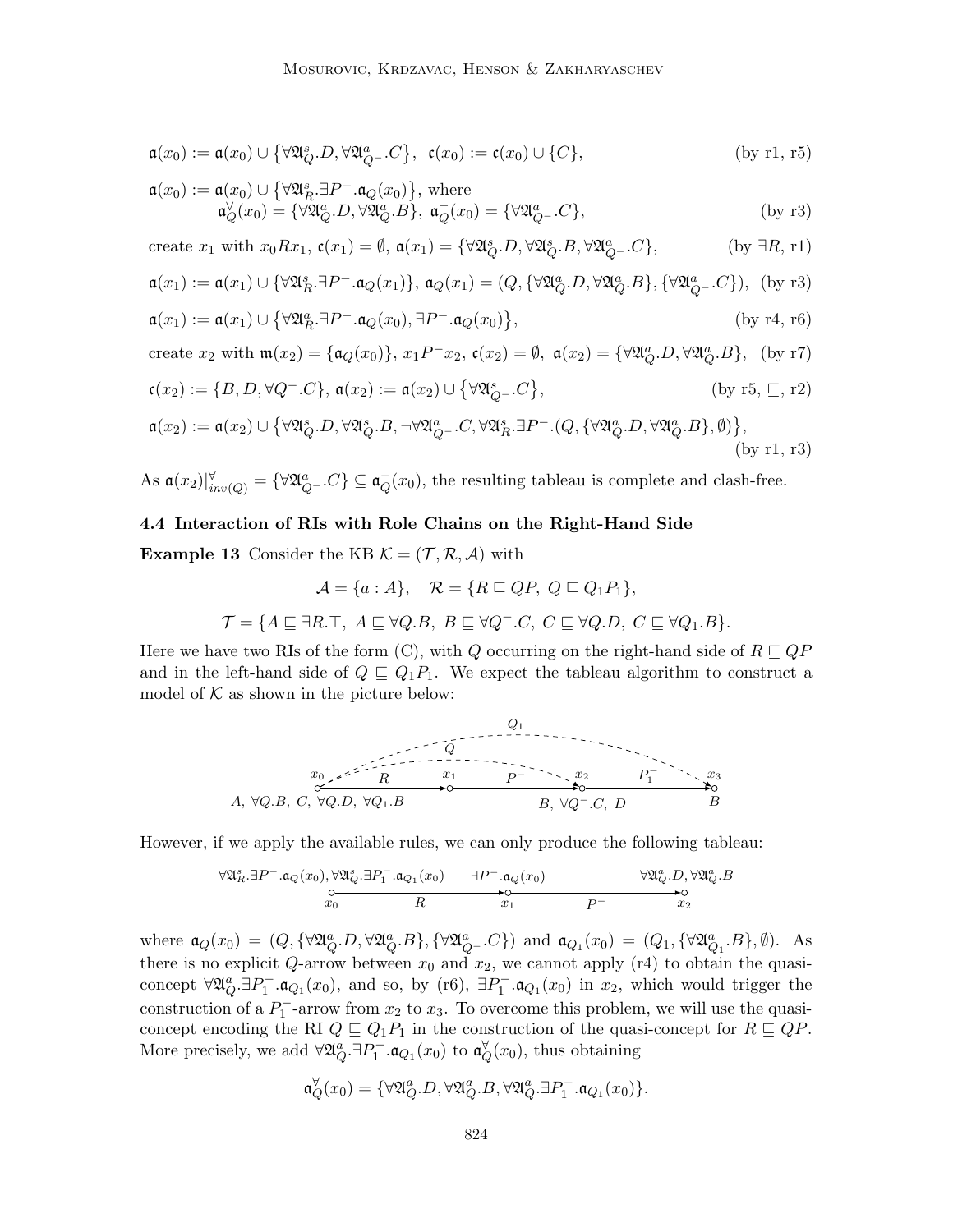$$\mathfrak{a}(x_0) := \mathfrak{a}(x_0) \cup \{\forall\mathfrak{A}^s_Q.D, \forall\mathfrak{A}^a_{Q^-}.C\},\ \ \mathfrak{c}(x_0) := \mathfrak{c}(x_0) \cup \{C\}, \qquad \text{(by r1, r5)}$$

$$\mathfrak{a}(x_0) := \mathfrak{a}(x_0) \cup \{\forall\mathfrak{A}^s_R.\exists P^-.\mathfrak{a}_Q(x_0)\}, \text{ where } \mathfrak{a}^\forall_Q(x_0) = \{\forall\mathfrak{A}^a_Q.D, \forall\mathfrak{A}^a_Q.B\},\ \mathfrak{a}^-_Q(x_0) = \{\forall\mathfrak{A}^a_{Q^-}.C\}, \qquad \text{(by r3)}$$

$$\text{create } x_1 \text{ with } x_0 R x_1,\ \mathfrak{c}(x_1) = \emptyset,\ \mathfrak{a}(x_1) = \{\forall\mathfrak{A}^s_Q.D, \forall\mathfrak{A}^s_Q.B, \forall\mathfrak{A}^a_{Q^-}.C\}, \qquad \text{(by } \exists R\text{, r1)}$$

$$\mathfrak{a}(x_1) := \mathfrak{a}(x_1) \cup \{\forall\mathfrak{A}^s_R.\exists P^-.\mathfrak{a}_Q(x_1)\},\ \mathfrak{a}_Q(x_1) = (Q, \{\forall\mathfrak{A}^a_Q.D, \forall\mathfrak{A}^a_Q.B\}, \{\forall\mathfrak{A}^a_{Q^-}.C\}), \quad \text{(by r3)}$$

$$\mathfrak{a}(x_1) := \mathfrak{a}(x_1) \cup \{\forall\mathfrak{A}^a_R.\exists P^-.\mathfrak{a}_Q(x_0), \exists P^-.\mathfrak{a}_Q(x_0)\}, \qquad \text{(by r4, r6)}$$

$$\text{create } x_2 \text{ with } \mathfrak{m}(x_2) = \{\mathfrak{a}_Q(x_0)\},\ x_1 P^- x_2,\ \mathfrak{c}(x_2) = \emptyset,\ \mathfrak{a}(x_2) = \{\forall\mathfrak{A}^a_Q.D, \forall\mathfrak{A}^a_Q.B\}, \quad \text{(by r7)}$$

$$\mathfrak{c}(x_2) := \{B, D, \forall Q^-.C\},\ \mathfrak{a}(x_2) := \mathfrak{a}(x_2) \cup \{\forall\mathfrak{A}^s_{Q^-}.C\}, \qquad \text{(by r5, } \sqsubseteq\text{, r2)}$$

$$\mathfrak{a}(x_2) := \mathfrak{a}(x_2) \cup \{\forall\mathfrak{A}^s_Q.D, \forall\mathfrak{A}^s_Q.B, \neg\forall\mathfrak{A}^a_{Q^-}.C, \forall\mathfrak{A}^s_R.\exists P^-.(Q, \{\forall\mathfrak{A}^a_Q.D, \forall\mathfrak{A}^a_Q.B\}, \emptyset)\}, \qquad \text{(by r1, r3)}$$

As $\mathfrak{a}(x_2)|^\forall_{inv(Q)} = \{\forall\mathfrak{A}^a_{Q^-}.C\} \subseteq \mathfrak{a}^-_Q(x_0)$, the resulting tableau is complete and clash-free.

### 4.4 Interaction of RIs with Role Chains on the Right-Hand Side

**Example 13** Consider the KB $\mathcal{K} = (\mathcal{T}, \mathcal{R}, \mathcal{A})$ with

$$\mathcal{A} = \{a : A\}, \quad \mathcal{R} = \{R \sqsubseteq QP,\ Q \sqsubseteq Q_1P_1\},$$

$$\mathcal{T} = \{A \sqsubseteq \exists R.\top,\ A \sqsubseteq \forall Q.B,\ B \sqsubseteq \forall Q^-.C,\ C \sqsubseteq \forall Q.D,\ C \sqsubseteq \forall Q_1.B\}.$$

Here we have two RIs of the form (C), with $Q$ occurring on the right-hand side of $R \sqsubseteq QP$ and in the left-hand side of $Q \sqsubseteq Q_1P_1$. We expect the tableau algorithm to construct a model of $\mathcal{K}$ as shown in the picture below:

$Q_1$

$Q$

$x_0$ $R$ $x_1$ $P^-$ $x_2$ $P_1^-$ $x_3$

$A,\ \forall Q.B,\ C,\ \forall Q.D,\ \forall Q_1.B$ $\quad B,\ \forall Q^-.C,\ D$ $\quad B$

However, if we apply the available rules, we can only produce the following tableau:

$\forall\mathfrak{A}^s_R.\exists P^-.\mathfrak{a}_Q(x_0), \forall\mathfrak{A}^s_Q.\exists P_1^-.\mathfrak{a}_{Q_1}(x_0)$ $\quad \exists P^-.\mathfrak{a}_Q(x_0)$ $\quad \forall\mathfrak{A}^a_Q.D, \forall\mathfrak{A}^a_Q.B$

$x_0$ $R$ $x_1$ $P^-$ $x_2$

where $\mathfrak{a}_Q(x_0) = (Q, \{\forall\mathfrak{A}^a_Q.D, \forall\mathfrak{A}^a_Q.B\}, \{\forall\mathfrak{A}^a_{Q^-}.C\})$ and $\mathfrak{a}_{Q_1}(x_0) = (Q_1, \{\forall\mathfrak{A}^a_{Q_1}.B\}, \emptyset)$. As there is no explicit $Q$-arrow between $x_0$ and $x_2$, we cannot apply (r4) to obtain the quasi-concept $\forall\mathfrak{A}^a_Q.\exists P_1^-.\mathfrak{a}_{Q_1}(x_0)$ and so, by (r6), $\exists P_1^-.\mathfrak{a}_{Q_1}(x_0)$ in $x_2$, which would trigger the construction of a $P_1^-$-arrow from $x_2$ to $x_3$. To overcome this problem, we will use the quasi-concept encoding the RI $Q \sqsubseteq Q_1P_1$ in the construction of the quasi-concept for $R \sqsubseteq QP$. More precisely, we add $\forall\mathfrak{A}^a_Q.\exists P_1^-.\mathfrak{a}_{Q_1}(x_0)$ to $\mathfrak{a}^\forall_Q(x_0)$, thus obtaining

$$\mathfrak{a}^\forall_Q(x_0) = \{\forall\mathfrak{A}^a_Q.D, \forall\mathfrak{A}^a_Q.B, \forall\mathfrak{A}^a_Q.\exists P_1^-.\mathfrak{a}_{Q_1}(x_0)\}.$$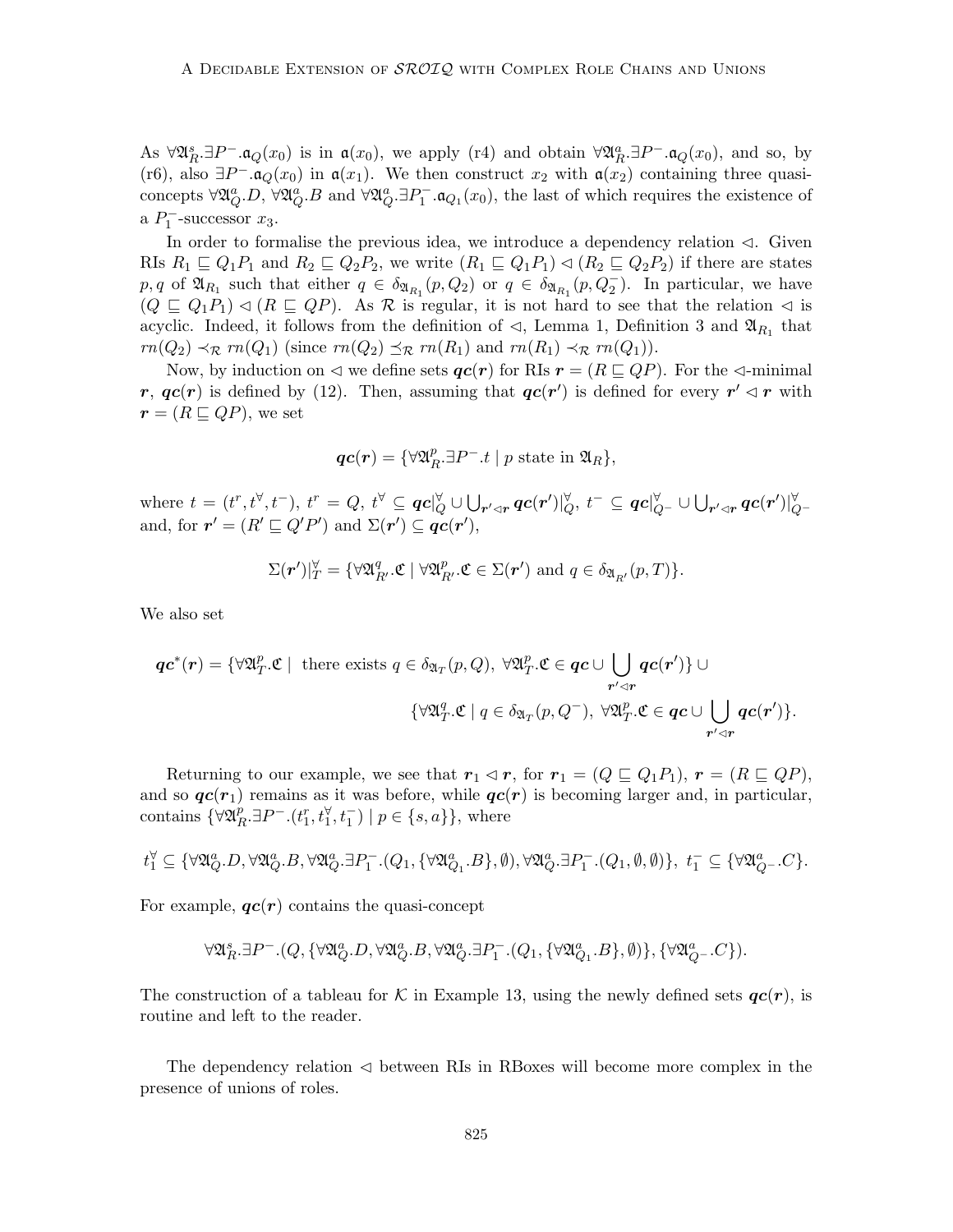As $\forall\mathfrak{A}_R^s.\exists P^-.\mathfrak{a}_Q(x_0)$ is in $\mathfrak{a}(x_0)$, we apply (r4) and obtain $\forall\mathfrak{A}_R^a.\exists P^-.\mathfrak{a}_Q(x_0)$, and so, by (r6), also $\exists P^-.\mathfrak{a}_Q(x_0)$ in $\mathfrak{a}(x_1)$. We then construct $x_2$ with $\mathfrak{a}(x_2)$ containing three quasi-concepts $\forall\mathfrak{A}_Q^a.D$, $\forall\mathfrak{A}_Q^a.B$ and $\forall\mathfrak{A}_Q^a.\exists P_1^-.\mathfrak{a}_{Q_1}(x_0)$, the last of which requires the existence of a $P_1^-$-successor $x_3$.

In order to formalise the previous idea, we introduce a dependency relation $\lhd$. Given RIs $R_1 \sqsubseteq Q_1P_1$ and $R_2 \sqsubseteq Q_2P_2$, we write $(R_1 \sqsubseteq Q_1P_1) \lhd (R_2 \sqsubseteq Q_2P_2)$ if there are states $p, q$ of $\mathfrak{A}_{R_1}$ such that either $q \in \delta_{\mathfrak{A}_{R_1}}(p, Q_2)$ or $q \in \delta_{\mathfrak{A}_{R_1}}(p, Q_2^-)$. In particular, we have $(Q \sqsubseteq Q_1P_1) \lhd (R \sqsubseteq QP)$. As $\mathcal{R}$ is regular, it is not hard to see that the relation $\lhd$ is acyclic. Indeed, it follows from the definition of $\lhd$, Lemma 1, Definition 3 and $\mathfrak{A}_{R_1}$ that $rn(Q_2) \prec_{\mathcal{R}} rn(Q_1)$ (since $rn(Q_2) \preceq_{\mathcal{R}} rn(R_1)$ and $rn(R_1) \prec_{\mathcal{R}} rn(Q_1)$).

Now, by induction on $\lhd$ we define sets $\boldsymbol{qc}(\boldsymbol{r})$ for RIs $\boldsymbol{r} = (R \sqsubseteq QP)$. For the $\lhd$-minimal $\boldsymbol{r}$, $\boldsymbol{qc}(\boldsymbol{r})$ is defined by (12). Then, assuming that $\boldsymbol{qc}(\boldsymbol{r}')$ is defined for every $\boldsymbol{r}' \lhd \boldsymbol{r}$ with $\boldsymbol{r} = (R \sqsubseteq QP)$, we set

$$\boldsymbol{qc}(\boldsymbol{r}) = \{\forall\mathfrak{A}_R^p.\exists P^-.t \mid p \text{ state in } \mathfrak{A}_R\},$$

where $t = (t^r, t^\forall, t^-)$, $t^r = Q$, $t^\forall \subseteq \boldsymbol{qc}|_Q^\forall \cup \bigcup_{\boldsymbol{r}' \lhd \boldsymbol{r}} \boldsymbol{qc}(\boldsymbol{r}')|_Q^\forall$, $t^- \subseteq \boldsymbol{qc}|_{Q^-}^\forall \cup \bigcup_{\boldsymbol{r}' \lhd \boldsymbol{r}} \boldsymbol{qc}(\boldsymbol{r}')|_{Q^-}^\forall$ and, for $\boldsymbol{r}' = (R' \sqsubseteq Q'P')$ and $\Sigma(\boldsymbol{r}') \subseteq \boldsymbol{qc}(\boldsymbol{r}')$,

$$\Sigma(\boldsymbol{r}')|_T^\forall = \{\forall\mathfrak{A}_{R'}^q.\mathfrak{C} \mid \forall\mathfrak{A}_{R'}^p.\mathfrak{C} \in \Sigma(\boldsymbol{r}') \text{ and } q \in \delta_{\mathfrak{A}_{R'}}(p, T)\}.$$

We also set

$$\boldsymbol{qc}^*(\boldsymbol{r}) = \{\forall\mathfrak{A}_T^p.\mathfrak{C} \mid \text{ there exists } q \in \delta_{\mathfrak{A}_T}(p, Q),\ \forall\mathfrak{A}_T^p.\mathfrak{C} \in \boldsymbol{qc} \cup \bigcup_{\boldsymbol{r}' \lhd \boldsymbol{r}} \boldsymbol{qc}(\boldsymbol{r}')\} \cup$$
$$\{\forall\mathfrak{A}_T^q.\mathfrak{C} \mid q \in \delta_{\mathfrak{A}_T}(p, Q^-),\ \forall\mathfrak{A}_T^p.\mathfrak{C} \in \boldsymbol{qc} \cup \bigcup_{\boldsymbol{r}' \lhd \boldsymbol{r}} \boldsymbol{qc}(\boldsymbol{r}')\}.$$

Returning to our example, we see that $\boldsymbol{r}_1 \lhd \boldsymbol{r}$, for $\boldsymbol{r}_1 = (Q \sqsubseteq Q_1P_1)$, $\boldsymbol{r} = (R \sqsubseteq QP)$, and so $\boldsymbol{qc}(\boldsymbol{r}_1)$ remains as it was before, while $\boldsymbol{qc}(\boldsymbol{r})$ is becoming larger and, in particular, contains $\{\forall\mathfrak{A}_R^p.\exists P^-.(t_1^r, t_1^\forall, t_1^-) \mid p \in \{s, a\}\}$, where

$$t_1^\forall \subseteq \{\forall\mathfrak{A}_Q^a.D, \forall\mathfrak{A}_Q^a.B, \forall\mathfrak{A}_Q^a.\exists P_1^-.(Q_1, \{\forall\mathfrak{A}_{Q_1}^a.B\}, \emptyset), \forall\mathfrak{A}_Q^a.\exists P_1^-.(Q_1, \emptyset, \emptyset)\},\ t_1^- \subseteq \{\forall\mathfrak{A}_{Q^-}^a.C\}.$$

For example, $\boldsymbol{qc}(\boldsymbol{r})$ contains the quasi-concept

$$\forall\mathfrak{A}_R^s.\exists P^-.(Q, \{\forall\mathfrak{A}_Q^a.D, \forall\mathfrak{A}_Q^a.B, \forall\mathfrak{A}_Q^a.\exists P_1^-.(Q_1, \{\forall\mathfrak{A}_{Q_1}^a.B\}, \emptyset)\}, \{\forall\mathfrak{A}_{Q^-}^a.C\}).$$

The construction of a tableau for $\mathcal{K}$ in Example 13, using the newly defined sets $\boldsymbol{qc}(\boldsymbol{r})$, is routine and left to the reader.

The dependency relation $\lhd$ between RIs in RBoxes will become more complex in the presence of unions of roles.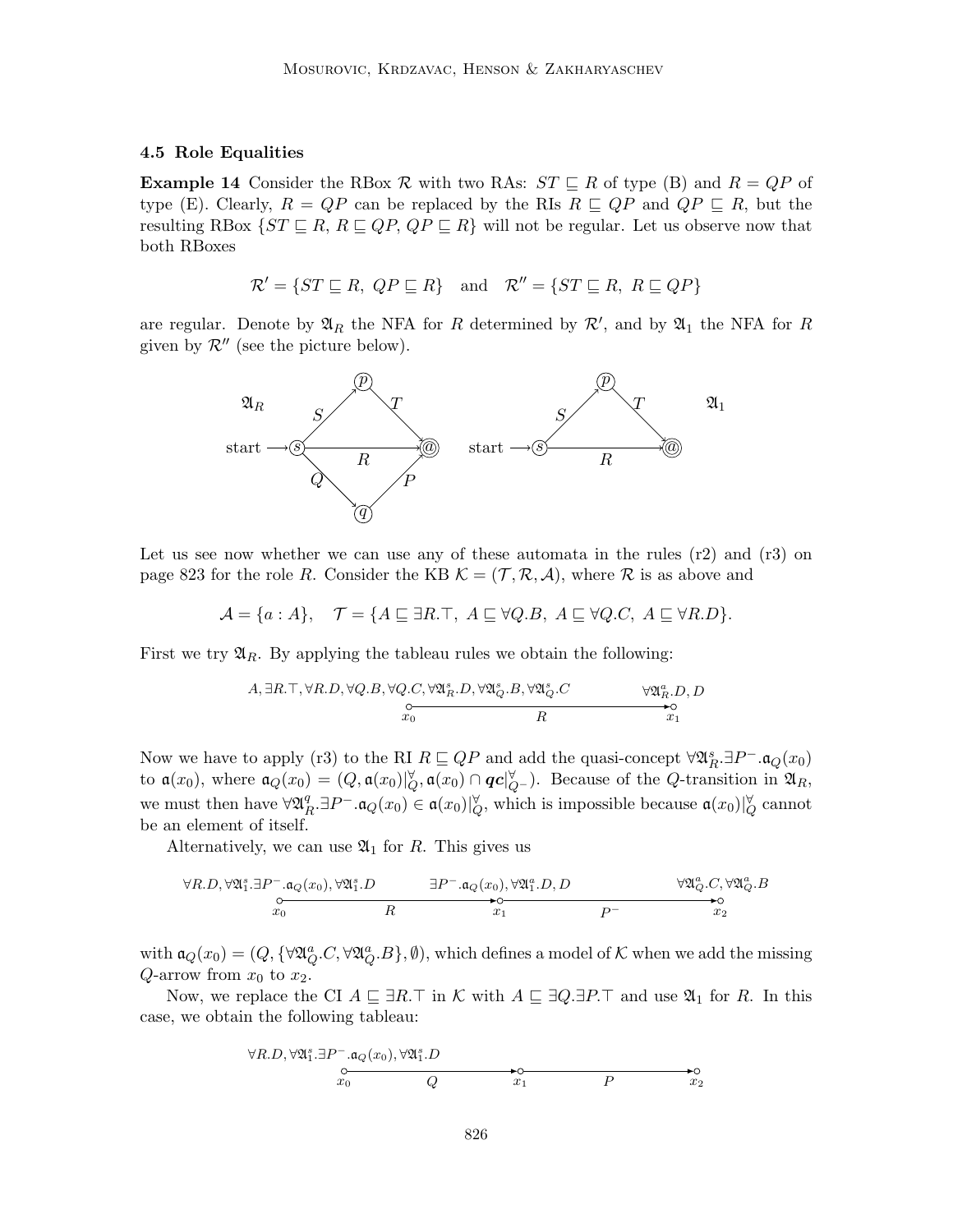### 4.5 Role Equalities

**Example 14** Consider the RBox $\mathcal{R}$ with two RAs: $ST \sqsubseteq R$ of type (B) and $R = QP$ of type (E). Clearly, $R = QP$ can be replaced by the RIs $R \sqsubseteq QP$ and $QP \sqsubseteq R$, but the resulting RBox $\{ST \sqsubseteq R,\ R \sqsubseteq QP,\ QP \sqsubseteq R\}$ will not be regular. Let us observe now that both RBoxes

$$\mathcal{R}' = \{ST \sqsubseteq R,\ QP \sqsubseteq R\} \quad \text{and} \quad \mathcal{R}'' = \{ST \sqsubseteq R,\ R \sqsubseteq QP\}$$

are regular. Denote by $\mathfrak{A}_R$ the NFA for $R$ determined by $\mathcal{R}'$, and by $\mathfrak{A}_1$ the NFA for $R$ given by $\mathcal{R}''$ (see the picture below).

$\mathfrak{A}_R$

start $\longrightarrow$ s, S, p, T, @, R, Q, q, P

start $\longrightarrow$ s, S, p, T, @, R

$\mathfrak{A}_1$

Let us see now whether we can use any of these automata in the rules (r2) and (r3) on page 823 for the role $R$. Consider the KB $\mathcal{K} = (\mathcal{T}, \mathcal{R}, \mathcal{A})$, where $\mathcal{R}$ is as above and

$$\mathcal{A} = \{a : A\}, \quad \mathcal{T} = \{A \sqsubseteq \exists R.\top,\ A \sqsubseteq \forall Q.B,\ A \sqsubseteq \forall Q.C,\ A \sqsubseteq \forall R.D\}.$$

First we try $\mathfrak{A}_R$. By applying the tableau rules we obtain the following:

$A, \exists R.\top, \forall R.D, \forall Q.B, \forall Q.C, \forall \mathfrak{A}^s_R.D, \forall \mathfrak{A}^s_Q.B, \forall \mathfrak{A}^s_Q.C$ $\quad$ $\forall \mathfrak{A}^a_R.D, D$

$x_0$ $\quad R \quad$ $x_1$

Now we have to apply (r3) to the RI $R \sqsubseteq QP$ and add the quasi-concept $\forall \mathfrak{A}^s_R.\exists P^-.\mathfrak{a}_Q(x_0)$ to $\mathfrak{a}(x_0)$, where $\mathfrak{a}_Q(x_0) = (Q, \mathfrak{a}(x_0)|^{\forall}_Q, \mathfrak{a}(x_0) \cap \boldsymbol{qc}|^{\forall}_{Q^-})$. Because of the $Q$-transition in $\mathfrak{A}_R$, we must then have $\forall \mathfrak{A}^q_R.\exists P^-.\mathfrak{a}_Q(x_0) \in \mathfrak{a}(x_0)|^{\forall}_Q$, which is impossible because $\mathfrak{a}(x_0)|^{\forall}_Q$ cannot be an element of itself.

Alternatively, we can use $\mathfrak{A}_1$ for $R$. This gives us

$\forall R.D, \forall \mathfrak{A}^s_1.\exists P^-.\mathfrak{a}_Q(x_0), \forall \mathfrak{A}^s_1.D$ $\quad$ $\exists P^-.\mathfrak{a}_Q(x_0), \forall \mathfrak{A}^a_1.D, D$ $\quad$ $\forall \mathfrak{A}^a_Q.C, \forall \mathfrak{A}^a_Q.B$

$x_0$ $\quad R \quad$ $x_1$ $\quad P^- \quad$ $x_2$

with $\mathfrak{a}_Q(x_0) = (Q, \{\forall \mathfrak{A}^a_Q.C, \forall \mathfrak{A}^a_Q.B\}, \emptyset)$, which defines a model of $\mathcal{K}$ when we add the missing $Q$-arrow from $x_0$ to $x_2$.

Now, we replace the CI $A \sqsubseteq \exists R.\top$ in $\mathcal{K}$ with $A \sqsubseteq \exists Q.\exists P.\top$ and use $\mathfrak{A}_1$ for $R$. In this case, we obtain the following tableau:

$\forall R.D, \forall \mathfrak{A}^s_1.\exists P^-.\mathfrak{a}_Q(x_0), \forall \mathfrak{A}^s_1.D$

$x_0$ $\quad Q \quad$ $x_1$ $\quad P \quad$ $x_2$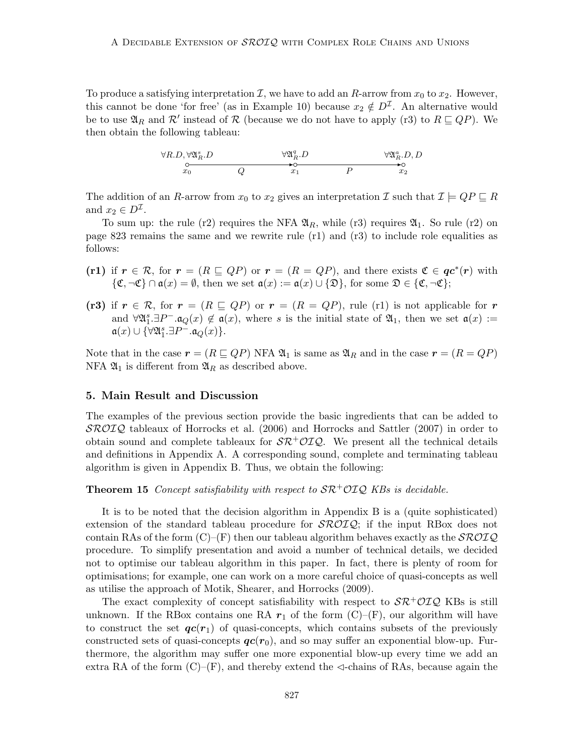To produce a satisfying interpretation $\mathcal{I}$, we have to add an $R$-arrow from $x_0$ to $x_2$. However, this cannot be done 'for free' (as in Example 10) because $x_2 \notin D^{\mathcal{I}}$. An alternative would be to use $\mathfrak{A}_R$ and $\mathcal{R}'$ instead of $\mathcal{R}$ (because we do not have to apply (r3) to $R \sqsubseteq QP$). We then obtain the following tableau:

$\forall R.D, \forall \mathfrak{A}_R^s.D$ — $x_0$ —$Q$→ $x_1$ ($\forall \mathfrak{A}_R^q.D$) —$P$→ $x_2$ ($\forall \mathfrak{A}_R^a.D, D$)

The addition of an $R$-arrow from $x_0$ to $x_2$ gives an interpretation $\mathcal{I}$ such that $\mathcal{I} \models QP \sqsubseteq R$ and $x_2 \in D^{\mathcal{I}}$.

To sum up: the rule (r2) requires the NFA $\mathfrak{A}_R$, while (r3) requires $\mathfrak{A}_1$. So rule (r2) on page 823 remains the same and we rewrite rule (r1) and (r3) to include role equalities as follows:

- **(r1)** if $\boldsymbol{r} \in \mathcal{R}$, for $\boldsymbol{r} = (R \sqsubseteq QP)$ or $\boldsymbol{r} = (R = QP)$, and there exists $\mathfrak{C} \in \boldsymbol{qc}^*(\boldsymbol{r})$ with $\{\mathfrak{C}, \neg\mathfrak{C}\} \cap \mathfrak{a}(x) = \emptyset$, then we set $\mathfrak{a}(x) := \mathfrak{a}(x) \cup \{\mathfrak{D}\}$, for some $\mathfrak{D} \in \{\mathfrak{C}, \neg\mathfrak{C}\}$;
- **(r3)** if $\boldsymbol{r} \in \mathcal{R}$, for $\boldsymbol{r} = (R \sqsubseteq QP)$ or $\boldsymbol{r} = (R = QP)$, rule (r1) is not applicable for $\boldsymbol{r}$ and $\forall \mathfrak{A}_1^s.\exists P^-.\mathfrak{a}_Q(x) \notin \mathfrak{a}(x)$, where $s$ is the initial state of $\mathfrak{A}_1$, then we set $\mathfrak{a}(x) := \mathfrak{a}(x) \cup \{\forall \mathfrak{A}_1^s.\exists P^-.\mathfrak{a}_Q(x)\}$.

Note that in the case $\boldsymbol{r} = (R \sqsubseteq QP)$ NFA $\mathfrak{A}_1$ is same as $\mathfrak{A}_R$ and in the case $\boldsymbol{r} = (R = QP)$ NFA $\mathfrak{A}_1$ is different from $\mathfrak{A}_R$ as described above.

## 5. Main Result and Discussion

The examples of the previous section provide the basic ingredients that can be added to $\mathcal{SROIQ}$ tableaux of Horrocks et al. (2006) and Horrocks and Sattler (2007) in order to obtain sound and complete tableaux for $\mathcal{SR}^+\mathcal{OIQ}$. We present all the technical details and definitions in Appendix A. A corresponding sound, complete and terminating tableau algorithm is given in Appendix B. Thus, we obtain the following:

**Theorem 15** *Concept satisfiability with respect to $\mathcal{SR}^+\mathcal{OIQ}$ KBs is decidable.*

It is to be noted that the decision algorithm in Appendix B is a (quite sophisticated) extension of the standard tableau procedure for $\mathcal{SROIQ}$; if the input RBox does not contain RAs of the form (C)–(F) then our tableau algorithm behaves exactly as the $\mathcal{SROIQ}$ procedure. To simplify presentation and avoid a number of technical details, we decided not to optimise our tableau algorithm in this paper. In fact, there is plenty of room for optimisations; for example, one can work on a more careful choice of quasi-concepts as well as utilise the approach of Motik, Shearer, and Horrocks (2009).

The exact complexity of concept satisfiability with respect to $\mathcal{SR}^+\mathcal{OIQ}$ KBs is still unknown. If the RBox contains one RA $\boldsymbol{r}_1$ of the form (C)–(F), our algorithm will have to construct the set $\boldsymbol{qc}(\boldsymbol{r}_1)$ of quasi-concepts, which contains subsets of the previously constructed sets of quasi-concepts $\boldsymbol{qc}(\boldsymbol{r}_0)$, and so may suffer an exponential blow-up. Furthermore, the algorithm may suffer one more exponential blow-up every time we add an extra RA of the form (C)–(F), and thereby extend the $\lhd$-chains of RAs, because again the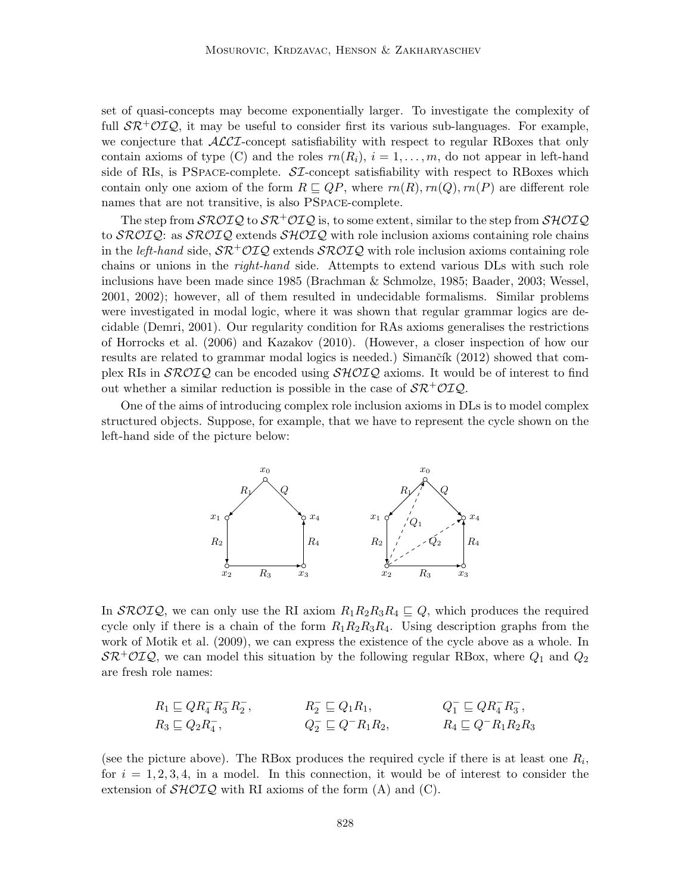set of quasi-concepts may become exponentially larger. To investigate the complexity of full $\mathcal{SR}^+\mathcal{OIQ}$, it may be useful to consider first its various sub-languages. For example, we conjecture that $\mathcal{ALCI}$-concept satisfiability with respect to regular RBoxes that only contain axioms of type (C) and the roles $rn(R_i)$, $i = 1, \dots, m$, do not appear in left-hand side of RIs, is PSpace-complete. $\mathcal{SI}$-concept satisfiability with respect to RBoxes which contain only one axiom of the form $R \sqsubseteq QP$, where $rn(R), rn(Q), rn(P)$ are different role names that are not transitive, is also PSpace-complete.

The step from $\mathcal{SROIQ}$ to $\mathcal{SR}^+\mathcal{OIQ}$ is, to some extent, similar to the step from $\mathcal{SHOIQ}$ to $\mathcal{SROIQ}$: as $\mathcal{SROIQ}$ extends $\mathcal{SHOIQ}$ with role inclusion axioms containing role chains in the *left-hand* side, $\mathcal{SR}^+\mathcal{OIQ}$ extends $\mathcal{SROIQ}$ with role inclusion axioms containing role chains or unions in the *right-hand* side. Attempts to extend various DLs with such role inclusions have been made since 1985 (Brachman & Schmolze, 1985; Baader, 2003; Wessel, 2001, 2002); however, all of them resulted in undecidable formalisms. Similar problems were investigated in modal logic, where it was shown that regular grammar logics are decidable (Demri, 2001). Our regularity condition for RAs axioms generalises the restrictions of Horrocks et al. (2006) and Kazakov (2010). (However, a closer inspection of how our results are related to grammar modal logics is needed.) Simančík (2012) showed that complex RIs in $\mathcal{SROIQ}$ can be encoded using $\mathcal{SHOIQ}$ axioms. It would be of interest to find out whether a similar reduction is possible in the case of $\mathcal{SR}^+\mathcal{OIQ}$.

One of the aims of introducing complex role inclusion axioms in DLs is to model complex structured objects. Suppose, for example, that we have to represent the cycle shown on the left-hand side of the picture below:

In $\mathcal{SROIQ}$, we can only use the RI axiom $R_1R_2R_3R_4 \sqsubseteq Q$, which produces the required cycle only if there is a chain of the form $R_1R_2R_3R_4$. Using description graphs from the work of Motik et al. (2009), we can express the existence of the cycle above as a whole. In $\mathcal{SR}^+\mathcal{OIQ}$, we can model this situation by the following regular RBox, where $Q_1$ and $Q_2$ are fresh role names:

$$R_1 \sqsubseteq QR_4^-R_3^-R_2^-, \qquad R_2^- \sqsubseteq Q_1R_1, \qquad Q_1^- \sqsubseteq QR_4^-R_3^-,$$
$$R_3 \sqsubseteq Q_2R_4^-, \qquad Q_2^- \sqsubseteq Q^-R_1R_2, \qquad R_4 \sqsubseteq Q^-R_1R_2R_3$$

(see the picture above). The RBox produces the required cycle if there is at least one $R_i$, for $i = 1, 2, 3, 4$, in a model. In this connection, it would be of interest to consider the extension of $\mathcal{SHOIQ}$ with RI axioms of the form (A) and (C).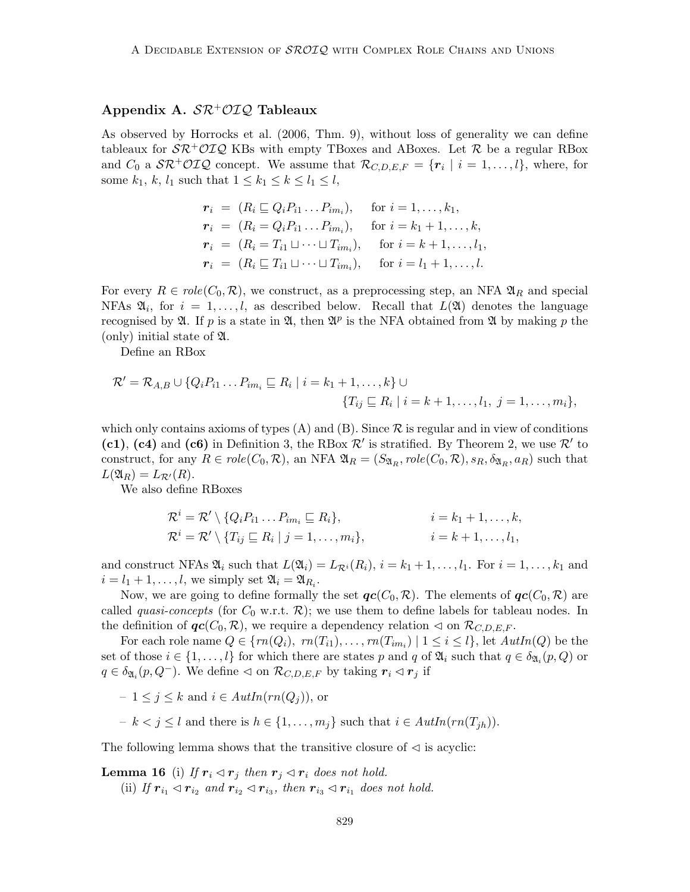## Appendix A. $\mathcal{SR}^+\mathcal{OIQ}$ Tableaux

As observed by Horrocks et al. (2006, Thm. 9), without loss of generality we can define tableaux for $\mathcal{SR}^+\mathcal{OIQ}$ KBs with empty TBoxes and ABoxes. Let $\mathcal{R}$ be a regular RBox and $C_0$ a $\mathcal{SR}^+\mathcal{OIQ}$ concept. We assume that $\mathcal{R}_{C,D,E,F} = \{\boldsymbol{r}_i \mid i = 1, \dots, l\}$, where, for some $k_1$, $k$, $l_1$ such that $1 \leq k_1 \leq k \leq l_1 \leq l$,

$$
\begin{aligned}
\boldsymbol{r}_i &= (R_i \sqsubseteq Q_i P_{i1} \dots P_{im_i}), && \text{for } i = 1, \dots, k_1,\\
\boldsymbol{r}_i &= (R_i = Q_i P_{i1} \dots P_{im_i}), && \text{for } i = k_1 + 1, \dots, k,\\
\boldsymbol{r}_i &= (R_i = T_{i1} \sqcup \dots \sqcup T_{im_i}), && \text{for } i = k + 1, \dots, l_1,\\
\boldsymbol{r}_i &= (R_i \sqsubseteq T_{i1} \sqcup \dots \sqcup T_{im_i}), && \text{for } i = l_1 + 1, \dots, l.
\end{aligned}
$$

For every $R \in role(C_0, \mathcal{R})$, we construct, as a preprocessing step, an NFA $\mathfrak{A}_R$ and special NFAs $\mathfrak{A}_i$, for $i = 1, \dots, l$, as described below. Recall that $L(\mathfrak{A})$ denotes the language recognised by $\mathfrak{A}$. If $p$ is a state in $\mathfrak{A}$, then $\mathfrak{A}^p$ is the NFA obtained from $\mathfrak{A}$ by making $p$ the (only) initial state of $\mathfrak{A}$.

Define an RBox

$$
\mathcal{R}' = \mathcal{R}_{A,B} \cup \{Q_i P_{i1} \dots P_{im_i} \sqsubseteq R_i \mid i = k_1 + 1, \dots, k\} \cup \{T_{ij} \sqsubseteq R_i \mid i = k + 1, \dots, l_1,\ j = 1, \dots, m_i\},
$$

which only contains axioms of types (A) and (B). Since $\mathcal{R}$ is regular and in view of conditions **(c1)**, **(c4)** and **(c6)** in Definition 3, the RBox $\mathcal{R}'$ is stratified. By Theorem 2, we use $\mathcal{R}'$ to construct, for any $R \in role(C_0, \mathcal{R})$, an NFA $\mathfrak{A}_R = (S_{\mathfrak{A}_R}, role(C_0, \mathcal{R}), s_R, \delta_{\mathfrak{A}_R}, a_R)$ such that $L(\mathfrak{A}_R) = L_{\mathcal{R}'}(R)$.

We also define RBoxes

$$
\begin{aligned}
\mathcal{R}^i &= \mathcal{R}' \setminus \{Q_i P_{i1} \dots P_{im_i} \sqsubseteq R_i\}, && i = k_1 + 1, \dots, k,\\
\mathcal{R}^i &= \mathcal{R}' \setminus \{T_{ij} \sqsubseteq R_i \mid j = 1, \dots, m_i\}, && i = k + 1, \dots, l_1,
\end{aligned}
$$

and construct NFAs $\mathfrak{A}_i$ such that $L(\mathfrak{A}_i) = L_{\mathcal{R}^i}(R_i)$, $i = k_1 + 1, \dots, l_1$. For $i = 1, \dots, k_1$ and $i = l_1 + 1, \dots, l$, we simply set $\mathfrak{A}_i = \mathfrak{A}_{R_i}$.

Now, we are going to define formally the set $\boldsymbol{qc}(C_0, \mathcal{R})$. The elements of $\boldsymbol{qc}(C_0, \mathcal{R})$ are called *quasi-concepts* (for $C_0$ w.r.t. $\mathcal{R}$); we use them to define labels for tableau nodes. In the definition of $\boldsymbol{qc}(C_0, \mathcal{R})$, we require a dependency relation $\lhd$ on $\mathcal{R}_{C,D,E,F}$.

For each role name $Q \in \{rn(Q_i),\ rn(T_{i1}), \dots, rn(T_{im_i}) \mid 1 \leq i \leq l\}$, let $AutIn(Q)$ be the set of those $i \in \{1, \dots, l\}$ for which there are states $p$ and $q$ of $\mathfrak{A}_i$ such that $q \in \delta_{\mathfrak{A}_i}(p, Q)$ or $q \in \delta_{\mathfrak{A}_i}(p, Q^-)$. We define $\lhd$ on $\mathcal{R}_{C,D,E,F}$ by taking $\boldsymbol{r}_i \lhd \boldsymbol{r}_j$ if

– $1 \leq j \leq k$ and $i \in AutIn(rn(Q_j))$, or

– $k < j \leq l$ and there is $h \in \{1, \dots, m_j\}$ such that $i \in AutIn(rn(T_{jh}))$.

The following lemma shows that the transitive closure of $\lhd$ is acyclic:

**Lemma 16** (i) *If $\boldsymbol{r}_i \lhd \boldsymbol{r}_j$ then $\boldsymbol{r}_j \lhd \boldsymbol{r}_i$ does not hold.*

(ii) *If $\boldsymbol{r}_{i_1} \lhd \boldsymbol{r}_{i_2}$ and $\boldsymbol{r}_{i_2} \lhd \boldsymbol{r}_{i_3}$, then $\boldsymbol{r}_{i_3} \lhd \boldsymbol{r}_{i_1}$ does not hold.*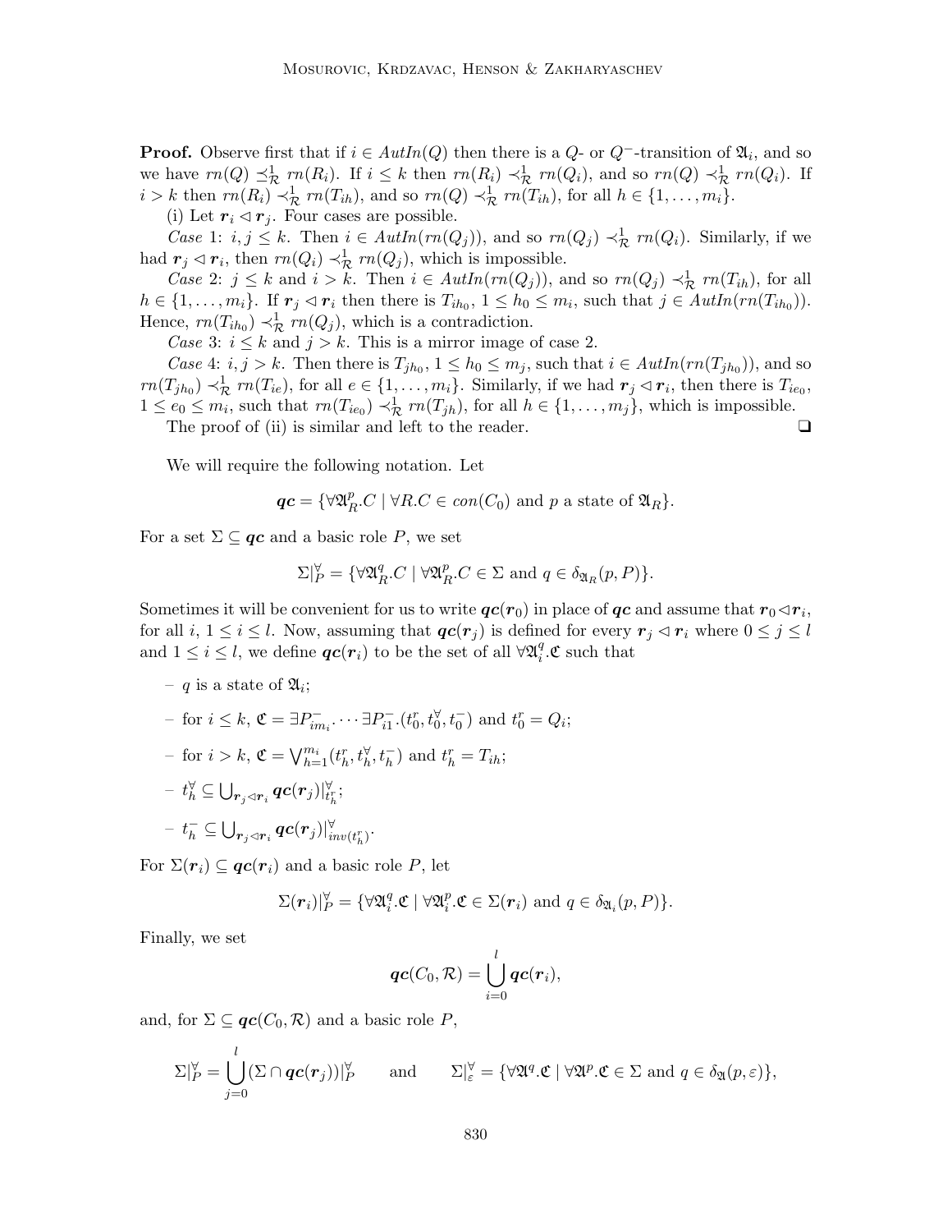**Proof.** Observe first that if $i \in AutIn(Q)$ then there is a $Q$- or $Q^-$-transition of $\mathfrak{A}_i$, and so we have $rn(Q) \preceq^1_{\mathcal{R}} rn(R_i)$. If $i \le k$ then $rn(R_i) \prec^1_{\mathcal{R}} rn(Q_i)$, and so $rn(Q) \prec^1_{\mathcal{R}} rn(Q_i)$. If $i > k$ then $rn(R_i) \prec^1_{\mathcal{R}} rn(T_{ih})$, and so $rn(Q) \prec^1_{\mathcal{R}} rn(T_{ih})$, for all $h \in \{1, \dots, m_i\}$.

(i) Let $\boldsymbol{r}_i \lhd \boldsymbol{r}_j$. Four cases are possible.

*Case* 1: $i, j \le k$. Then $i \in AutIn(rn(Q_j))$, and so $rn(Q_j) \prec^1_{\mathcal{R}} rn(Q_i)$. Similarly, if we had $\boldsymbol{r}_j \lhd \boldsymbol{r}_i$, then $rn(Q_i) \prec^1_{\mathcal{R}} rn(Q_j)$, which is impossible.

*Case* 2: $j \le k$ and $i > k$. Then $i \in AutIn(rn(Q_j))$, and so $rn(Q_j) \prec^1_{\mathcal{R}} rn(T_{ih})$, for all $h \in \{1, \dots, m_i\}$. If $\boldsymbol{r}_j \lhd \boldsymbol{r}_i$ then there is $T_{ih_0}$, $1 \le h_0 \le m_i$, such that $j \in AutIn(rn(T_{ih_0}))$. Hence, $rn(T_{ih_0}) \prec^1_{\mathcal{R}} rn(Q_j)$, which is a contradiction.

*Case* 3: $i \le k$ and $j > k$. This is a mirror image of case 2.

*Case* 4: $i, j > k$. Then there is $T_{jh_0}$, $1 \le h_0 \le m_j$, such that $i \in AutIn(rn(T_{jh_0}))$, and so $rn(T_{jh_0}) \prec^1_{\mathcal{R}} rn(T_{ie})$, for all $e \in \{1, \dots, m_i\}$. Similarly, if we had $\boldsymbol{r}_j \lhd \boldsymbol{r}_i$, then there is $T_{ie_0}$, $1 \le e_0 \le m_i$, such that $rn(T_{ie_0}) \prec^1_{\mathcal{R}} rn(T_{jh})$, for all $h \in \{1, \dots, m_j\}$, which is impossible.

The proof of (ii) is similar and left to the reader. ❑

We will require the following notation. Let

$$\boldsymbol{qc} = \{\forall \mathfrak{A}^p_R.C \mid \forall R.C \in con(C_0) \text{ and } p \text{ a state of } \mathfrak{A}_R\}.$$

For a set $\Sigma \subseteq \boldsymbol{qc}$ and a basic role $P$, we set

$$\Sigma|^{\forall}_P = \{\forall \mathfrak{A}^q_R.C \mid \forall \mathfrak{A}^p_R.C \in \Sigma \text{ and } q \in \delta_{\mathfrak{A}_R}(p, P)\}.$$

Sometimes it will be convenient for us to write $\boldsymbol{qc}(\boldsymbol{r}_0)$ in place of $\boldsymbol{qc}$ and assume that $\boldsymbol{r}_0 \lhd \boldsymbol{r}_i$, for all $i$, $1 \le i \le l$. Now, assuming that $\boldsymbol{qc}(\boldsymbol{r}_j)$ is defined for every $\boldsymbol{r}_j \lhd \boldsymbol{r}_i$ where $0 \le j \le l$ and $1 \le i \le l$, we define $\boldsymbol{qc}(\boldsymbol{r}_i)$ to be the set of all $\forall \mathfrak{A}^q_i.\mathfrak{C}$ such that

- $q$ is a state of $\mathfrak{A}_i$;
- for $i \le k$, $\mathfrak{C} = \exists P^-_{im_i}. \cdots \exists P^-_{i1}.(t^r_0, t^{\forall}_0, t^-_0)$ and $t^r_0 = Q_i$;
- for $i > k$, $\mathfrak{C} = \bigvee_{h=1}^{m_i}(t^r_h, t^{\forall}_h, t^-_h)$ and $t^r_h = T_{ih}$;
- $t^{\forall}_h \subseteq \bigcup_{\boldsymbol{r}_j \lhd \boldsymbol{r}_i} \boldsymbol{qc}(\boldsymbol{r}_j)|^{\forall}_{t^r_h}$;
- $t^-_h \subseteq \bigcup_{\boldsymbol{r}_j \lhd \boldsymbol{r}_i} \boldsymbol{qc}(\boldsymbol{r}_j)|^{\forall}_{inv(t^r_h)}$.

For $\Sigma(\boldsymbol{r}_i) \subseteq \boldsymbol{qc}(\boldsymbol{r}_i)$ and a basic role $P$, let

$$\Sigma(\boldsymbol{r}_i)|^{\forall}_P = \{\forall \mathfrak{A}^q_i.\mathfrak{C} \mid \forall \mathfrak{A}^p_i.\mathfrak{C} \in \Sigma(\boldsymbol{r}_i) \text{ and } q \in \delta_{\mathfrak{A}_i}(p, P)\}.$$

Finally, we set

$$\boldsymbol{qc}(C_0, \mathcal{R}) = \bigcup_{i=0}^{l} \boldsymbol{qc}(\boldsymbol{r}_i),$$

and, for $\Sigma \subseteq \boldsymbol{qc}(C_0, \mathcal{R})$ and a basic role $P$,

$$\Sigma|^{\forall}_P = \bigcup_{j=0}^{l} (\Sigma \cap \boldsymbol{qc}(\boldsymbol{r}_j))|^{\forall}_P \qquad \text{and} \qquad \Sigma|^{\forall}_{\varepsilon} = \{\forall \mathfrak{A}^q.\mathfrak{C} \mid \forall \mathfrak{A}^p.\mathfrak{C} \in \Sigma \text{ and } q \in \delta_{\mathfrak{A}}(p, \varepsilon)\},$$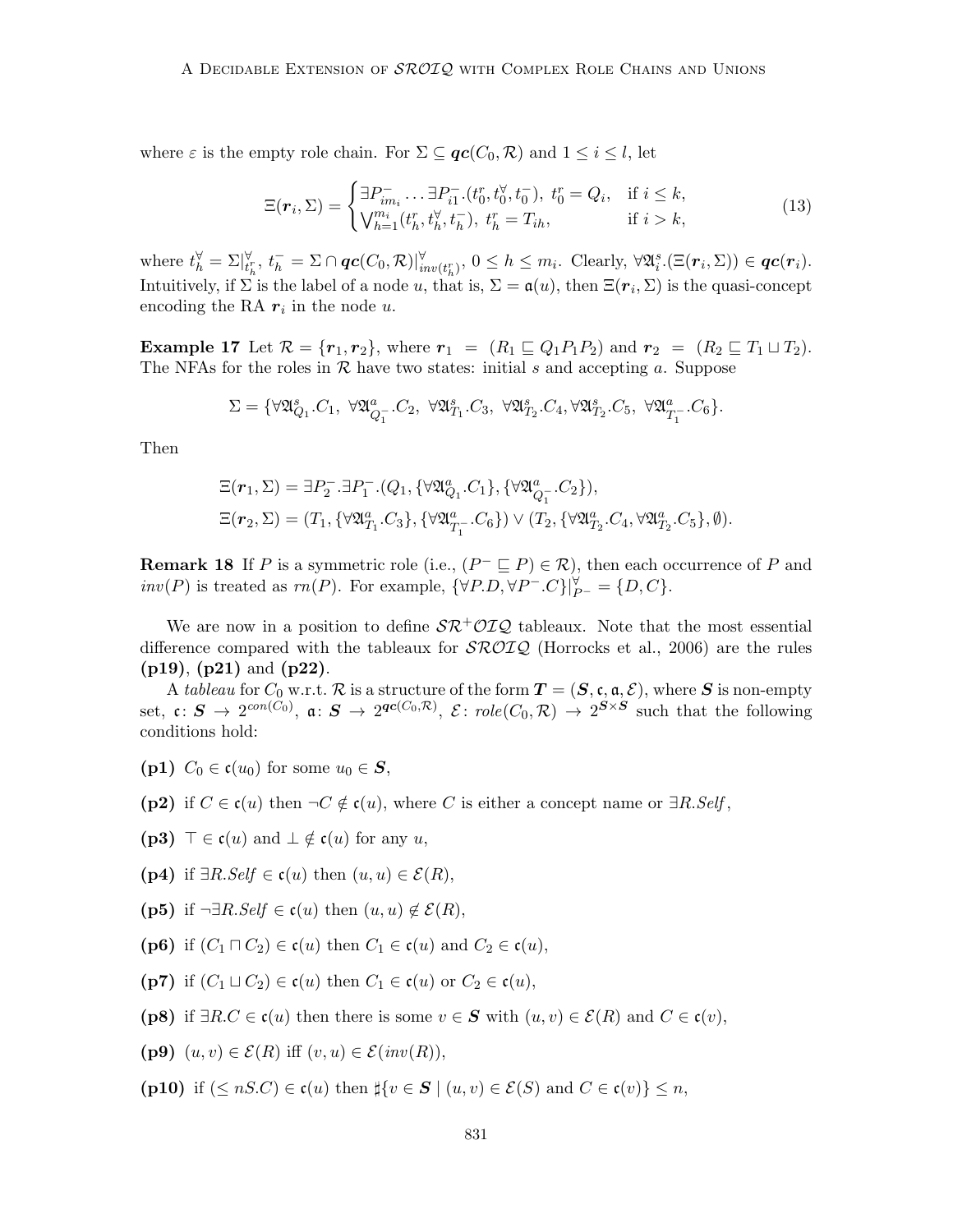where $\varepsilon$ is the empty role chain. For $\Sigma \subseteq \boldsymbol{qc}(C_0, \mathcal{R})$ and $1 \leq i \leq l$, let

$$\Xi(\boldsymbol{r}_i, \Sigma) = \begin{cases} \exists P_{im_i}^- \ldots \exists P_{i1}^-.(t_0^r, t_0^\forall, t_0^-),\ t_0^r = Q_i, & \text{if } i \leq k, \\ \bigvee_{h=1}^{m_i} (t_h^r, t_h^\forall, t_h^-),\ t_h^r = T_{ih}, & \text{if } i > k, \end{cases} \tag{13}$$

where $t_h^\forall = \Sigma|_{t_h^r}^\forall$, $t_h^- = \Sigma \cap \boldsymbol{qc}(C_0, \mathcal{R})|_{inv(t_h^r)}^\forall$, $0 \leq h \leq m_i$. Clearly, $\forall \mathfrak{A}_i^s.(\Xi(\boldsymbol{r}_i, \Sigma)) \in \boldsymbol{qc}(\boldsymbol{r}_i)$. Intuitively, if $\Sigma$ is the label of a node $u$, that is, $\Sigma = \mathfrak{a}(u)$, then $\Xi(\boldsymbol{r}_i, \Sigma)$ is the quasi-concept encoding the RA $\boldsymbol{r}_i$ in the node $u$.

**Example 17** Let $\mathcal{R} = \{\boldsymbol{r}_1, \boldsymbol{r}_2\}$, where $\boldsymbol{r}_1 = (R_1 \sqsubseteq Q_1 P_1 P_2)$ and $\boldsymbol{r}_2 = (R_2 \sqsubseteq T_1 \sqcup T_2)$. The NFAs for the roles in $\mathcal{R}$ have two states: initial $s$ and accepting $a$. Suppose

$$\Sigma = \{\forall \mathfrak{A}_{Q_1}^s.C_1,\ \forall \mathfrak{A}_{Q_1^-}^a.C_2,\ \forall \mathfrak{A}_{T_1}^s.C_3,\ \forall \mathfrak{A}_{T_2}^s.C_4, \forall \mathfrak{A}_{T_2}^s.C_5,\ \forall \mathfrak{A}_{T_1^-}^a.C_6\}.$$

Then

$$\begin{aligned} \Xi(\boldsymbol{r}_1, \Sigma) &= \exists P_2^-.\exists P_1^-.(Q_1, \{\forall \mathfrak{A}_{Q_1}^a.C_1\}, \{\forall \mathfrak{A}_{Q_1^-}^a.C_2\}), \\ \Xi(\boldsymbol{r}_2, \Sigma) &= (T_1, \{\forall \mathfrak{A}_{T_1}^a.C_3\}, \{\forall \mathfrak{A}_{T_1^-}^a.C_6\}) \vee (T_2, \{\forall \mathfrak{A}_{T_2}^a.C_4, \forall \mathfrak{A}_{T_2}^a.C_5\}, \emptyset). \end{aligned}$$

**Remark 18** If $P$ is a symmetric role (i.e., $(P^- \sqsubseteq P) \in \mathcal{R}$), then each occurrence of $P$ and $inv(P)$ is treated as $rn(P)$. For example, $\{\forall P.D, \forall P^-.C\}|_{P^-}^\forall = \{D, C\}$.

We are now in a position to define $\mathcal{SR}^+\mathcal{OIQ}$ tableaux. Note that the most essential difference compared with the tableaux for $\mathcal{SROIQ}$ (Horrocks et al., 2006) are the rules **(p19)**, **(p21)** and **(p22)**.

A *tableau* for $C_0$ w.r.t. $\mathcal{R}$ is a structure of the form $\boldsymbol{T} = (\boldsymbol{S}, \mathfrak{c}, \mathfrak{a}, \mathcal{E})$, where $\boldsymbol{S}$ is non-empty set, $\mathfrak{c}\colon \boldsymbol{S} \to 2^{con(C_0)}$, $\mathfrak{a}\colon \boldsymbol{S} \to 2^{\boldsymbol{qc}(C_0,\mathcal{R})}$, $\mathcal{E}\colon role(C_0, \mathcal{R}) \to 2^{\boldsymbol{S}\times\boldsymbol{S}}$ such that the following conditions hold:

- **(p1)** $C_0 \in \mathfrak{c}(u_0)$ for some $u_0 \in \boldsymbol{S}$,
- **(p2)** if $C \in \mathfrak{c}(u)$ then $\neg C \notin \mathfrak{c}(u)$, where $C$ is either a concept name or $\exists R.Self$,
- **(p3)** $\top \in \mathfrak{c}(u)$ and $\bot \notin \mathfrak{c}(u)$ for any $u$,
- **(p4)** if $\exists R.Self \in \mathfrak{c}(u)$ then $(u, u) \in \mathcal{E}(R)$,
- **(p5)** if $\neg\exists R.Self \in \mathfrak{c}(u)$ then $(u, u) \notin \mathcal{E}(R)$,
- **(p6)** if $(C_1 \sqcap C_2) \in \mathfrak{c}(u)$ then $C_1 \in \mathfrak{c}(u)$ and $C_2 \in \mathfrak{c}(u)$,
- **(p7)** if $(C_1 \sqcup C_2) \in \mathfrak{c}(u)$ then $C_1 \in \mathfrak{c}(u)$ or $C_2 \in \mathfrak{c}(u)$,
- **(p8)** if $\exists R.C \in \mathfrak{c}(u)$ then there is some $v \in \boldsymbol{S}$ with $(u, v) \in \mathcal{E}(R)$ and $C \in \mathfrak{c}(v)$,
- **(p9)** $(u, v) \in \mathcal{E}(R)$ iff $(v, u) \in \mathcal{E}(inv(R))$,
- **(p10)** if $(\leq nS.C) \in \mathfrak{c}(u)$ then $\sharp\{v \in \boldsymbol{S} \mid (u, v) \in \mathcal{E}(S) \text{ and } C \in \mathfrak{c}(v)\} \leq n$,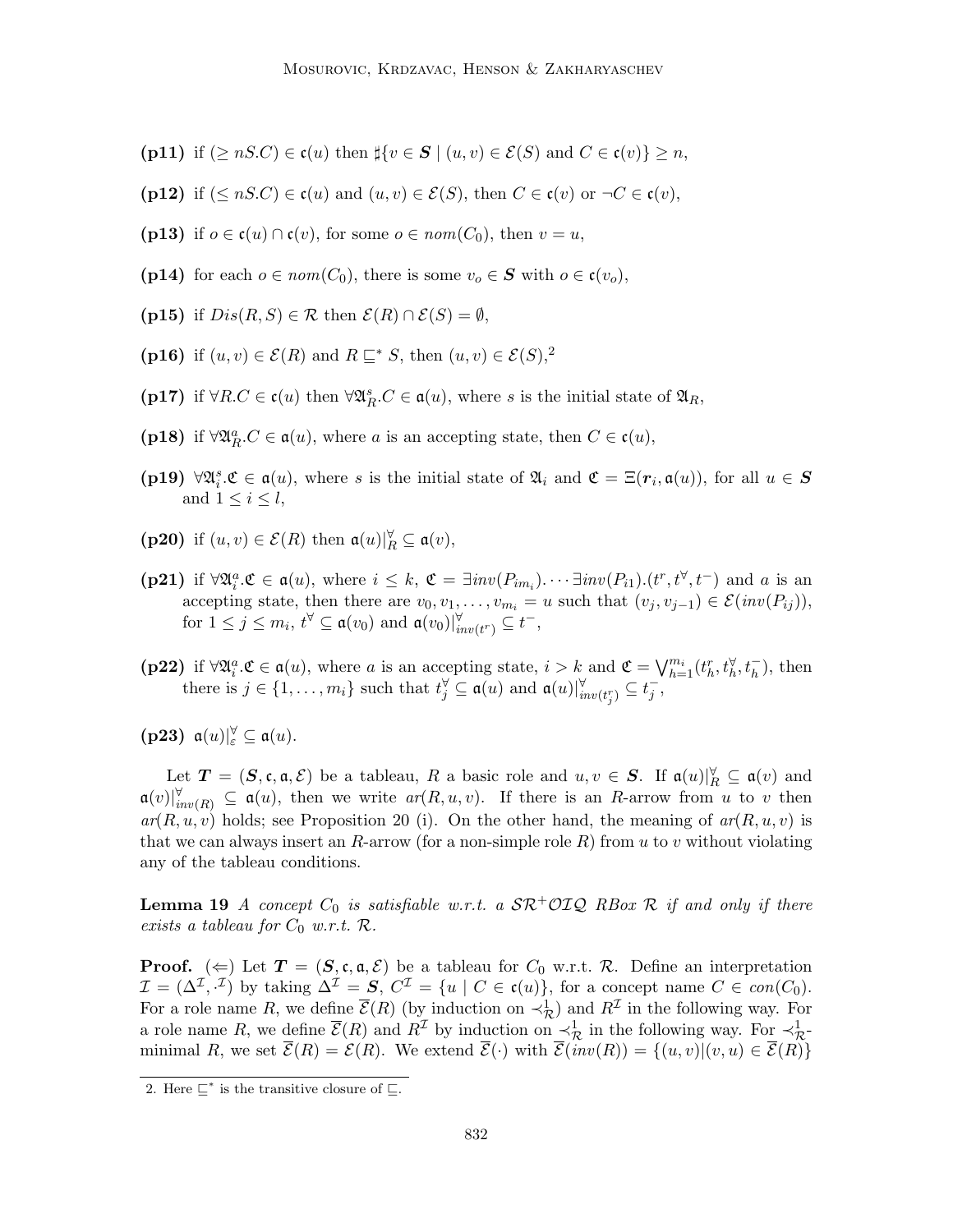**(p11)** if $(\geq nS.C) \in \mathfrak{c}(u)$ then $\sharp\{v \in \boldsymbol{S} \mid (u,v) \in \mathcal{E}(S) \text{ and } C \in \mathfrak{c}(v)\} \geq n$,

**(p12)** if $(\leq nS.C) \in \mathfrak{c}(u)$ and $(u,v) \in \mathcal{E}(S)$, then $C \in \mathfrak{c}(v)$ or $\neg C \in \mathfrak{c}(v)$,

**(p13)** if $o \in \mathfrak{c}(u) \cap \mathfrak{c}(v)$, for some $o \in nom(C_0)$, then $v = u$,

**(p14)** for each $o \in nom(C_0)$, there is some $v_o \in \boldsymbol{S}$ with $o \in \mathfrak{c}(v_o)$,

**(p15)** if $Dis(R,S) \in \mathcal{R}$ then $\mathcal{E}(R) \cap \mathcal{E}(S) = \emptyset$,

**(p16)** if $(u,v) \in \mathcal{E}(R)$ and $R \sqsubseteq^* S$, then $(u,v) \in \mathcal{E}(S)$,[2]

**(p17)** if $\forall R.C \in \mathfrak{c}(u)$ then $\forall \mathfrak{A}^s_R.C \in \mathfrak{a}(u)$, where $s$ is the initial state of $\mathfrak{A}_R$,

**(p18)** if $\forall \mathfrak{A}^a_R.C \in \mathfrak{a}(u)$, where $a$ is an accepting state, then $C \in \mathfrak{c}(u)$,

**(p19)** $\forall \mathfrak{A}^s_i.\mathfrak{C} \in \mathfrak{a}(u)$, where $s$ is the initial state of $\mathfrak{A}_i$ and $\mathfrak{C} = \Xi(\boldsymbol{r}_i, \mathfrak{a}(u))$, for all $u \in \boldsymbol{S}$ and $1 \leq i \leq l$,

**(p20)** if $(u,v) \in \mathcal{E}(R)$ then $\mathfrak{a}(u)|^{\forall}_R \subseteq \mathfrak{a}(v)$,

**(p21)** if $\forall \mathfrak{A}^a_i.\mathfrak{C} \in \mathfrak{a}(u)$, where $i \leq k$, $\mathfrak{C} = \exists inv(P_{im_i}).\cdots \exists inv(P_{i1}).(t^r, t^{\forall}, t^-)$ and $a$ is an accepting state, then there are $v_0, v_1, \ldots, v_{m_i} = u$ such that $(v_j, v_{j-1}) \in \mathcal{E}(inv(P_{ij}))$, for $1 \leq j \leq m_i$, $t^{\forall} \subseteq \mathfrak{a}(v_0)$ and $\mathfrak{a}(v_0)|^{\forall}_{inv(t^r)} \subseteq t^-$,

**(p22)** if $\forall \mathfrak{A}^a_i.\mathfrak{C} \in \mathfrak{a}(u)$, where $a$ is an accepting state, $i > k$ and $\mathfrak{C} = \bigvee_{h=1}^{m_i}(t^r_h, t^{\forall}_h, t^-_h)$, then there is $j \in \{1, \ldots, m_i\}$ such that $t^{\forall}_j \subseteq \mathfrak{a}(u)$ and $\mathfrak{a}(u)|^{\forall}_{inv(t^r_j)} \subseteq t^-_j$,

**(p23)** $\mathfrak{a}(u)|^{\forall}_{\varepsilon} \subseteq \mathfrak{a}(u)$.

Let $\boldsymbol{T} = (\boldsymbol{S}, \mathfrak{c}, \mathfrak{a}, \mathcal{E})$ be a tableau, $R$ a basic role and $u, v \in \boldsymbol{S}$. If $\mathfrak{a}(u)|^{\forall}_R \subseteq \mathfrak{a}(v)$ and $\mathfrak{a}(v)|^{\forall}_{inv(R)} \subseteq \mathfrak{a}(u)$, then we write $ar(R,u,v)$. If there is an $R$-arrow from $u$ to $v$ then $ar(R,u,v)$ holds; see Proposition 20 (i). On the other hand, the meaning of $ar(R,u,v)$ is that we can always insert an $R$-arrow (for a non-simple role $R$) from $u$ to $v$ without violating any of the tableau conditions.

**Lemma 19** *A concept $C_0$ is satisfiable w.r.t. a $\mathcal{SR}^+\mathcal{OIQ}$ RBox $\mathcal{R}$ if and only if there exists a tableau for $C_0$ w.r.t. $\mathcal{R}$.*

**Proof.** ($\Leftarrow$) Let $\boldsymbol{T} = (\boldsymbol{S}, \mathfrak{c}, \mathfrak{a}, \mathcal{E})$ be a tableau for $C_0$ w.r.t. $\mathcal{R}$. Define an interpretation $\mathcal{I} = (\Delta^{\mathcal{I}}, \cdot^{\mathcal{I}})$ by taking $\Delta^{\mathcal{I}} = \boldsymbol{S}$, $C^{\mathcal{I}} = \{u \mid C \in \mathfrak{c}(u)\}$, for a concept name $C \in con(C_0)$. For a role name $R$, we define $\overline{\mathcal{E}}(R)$ (by induction on $\prec^1_{\mathcal{R}}$) and $R^{\mathcal{I}}$ in the following way. For a role name $R$, we define $\overline{\mathcal{E}}(R)$ and $R^{\mathcal{I}}$ by induction on $\prec^1_{\mathcal{R}}$ in the following way. For $\prec^1_{\mathcal{R}}$-minimal $R$, we set $\overline{\mathcal{E}}(R) = \mathcal{E}(R)$. We extend $\overline{\mathcal{E}}(\cdot)$ with $\overline{\mathcal{E}}(inv(R)) = \{(u,v) | (v,u) \in \overline{\mathcal{E}}(R)\}$

2. Here $\sqsubseteq^*$ is the transitive closure of $\sqsubseteq$.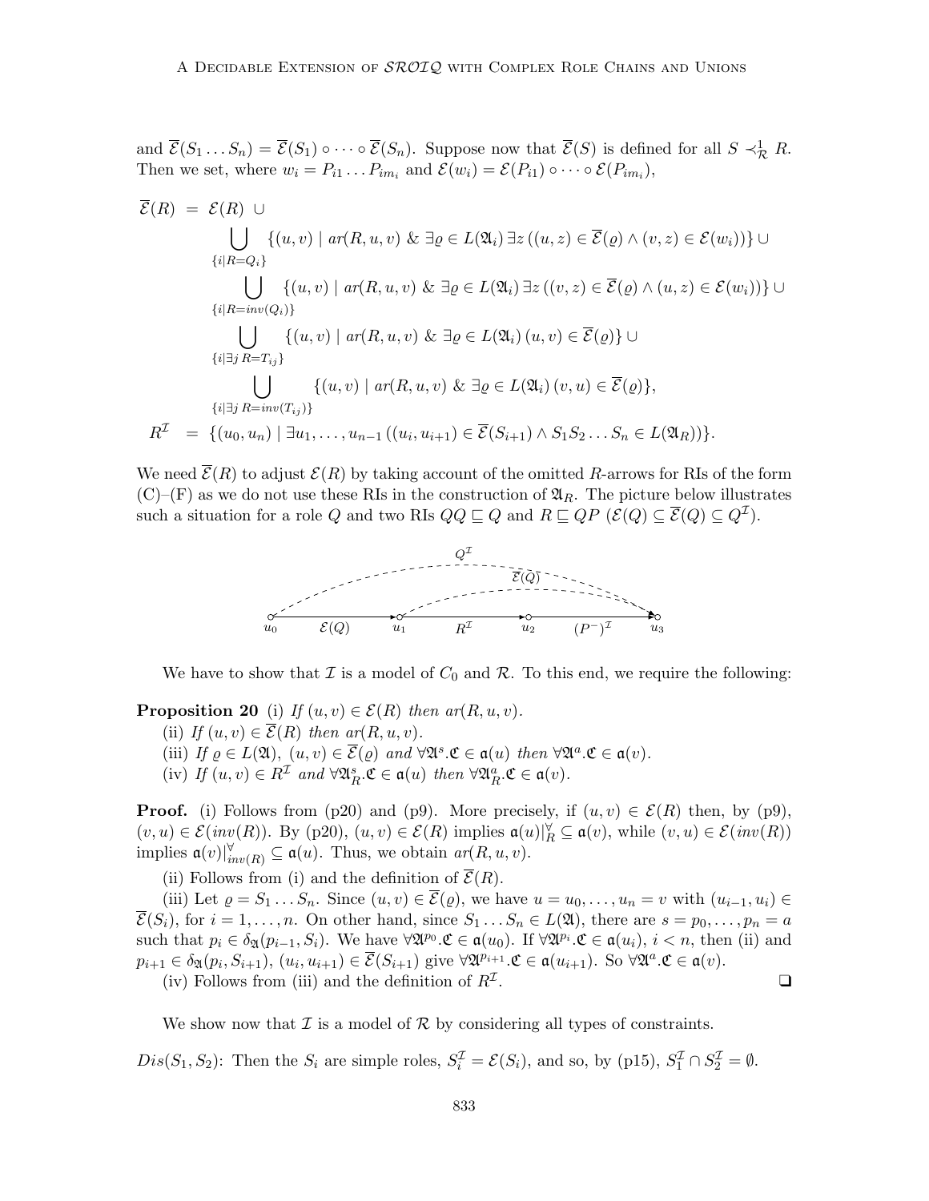and $\overline{\mathcal{E}}(S_1 \dots S_n) = \overline{\mathcal{E}}(S_1) \circ \dots \circ \overline{\mathcal{E}}(S_n)$. Suppose now that $\overline{\mathcal{E}}(S)$ is defined for all $S \prec^1_{\mathcal{R}} R$. Then we set, where $w_i = P_{i1} \dots P_{im_i}$ and $\mathcal{E}(w_i) = \mathcal{E}(P_{i1}) \circ \dots \circ \mathcal{E}(P_{im_i})$,

$$
\begin{aligned}
\overline{\mathcal{E}}(R) \;=\; & \mathcal{E}(R) \;\cup \\
& \bigcup_{\{i \mid R = Q_i\}} \{(u,v) \mid ar(R,u,v) \;\&\; \exists \varrho \in L(\mathfrak{A}_i)\, \exists z\, ((u,z) \in \overline{\mathcal{E}}(\varrho) \wedge (v,z) \in \mathcal{E}(w_i))\} \;\cup \\
& \bigcup_{\{i \mid R = inv(Q_i)\}} \{(u,v) \mid ar(R,u,v) \;\&\; \exists \varrho \in L(\mathfrak{A}_i)\, \exists z\, ((v,z) \in \overline{\mathcal{E}}(\varrho) \wedge (u,z) \in \mathcal{E}(w_i))\} \;\cup \\
& \bigcup_{\{i \mid \exists j\, R = T_{ij}\}} \{(u,v) \mid ar(R,u,v) \;\&\; \exists \varrho \in L(\mathfrak{A}_i)\, (u,v) \in \overline{\mathcal{E}}(\varrho)\} \;\cup \\
& \bigcup_{\{i \mid \exists j\, R = inv(T_{ij})\}} \{(u,v) \mid ar(R,u,v) \;\&\; \exists \varrho \in L(\mathfrak{A}_i)\, (v,u) \in \overline{\mathcal{E}}(\varrho)\}, \\
R^{\mathcal{I}} \;=\; & \{(u_0, u_n) \mid \exists u_1, \dots, u_{n-1}\, ((u_i, u_{i+1}) \in \overline{\mathcal{E}}(S_{i+1}) \wedge S_1 S_2 \dots S_n \in L(\mathfrak{A}_R))\}.
\end{aligned}
$$

We need $\overline{\mathcal{E}}(R)$ to adjust $\mathcal{E}(R)$ by taking account of the omitted $R$-arrows for RIs of the form (C)–(F) as we do not use these RIs in the construction of $\mathfrak{A}_R$. The picture below illustrates such a situation for a role $Q$ and two RIs $QQ \sqsubseteq Q$ and $R \sqsubseteq QP$ ($\mathcal{E}(Q) \subseteq \overline{\mathcal{E}}(Q) \subseteq Q^{\mathcal{I}}$).

We have to show that $\mathcal{I}$ is a model of $C_0$ and $\mathcal{R}$. To this end, we require the following:

**Proposition 20** (i) *If $(u,v) \in \mathcal{E}(R)$ then $ar(R,u,v)$.*

(ii) *If $(u,v) \in \overline{\mathcal{E}}(R)$ then $ar(R,u,v)$.*

(iii) *If $\varrho \in L(\mathfrak{A})$, $(u,v) \in \overline{\mathcal{E}}(\varrho)$ and $\forall \mathfrak{A}^s.\mathfrak{C} \in \mathfrak{a}(u)$ then $\forall \mathfrak{A}^a.\mathfrak{C} \in \mathfrak{a}(v)$.*

(iv) *If $(u,v) \in R^{\mathcal{I}}$ and $\forall \mathfrak{A}^s_R.\mathfrak{C} \in \mathfrak{a}(u)$ then $\forall \mathfrak{A}^a_R.\mathfrak{C} \in \mathfrak{a}(v)$.*

**Proof.** (i) Follows from (p20) and (p9). More precisely, if $(u,v) \in \mathcal{E}(R)$ then, by (p9), $(v,u) \in \mathcal{E}(inv(R))$. By (p20), $(u,v) \in \mathcal{E}(R)$ implies $\mathfrak{a}(u)|^{\forall}_R \subseteq \mathfrak{a}(v)$, while $(v,u) \in \mathcal{E}(inv(R))$ implies $\mathfrak{a}(v)|^{\forall}_{inv(R)} \subseteq \mathfrak{a}(u)$. Thus, we obtain $ar(R,u,v)$.

(ii) Follows from (i) and the definition of $\overline{\mathcal{E}}(R)$.

(iii) Let $\varrho = S_1 \dots S_n$. Since $(u,v) \in \overline{\mathcal{E}}(\varrho)$, we have $u = u_0, \dots, u_n = v$ with $(u_{i-1}, u_i) \in \overline{\mathcal{E}}(S_i)$, for $i = 1, \dots, n$. On other hand, since $S_1 \dots S_n \in L(\mathfrak{A})$, there are $s = p_0, \dots, p_n = a$ such that $p_i \in \delta_{\mathfrak{A}}(p_{i-1}, S_i)$. We have $\forall \mathfrak{A}^{p_0}.\mathfrak{C} \in \mathfrak{a}(u_0)$. If $\forall \mathfrak{A}^{p_i}.\mathfrak{C} \in \mathfrak{a}(u_i)$, $i < n$, then (ii) and $p_{i+1} \in \delta_{\mathfrak{A}}(p_i, S_{i+1})$, $(u_i, u_{i+1}) \in \overline{\mathcal{E}}(S_{i+1})$ give $\forall \mathfrak{A}^{p_{i+1}}.\mathfrak{C} \in \mathfrak{a}(u_{i+1})$. So $\forall \mathfrak{A}^a.\mathfrak{C} \in \mathfrak{a}(v)$.

(iv) Follows from (iii) and the definition of $R^{\mathcal{I}}$. ❑

We show now that $\mathcal{I}$ is a model of $\mathcal{R}$ by considering all types of constraints.

$Dis(S_1, S_2)$: Then the $S_i$ are simple roles, $S_i^{\mathcal{I}} = \mathcal{E}(S_i)$, and so, by (p15), $S_1^{\mathcal{I}} \cap S_2^{\mathcal{I}} = \emptyset$.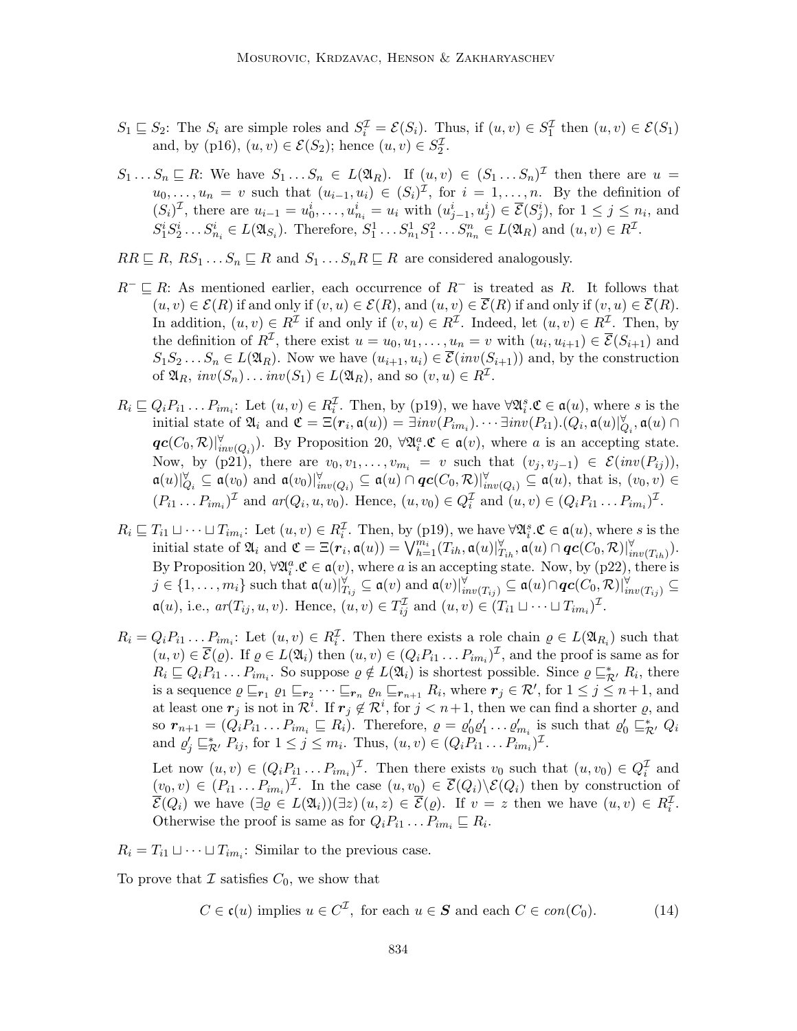$S_1 \sqsubseteq S_2$: The $S_i$ are simple roles and $S_i^{\mathcal{I}} = \mathcal{E}(S_i)$. Thus, if $(u,v) \in S_1^{\mathcal{I}}$ then $(u,v) \in \mathcal{E}(S_1)$ and, by (p16), $(u,v) \in \mathcal{E}(S_2)$; hence $(u,v) \in S_2^{\mathcal{I}}$.

$S_1 \dots S_n \sqsubseteq R$: We have $S_1 \dots S_n \in L(\mathfrak{A}_R)$. If $(u,v) \in (S_1 \dots S_n)^{\mathcal{I}}$ then there are $u = u_0, \dots, u_n = v$ such that $(u_{i-1}, u_i) \in (S_i)^{\mathcal{I}}$, for $i = 1, \dots, n$. By the definition of $(S_i)^{\mathcal{I}}$, there are $u_{i-1} = u_0^i, \dots, u_{n_i}^i = u_i$ with $(u_{j-1}^i, u_j^i) \in \overline{\mathcal{E}}(S_j^i)$, for $1 \le j \le n_i$, and $S_1^i S_2^i \dots S_{n_i}^i \in L(\mathfrak{A}_{S_i})$. Therefore, $S_1^1 \dots S_{n_1}^1 S_1^2 \dots S_{n_n}^n \in L(\mathfrak{A}_R)$ and $(u,v) \in R^{\mathcal{I}}$.

$RR \sqsubseteq R$, $RS_1 \dots S_n \sqsubseteq R$ and $S_1 \dots S_n R \sqsubseteq R$ are considered analogously.

$R^- \sqsubseteq R$: As mentioned earlier, each occurrence of $R^-$ is treated as $R$. It follows that $(u,v) \in \mathcal{E}(R)$ if and only if $(v,u) \in \mathcal{E}(R)$, and $(u,v) \in \overline{\mathcal{E}}(R)$ if and only if $(v,u) \in \overline{\mathcal{E}}(R)$. In addition, $(u,v) \in R^{\mathcal{I}}$ if and only if $(v,u) \in R^{\mathcal{I}}$. Indeed, let $(u,v) \in R^{\mathcal{I}}$. Then, by the definition of $R^{\mathcal{I}}$, there exist $u = u_0, u_1, \dots, u_n = v$ with $(u_i, u_{i+1}) \in \overline{\mathcal{E}}(S_{i+1})$ and $S_1 S_2 \dots S_n \in L(\mathfrak{A}_R)$. Now we have $(u_{i+1}, u_i) \in \overline{\mathcal{E}}(inv(S_{i+1}))$ and, by the construction of $\mathfrak{A}_R$, $inv(S_n) \dots inv(S_1) \in L(\mathfrak{A}_R)$, and so $(v,u) \in R^{\mathcal{I}}$.

$R_i \sqsubseteq Q_i P_{i1} \dots P_{im_i}$: Let $(u,v) \in R_i^{\mathcal{I}}$. Then, by (p19), we have $\forall \mathfrak{A}_i^s.\mathfrak{C} \in \mathfrak{a}(u)$, where $s$ is the initial state of $\mathfrak{A}_i$ and $\mathfrak{C} = \Xi(\boldsymbol{r}_i, \mathfrak{a}(u)) = \exists inv(P_{im_i}). \cdots \exists inv(P_{i1}).(Q_i, \mathfrak{a}(u)|_{Q_i}^{\forall}, \mathfrak{a}(u) \cap \boldsymbol{qc}(C_0, \mathcal{R})|_{inv(Q_i)}^{\forall})$. By Proposition 20, $\forall \mathfrak{A}_i^a.\mathfrak{C} \in \mathfrak{a}(v)$, where $a$ is an accepting state. Now, by (p21), there are $v_0, v_1, \dots, v_{m_i} = v$ such that $(v_j, v_{j-1}) \in \mathcal{E}(inv(P_{ij}))$, $\mathfrak{a}(u)|_{Q_i}^{\forall} \subseteq \mathfrak{a}(v_0)$ and $\mathfrak{a}(v_0)|_{inv(Q_i)}^{\forall} \subseteq \mathfrak{a}(u) \cap \boldsymbol{qc}(C_0, \mathcal{R})|_{inv(Q_i)}^{\forall} \subseteq \mathfrak{a}(u)$, that is, $(v_0, v) \in (P_{i1} \dots P_{im_i})^{\mathcal{I}}$ and $ar(Q_i, u, v_0)$. Hence, $(u, v_0) \in Q_i^{\mathcal{I}}$ and $(u,v) \in (Q_i P_{i1} \dots P_{im_i})^{\mathcal{I}}$.

$R_i \sqsubseteq T_{i1} \sqcup \dots \sqcup T_{im_i}$: Let $(u,v) \in R_i^{\mathcal{I}}$. Then, by (p19), we have $\forall \mathfrak{A}_i^s.\mathfrak{C} \in \mathfrak{a}(u)$, where $s$ is the initial state of $\mathfrak{A}_i$ and $\mathfrak{C} = \Xi(\boldsymbol{r}_i, \mathfrak{a}(u)) = \bigvee_{h=1}^{m_i} (T_{ih}, \mathfrak{a}(u)|_{T_{ih}}^{\forall}, \mathfrak{a}(u) \cap \boldsymbol{qc}(C_0, \mathcal{R})|_{inv(T_{ih})}^{\forall})$. By Proposition 20, $\forall \mathfrak{A}_i^a.\mathfrak{C} \in \mathfrak{a}(v)$, where $a$ is an accepting state. Now, by (p22), there is $j \in \{1, \dots, m_i\}$ such that $\mathfrak{a}(u)|_{T_{ij}}^{\forall} \subseteq \mathfrak{a}(v)$ and $\mathfrak{a}(v)|_{inv(T_{ij})}^{\forall} \subseteq \mathfrak{a}(u) \cap \boldsymbol{qc}(C_0, \mathcal{R})|_{inv(T_{ij})}^{\forall} \subseteq \mathfrak{a}(u)$, i.e., $ar(T_{ij}, u, v)$. Hence, $(u,v) \in T_{ij}^{\mathcal{I}}$ and $(u,v) \in (T_{i1} \sqcup \dots \sqcup T_{im_i})^{\mathcal{I}}$.

$R_i = Q_i P_{i1} \dots P_{im_i}$: Let $(u,v) \in R_i^{\mathcal{I}}$. Then there exists a role chain $\varrho \in L(\mathfrak{A}_{R_i})$ such that $(u,v) \in \overline{\mathcal{E}}(\varrho)$. If $\varrho \in L(\mathfrak{A}_i)$ then $(u,v) \in (Q_i P_{i1} \dots P_{im_i})^{\mathcal{I}}$, and the proof is same as for $R_i \sqsubseteq Q_i P_{i1} \dots P_{im_i}$. So suppose $\varrho \notin L(\mathfrak{A}_i)$ is shortest possible. Since $\varrho \sqsubseteq_{\mathcal{R}'}^* R_i$, there is a sequence $\varrho \sqsubseteq_{\boldsymbol{r}_1} \varrho_1 \sqsubseteq_{\boldsymbol{r}_2} \cdots \sqsubseteq_{\boldsymbol{r}_n} \varrho_n \sqsubseteq_{\boldsymbol{r}_{n+1}} R_i$, where $\boldsymbol{r}_j \in \mathcal{R}'$, for $1 \le j \le n+1$, and at least one $\boldsymbol{r}_j$ is not in $\mathcal{R}^i$. If $\boldsymbol{r}_j \notin \mathcal{R}^i$, for $j < n+1$, then we can find a shorter $\varrho$, and so $\boldsymbol{r}_{n+1} = (Q_i P_{i1} \dots P_{im_i} \sqsubseteq R_i)$. Therefore, $\varrho = \varrho_0' \varrho_1' \dots \varrho_{m_i}'$ is such that $\varrho_0' \sqsubseteq_{\mathcal{R}'}^* Q_i$ and $\varrho_j' \sqsubseteq_{\mathcal{R}'}^* P_{ij}$, for $1 \le j \le m_i$. Thus, $(u,v) \in (Q_i P_{i1} \dots P_{im_i})^{\mathcal{I}}$.

Let now $(u,v) \in (Q_i P_{i1} \dots P_{im_i})^{\mathcal{I}}$. Then there exists $v_0$ such that $(u, v_0) \in Q_i^{\mathcal{I}}$ and $(v_0, v) \in (P_{i1} \dots P_{im_i})^{\mathcal{I}}$. In the case $(u, v_0) \in \overline{\mathcal{E}}(Q_i) \setminus \mathcal{E}(Q_i)$ then by construction of $\overline{\mathcal{E}}(Q_i)$ we have $(\exists \varrho \in L(\mathfrak{A}_i))(\exists z)\, (u,z) \in \overline{\mathcal{E}}(\varrho)$. If $v = z$ then we have $(u,v) \in R_i^{\mathcal{I}}$. Otherwise the proof is same as for $Q_i P_{i1} \dots P_{im_i} \sqsubseteq R_i$.

$R_i = T_{i1} \sqcup \dots \sqcup T_{im_i}$: Similar to the previous case.

To prove that $\mathcal{I}$ satisfies $C_0$, we show that

$$C \in \mathfrak{c}(u) \text{ implies } u \in C^{\mathcal{I}}, \text{ for each } u \in \boldsymbol{S} \text{ and each } C \in con(C_0). \tag{14}$$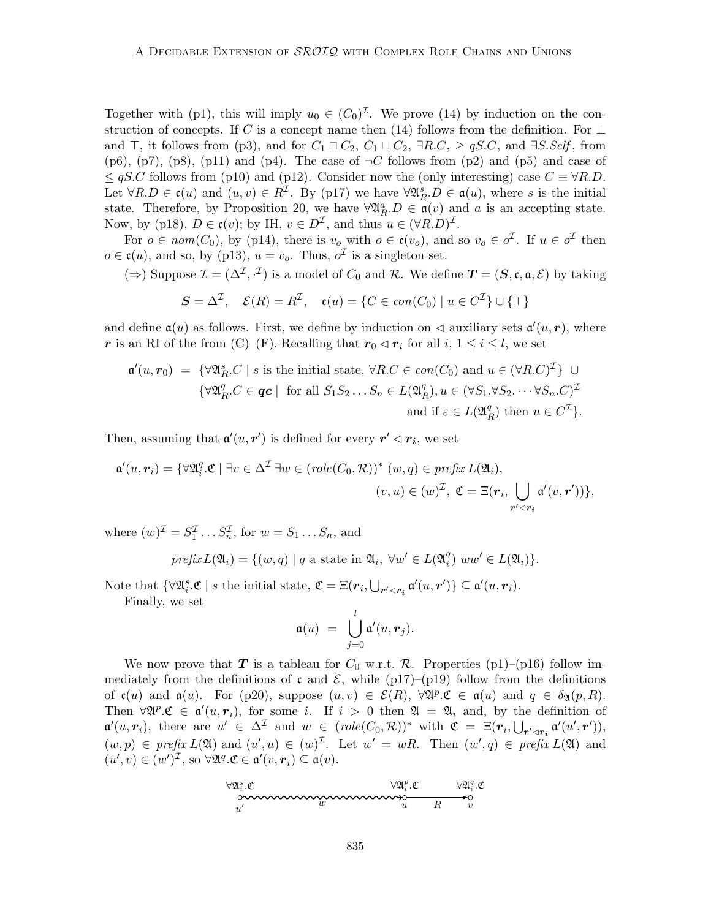Together with (p1), this will imply $u_0 \in (C_0)^{\mathcal{I}}$. We prove (14) by induction on the construction of concepts. If $C$ is a concept name then (14) follows from the definition. For $\bot$ and $\top$, it follows from (p3), and for $C_1 \sqcap C_2$, $C_1 \sqcup C_2$, $\exists R.C$, $\geq qS.C$, and $\exists S.\mathit{Self}$, from (p6), (p7), (p8), (p11) and (p4). The case of $\neg C$ follows from (p2) and (p5) and case of $\leq qS.C$ follows from (p10) and (p12). Consider now the (only interesting) case $C \equiv \forall R.D$. Let $\forall R.D \in \mathfrak{c}(u)$ and $(u,v) \in R^{\mathcal{I}}$. By (p17) we have $\forall \mathfrak{A}_R^s.D \in \mathfrak{a}(u)$, where $s$ is the initial state. Therefore, by Proposition 20, we have $\forall \mathfrak{A}_R^a.D \in \mathfrak{a}(v)$ and $a$ is an accepting state. Now, by (p18), $D \in \mathfrak{c}(v)$; by IH, $v \in D^{\mathcal{I}}$, and thus $u \in (\forall R.D)^{\mathcal{I}}$.

For $o \in \mathit{nom}(C_0)$, by (p14), there is $v_o$ with $o \in \mathfrak{c}(v_o)$, and so $v_o \in o^{\mathcal{I}}$. If $u \in o^{\mathcal{I}}$ then $o \in \mathfrak{c}(u)$, and so, by (p13), $u = v_o$. Thus, $o^{\mathcal{I}}$ is a singleton set.

($\Rightarrow$) Suppose $\mathcal{I} = (\Delta^{\mathcal{I}}, \cdot^{\mathcal{I}})$ is a model of $C_0$ and $\mathcal{R}$. We define $\boldsymbol{T} = (\boldsymbol{S}, \mathfrak{c}, \mathfrak{a}, \mathcal{E})$ by taking

$$\boldsymbol{S} = \Delta^{\mathcal{I}}, \quad \mathcal{E}(R) = R^{\mathcal{I}}, \quad \mathfrak{c}(u) = \{C \in \mathit{con}(C_0) \mid u \in C^{\mathcal{I}}\} \cup \{\top\}$$

and define $\mathfrak{a}(u)$ as follows. First, we define by induction on $\lhd$ auxiliary sets $\mathfrak{a}'(u, \boldsymbol{r})$, where $\boldsymbol{r}$ is an RI of the from (C)–(F). Recalling that $\boldsymbol{r}_0 \lhd \boldsymbol{r}_i$ for all $i$, $1 \leq i \leq l$, we set

$$\begin{aligned}\mathfrak{a}'(u, \boldsymbol{r}_0) \ = \ &\{\forall \mathfrak{A}_R^s.C \mid s \text{ is the initial state, } \forall R.C \in \mathit{con}(C_0) \text{ and } u \in (\forall R.C)^{\mathcal{I}}\} \ \cup \\ &\{\forall \mathfrak{A}_R^q.C \in \boldsymbol{qc} \mid \text{ for all } S_1 S_2 \dots S_n \in L(\mathfrak{A}_R^q), u \in (\forall S_1.\forall S_2.\cdots \forall S_n.C)^{\mathcal{I}} \\ &\qquad\qquad\qquad\qquad \text{and if } \varepsilon \in L(\mathfrak{A}_R^q) \text{ then } u \in C^{\mathcal{I}}\}.\end{aligned}$$

Then, assuming that $\mathfrak{a}'(u, \boldsymbol{r}')$ is defined for every $\boldsymbol{r}' \lhd \boldsymbol{r_i}$, we set

$$\begin{aligned}\mathfrak{a}'(u, \boldsymbol{r}_i) = \{\forall \mathfrak{A}_i^q.\mathfrak{C} \mid \exists v \in \Delta^{\mathcal{I}}\, \exists w \in (\mathit{role}(C_0, \mathcal{R}))^* \ (w, q) \in \mathit{prefix}\, L(\mathfrak{A}_i), \\ (v, u) \in (w)^{\mathcal{I}}, \ \mathfrak{C} = \Xi(\boldsymbol{r}_i, \bigcup_{\boldsymbol{r}' \lhd \boldsymbol{r_i}} \mathfrak{a}'(v, \boldsymbol{r}'))\},\end{aligned}$$

where $(w)^{\mathcal{I}} = S_1^{\mathcal{I}} \dots S_n^{\mathcal{I}}$, for $w = S_1 \dots S_n$, and

$$\mathit{prefix}\, L(\mathfrak{A}_i) = \{(w, q) \mid q \text{ a state in } \mathfrak{A}_i, \ \forall w' \in L(\mathfrak{A}_i^q) \ ww' \in L(\mathfrak{A}_i)\}.$$

Note that $\{\forall \mathfrak{A}_i^s.\mathfrak{C} \mid s \text{ the initial state, } \mathfrak{C} = \Xi(\boldsymbol{r}_i, \bigcup_{\boldsymbol{r}' \lhd \boldsymbol{r_i}} \mathfrak{a}'(u, \boldsymbol{r}')\} \subseteq \mathfrak{a}'(u, \boldsymbol{r}_i)$.

Finally, we set

$$\mathfrak{a}(u) \ = \ \bigcup_{j=0}^{l} \mathfrak{a}'(u, \boldsymbol{r}_j).$$

We now prove that $\boldsymbol{T}$ is a tableau for $C_0$ w.r.t. $\mathcal{R}$. Properties (p1)–(p16) follow immediately from the definitions of $\mathfrak{c}$ and $\mathcal{E}$, while (p17)–(p19) follow from the definitions of $\mathfrak{c}(u)$ and $\mathfrak{a}(u)$. For (p20), suppose $(u,v) \in \mathcal{E}(R)$, $\forall \mathfrak{A}^p.\mathfrak{C} \in \mathfrak{a}(u)$ and $q \in \delta_{\mathfrak{A}}(p, R)$. Then $\forall \mathfrak{A}^p.\mathfrak{C} \in \mathfrak{a}'(u, \boldsymbol{r}_i)$, for some $i$. If $i > 0$ then $\mathfrak{A} = \mathfrak{A}_i$ and, by the definition of $\mathfrak{a}'(u, \boldsymbol{r}_i)$, there are $u' \in \Delta^{\mathcal{I}}$ and $w \in (\mathit{role}(C_0, \mathcal{R}))^*$ with $\mathfrak{C} = \Xi(\boldsymbol{r}_i, \bigcup_{\boldsymbol{r}' \lhd \boldsymbol{r_i}} \mathfrak{a}'(u', \boldsymbol{r}'))$, $(w, p) \in \mathit{prefix}\, L(\mathfrak{A})$ and $(u', u) \in (w)^{\mathcal{I}}$. Let $w' = wR$. Then $(w', q) \in \mathit{prefix}\, L(\mathfrak{A})$ and $(u', v) \in (w')^{\mathcal{I}}$, so $\forall \mathfrak{A}^q.\mathfrak{C} \in \mathfrak{a}'(v, \boldsymbol{r}_i) \subseteq \mathfrak{a}(v)$.

$\forall \mathfrak{A}_i^s.\mathfrak{C}$ $\qquad$ $\forall \mathfrak{A}_i^p.\mathfrak{C}$ $\qquad$ $\forall \mathfrak{A}_i^q.\mathfrak{C}$

$u'$ $\qquad$ $w$ $\qquad$ $u$ $\qquad$ $R$ $\qquad$ $v$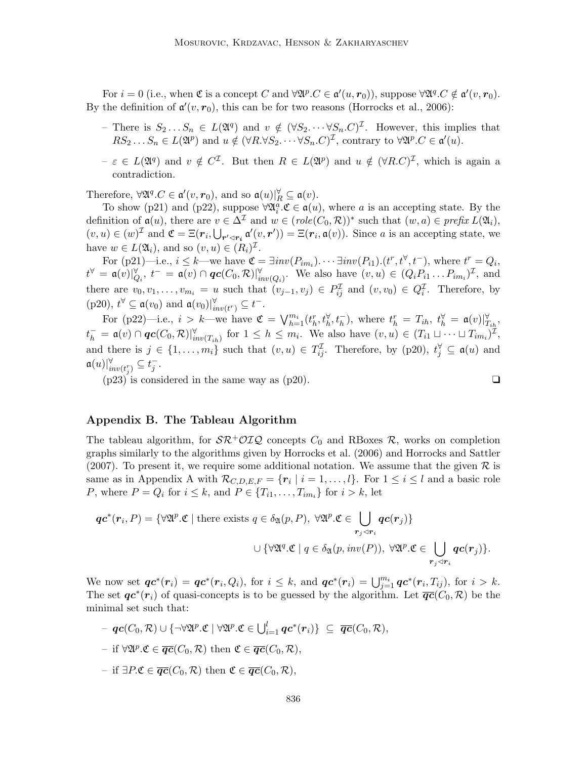For $i = 0$ (i.e., when $\mathfrak{C}$ is a concept $C$ and $\forall\mathfrak{A}^p.C \in \mathfrak{a}'(u, \boldsymbol{r}_0)$), suppose $\forall\mathfrak{A}^q.C \notin \mathfrak{a}'(v, \boldsymbol{r}_0)$. By the definition of $\mathfrak{a}'(v, \boldsymbol{r}_0)$, this can be for two reasons (Horrocks et al., 2006):

- There is $S_2 \dots S_n \in L(\mathfrak{A}^q)$ and $v \notin (\forall S_2.\cdots\forall S_n.C)^{\mathcal{I}}$. However, this implies that $RS_2 \dots S_n \in L(\mathfrak{A}^p)$ and $u \notin (\forall R.\forall S_2.\cdots\forall S_n.C)^{\mathcal{I}}$, contrary to $\forall\mathfrak{A}^p.C \in \mathfrak{a}'(u)$.
- $\varepsilon \in L(\mathfrak{A}^q)$ and $v \notin C^{\mathcal{I}}$. But then $R \in L(\mathfrak{A}^p)$ and $u \notin (\forall R.C)^{\mathcal{I}}$, which is again a contradiction.

Therefore, $\forall\mathfrak{A}^q.C \in \mathfrak{a}'(v, \boldsymbol{r}_0)$, and so $\mathfrak{a}(u)|_R^{\forall} \subseteq \mathfrak{a}(v)$.

To show (p21) and (p22), suppose $\forall\mathfrak{A}_i^a.\mathfrak{C} \in \mathfrak{a}(u)$, where $a$ is an accepting state. By the definition of $\mathfrak{a}(u)$, there are $v \in \Delta^{\mathcal{I}}$ and $w \in (role(C_0, \mathcal{R}))^*$ such that $(w, a) \in \mathit{prefix}\, L(\mathfrak{A}_i)$, $(v, u) \in (w)^{\mathcal{I}}$ and $\mathfrak{C} = \Xi(\boldsymbol{r}_i, \bigcup_{\boldsymbol{r}' \lhd \boldsymbol{r}_i} \mathfrak{a}'(v, \boldsymbol{r}')) = \Xi(\boldsymbol{r}_i, \mathfrak{a}(v))$. Since $a$ is an accepting state, we have $w \in L(\mathfrak{A}_i)$, and so $(v, u) \in (R_i)^{\mathcal{I}}$.

For (p21)—i.e., $i \le k$—we have $\mathfrak{C} = \exists inv(P_{im_i}).\cdots\exists inv(P_{i1}).(t^r, t^{\forall}, t^-)$, where $t^r = Q_i$, $t^{\forall} = \mathfrak{a}(v)|_{Q_i}^{\forall}$, $t^- = \mathfrak{a}(v) \cap \boldsymbol{qc}(C_0, \mathcal{R})|_{inv(Q_i)}^{\forall}$. We also have $(v, u) \in (Q_i P_{i1} \dots P_{im_i})^{\mathcal{I}}$, and there are $v_0, v_1, \dots, v_{m_i} = u$ such that $(v_{j-1}, v_j) \in P_{ij}^{\mathcal{I}}$ and $(v, v_0) \in Q_i^{\mathcal{I}}$. Therefore, by (p20), $t^{\forall} \subseteq \mathfrak{a}(v_0)$ and $\mathfrak{a}(v_0)|_{inv(t^r)}^{\forall} \subseteq t^-$.

For (p22)—i.e., $i > k$—we have $\mathfrak{C} = \bigvee_{h=1}^{m_i}(t_h^r, t_h^{\forall}, t_h^-)$, where $t_h^r = T_{ih}$, $t_h^{\forall} = \mathfrak{a}(v)|_{T_{ih}}^{\forall}$, $t_h^- = \mathfrak{a}(v) \cap \boldsymbol{qc}(C_0, \mathcal{R})|_{inv(T_{ih})}^{\forall}$ for $1 \le h \le m_i$. We also have $(v, u) \in (T_{i1} \sqcup \cdots \sqcup T_{im_i})^{\mathcal{I}}$, and there is $j \in \{1, \dots, m_i\}$ such that $(v, u) \in T_{ij}^{\mathcal{I}}$. Therefore, by (p20), $t_j^{\forall} \subseteq \mathfrak{a}(u)$ and $\mathfrak{a}(u)|_{inv(t_j^r)}^{\forall} \subseteq t_j^-$.

(p23) is considered in the same way as (p20). ❑

## Appendix B. The Tableau Algorithm

The tableau algorithm, for $\mathcal{SR}^+\mathcal{OIQ}$ concepts $C_0$ and RBoxes $\mathcal{R}$, works on completion graphs similarly to the algorithms given by Horrocks et al. (2006) and Horrocks and Sattler (2007). To present it, we require some additional notation. We assume that the given $\mathcal{R}$ is same as in Appendix A with $\mathcal{R}_{C,D,E,F} = \{\boldsymbol{r}_i \mid i = 1, \dots, l\}$. For $1 \le i \le l$ and a basic role $P$, where $P = Q_i$ for $i \le k$, and $P \in \{T_{i1}, \dots, T_{im_i}\}$ for $i > k$, let

$$\boldsymbol{qc}^*(\boldsymbol{r}_i, P) = \{\forall\mathfrak{A}^p.\mathfrak{C} \mid \text{there exists } q \in \delta_{\mathfrak{A}}(p, P),\ \forall\mathfrak{A}^p.\mathfrak{C} \in \bigcup_{\boldsymbol{r}_j \lhd \boldsymbol{r}_i} \boldsymbol{qc}(\boldsymbol{r}_j)\} \cup \{\forall\mathfrak{A}^q.\mathfrak{C} \mid q \in \delta_{\mathfrak{A}}(p, inv(P)),\ \forall\mathfrak{A}^p.\mathfrak{C} \in \bigcup_{\boldsymbol{r}_j \lhd \boldsymbol{r}_i} \boldsymbol{qc}(\boldsymbol{r}_j)\}.$$

We now set $\boldsymbol{qc}^*(\boldsymbol{r}_i) = \boldsymbol{qc}^*(\boldsymbol{r}_i, Q_i)$, for $i \le k$, and $\boldsymbol{qc}^*(\boldsymbol{r}_i) = \bigcup_{j=1}^{m_i} \boldsymbol{qc}^*(\boldsymbol{r}_i, T_{ij})$, for $i > k$. The set $\boldsymbol{qc}^*(\boldsymbol{r}_i)$ of quasi-concepts is to be guessed by the algorithm. Let $\overline{\boldsymbol{qc}}(C_0, \mathcal{R})$ be the minimal set such that:

- $\boldsymbol{qc}(C_0, \mathcal{R}) \cup \{\neg\forall\mathfrak{A}^p.\mathfrak{C} \mid \forall\mathfrak{A}^p.\mathfrak{C} \in \bigcup_{i=1}^{l} \boldsymbol{qc}^*(\boldsymbol{r}_i)\} \subseteq \overline{\boldsymbol{qc}}(C_0, \mathcal{R})$,
- if $\forall\mathfrak{A}^p.\mathfrak{C} \in \overline{\boldsymbol{qc}}(C_0, \mathcal{R})$ then $\mathfrak{C} \in \overline{\boldsymbol{qc}}(C_0, \mathcal{R})$,
- if $\exists P.\mathfrak{C} \in \overline{\boldsymbol{qc}}(C_0, \mathcal{R})$ then $\mathfrak{C} \in \overline{\boldsymbol{qc}}(C_0, \mathcal{R})$,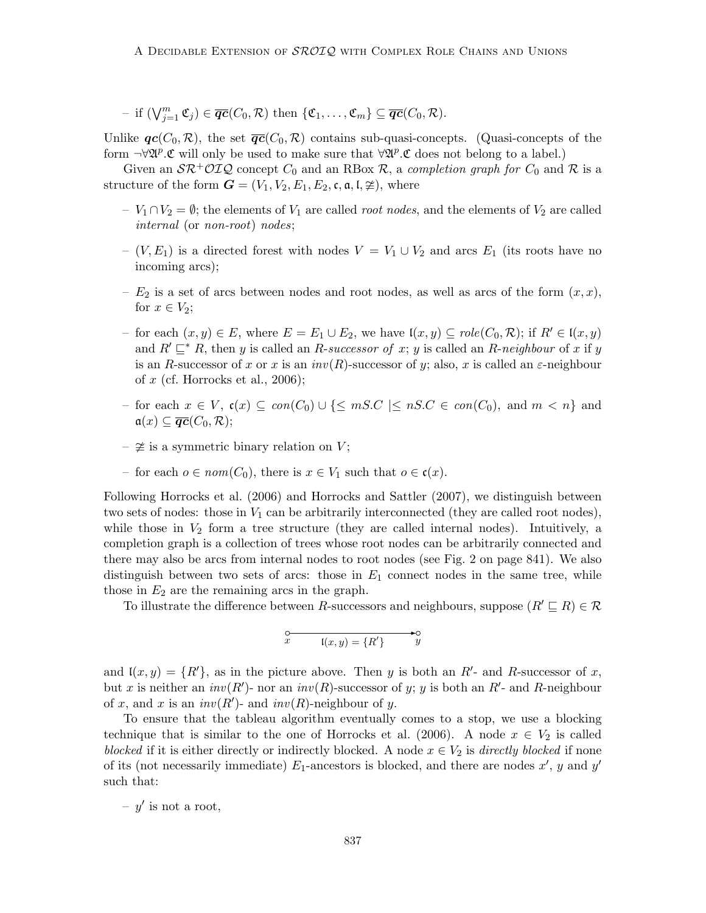– if $(\bigvee_{j=1}^{m} \mathfrak{C}_j) \in \overline{\boldsymbol{qc}}(C_0, \mathcal{R})$ then $\{\mathfrak{C}_1, \dots, \mathfrak{C}_m\} \subseteq \overline{\boldsymbol{qc}}(C_0, \mathcal{R})$.

Unlike $\boldsymbol{qc}(C_0, \mathcal{R})$, the set $\overline{\boldsymbol{qc}}(C_0, \mathcal{R})$ contains sub-quasi-concepts. (Quasi-concepts of the form $\neg\forall\mathfrak{A}^p.\mathfrak{C}$ will only be used to make sure that $\forall\mathfrak{A}^p.\mathfrak{C}$ does not belong to a label.)

Given an $\mathcal{SR}^+\mathcal{OIQ}$ concept $C_0$ and an RBox $\mathcal{R}$, a *completion graph for* $C_0$ and $\mathcal{R}$ is a structure of the form $\boldsymbol{G} = (V_1, V_2, E_1, E_2, \mathfrak{c}, \mathfrak{a}, \mathfrak{l}, \not\cong)$, where

– $V_1 \cap V_2 = \emptyset$; the elements of $V_1$ are called *root nodes*, and the elements of $V_2$ are called *internal* (or *non-root*) *nodes*;

– $(V, E_1)$ is a directed forest with nodes $V = V_1 \cup V_2$ and arcs $E_1$ (its roots have no incoming arcs);

– $E_2$ is a set of arcs between nodes and root nodes, as well as arcs of the form $(x, x)$, for $x \in V_2$;

– for each $(x, y) \in E$, where $E = E_1 \cup E_2$, we have $\mathfrak{l}(x, y) \subseteq role(C_0, \mathcal{R})$; if $R' \in \mathfrak{l}(x, y)$ and $R' \sqsubseteq^* R$, then $y$ is called an *$R$-successor of* $x$; $y$ is called an *$R$-neighbour* of $x$ if $y$ is an $R$-successor of $x$ or $x$ is an $inv(R)$-successor of $y$; also, $x$ is called an $\varepsilon$-neighbour of $x$ (cf. Horrocks et al., 2006);

– for each $x \in V$, $\mathfrak{c}(x) \subseteq con(C_0) \cup \{\leq mS.C \mid \leq nS.C \in con(C_0), \text{ and } m < n\}$ and $\mathfrak{a}(x) \subseteq \overline{\boldsymbol{qc}}(C_0, \mathcal{R})$;

– $\not\cong$ is a symmetric binary relation on $V$;

– for each $o \in nom(C_0)$, there is $x \in V_1$ such that $o \in \mathfrak{c}(x)$.

Following Horrocks et al. (2006) and Horrocks and Sattler (2007), we distinguish between two sets of nodes: those in $V_1$ can be arbitrarily interconnected (they are called root nodes), while those in $V_2$ form a tree structure (they are called internal nodes). Intuitively, a completion graph is a collection of trees whose root nodes can be arbitrarily connected and there may also be arcs from internal nodes to root nodes (see Fig. 2 on page 841). We also distinguish between two sets of arcs: those in $E_1$ connect nodes in the same tree, while those in $E_2$ are the remaining arcs in the graph.

To illustrate the difference between $R$-successors and neighbours, suppose $(R' \sqsubseteq R) \in \mathcal{R}$

$$x \xrightarrow{\quad \mathfrak{l}(x,y) = \{R'\} \quad} y$$

and $\mathfrak{l}(x, y) = \{R'\}$, as in the picture above. Then $y$ is both an $R'$- and $R$-successor of $x$, but $x$ is neither an $inv(R')$- nor an $inv(R)$-successor of $y$; $y$ is both an $R'$- and $R$-neighbour of $x$, and $x$ is an $inv(R')$- and $inv(R)$-neighbour of $y$.

To ensure that the tableau algorithm eventually comes to a stop, we use a blocking technique that is similar to the one of Horrocks et al. (2006). A node $x \in V_2$ is called *blocked* if it is either directly or indirectly blocked. A node $x \in V_2$ is *directly blocked* if none of its (not necessarily immediate) $E_1$-ancestors is blocked, and there are nodes $x'$, $y$ and $y'$ such that:

– $y'$ is not a root,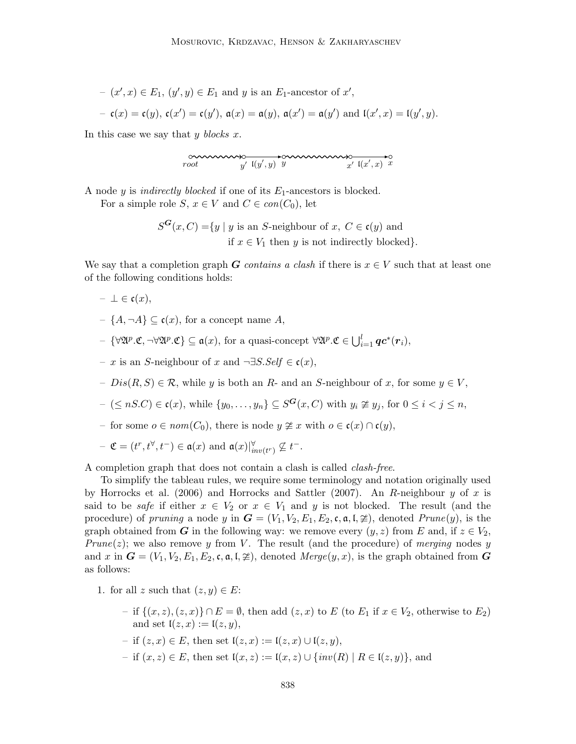– $(x', x) \in E_1$, $(y', y) \in E_1$ and $y$ is an $E_1$-ancestor of $x'$,

– $\mathfrak{c}(x) = \mathfrak{c}(y)$, $\mathfrak{c}(x') = \mathfrak{c}(y')$, $\mathfrak{a}(x) = \mathfrak{a}(y)$, $\mathfrak{a}(x') = \mathfrak{a}(y')$ and $\mathfrak{l}(x', x) = \mathfrak{l}(y', y)$.

In this case we say that *y blocks x*.

$$root \rightsquigarrow y' \xrightarrow{\mathfrak{l}(y',y)} y \rightsquigarrow x' \xrightarrow{\mathfrak{l}(x',x)} x$$

A node $y$ is *indirectly blocked* if one of its $E_1$-ancestors is blocked.

For a simple role $S$, $x \in V$ and $C \in con(C_0)$, let

$$S^{\boldsymbol{G}}(x, C) = \{y \mid y \text{ is an } S\text{-neighbour of } x,\ C \in \mathfrak{c}(y) \text{ and if } x \in V_1 \text{ then } y \text{ is not indirectly blocked}\}.$$

We say that a completion graph $\boldsymbol{G}$ *contains a clash* if there is $x \in V$ such that at least one of the following conditions holds:

– $\bot \in \mathfrak{c}(x)$,

– $\{A, \neg A\} \subseteq \mathfrak{c}(x)$, for a concept name $A$,

– $\{\forall \mathfrak{A}^p.\mathfrak{C}, \neg\forall \mathfrak{A}^p.\mathfrak{C}\} \subseteq \mathfrak{a}(x)$, for a quasi-concept $\forall \mathfrak{A}^p.\mathfrak{C} \in \bigcup_{i=1}^{l} \boldsymbol{qc}^*(\boldsymbol{r}_i)$,

– $x$ is an $S$-neighbour of $x$ and $\neg\exists S.Self \in \mathfrak{c}(x)$,

– $Dis(R, S) \in \mathcal{R}$, while $y$ is both an $R$- and an $S$-neighbour of $x$, for some $y \in V$,

– $(\leq nS.C) \in \mathfrak{c}(x)$, while $\{y_0, \dots, y_n\} \subseteq S^{\boldsymbol{G}}(x, C)$ with $y_i \ncong y_j$, for $0 \leq i < j \leq n$,

– for some $o \in nom(C_0)$, there is node $y \ncong x$ with $o \in \mathfrak{c}(x) \cap \mathfrak{c}(y)$,

– $\mathfrak{C} = (t^r, t^\forall, t^-) \in \mathfrak{a}(x)$ and $\mathfrak{a}(x)|^{\forall}_{inv(t^r)} \not\subseteq t^-$.

A completion graph that does not contain a clash is called *clash-free*.

To simplify the tableau rules, we require some terminology and notation originally used by Horrocks et al. (2006) and Horrocks and Sattler (2007). An $R$-neighbour $y$ of $x$ is said to be *safe* if either $x \in V_2$ or $x \in V_1$ and $y$ is not blocked. The result (and the procedure) of *pruning* a node $y$ in $\boldsymbol{G} = (V_1, V_2, E_1, E_2, \mathfrak{c}, \mathfrak{a}, \mathfrak{l}, \ncong)$, denoted $Prune(y)$, is the graph obtained from $\boldsymbol{G}$ in the following way: we remove every $(y, z)$ from $E$ and, if $z \in V_2$, $Prune(z)$; we also remove $y$ from $V$. The result (and the procedure) of *merging* nodes $y$ and $x$ in $\boldsymbol{G} = (V_1, V_2, E_1, E_2, \mathfrak{c}, \mathfrak{a}, \mathfrak{l}, \ncong)$, denoted $Merge(y, x)$, is the graph obtained from $\boldsymbol{G}$ as follows:

1. for all $z$ such that $(z, y) \in E$:

   – if $\{(x, z), (z, x)\} \cap E = \emptyset$, then add $(z, x)$ to $E$ (to $E_1$ if $x \in V_2$, otherwise to $E_2$) and set $\mathfrak{l}(z, x) := \mathfrak{l}(z, y)$,

   – if $(z, x) \in E$, then set $\mathfrak{l}(z, x) := \mathfrak{l}(z, x) \cup \mathfrak{l}(z, y)$,

   – if $(x, z) \in E$, then set $\mathfrak{l}(x, z) := \mathfrak{l}(x, z) \cup \{inv(R) \mid R \in \mathfrak{l}(z, y)\}$, and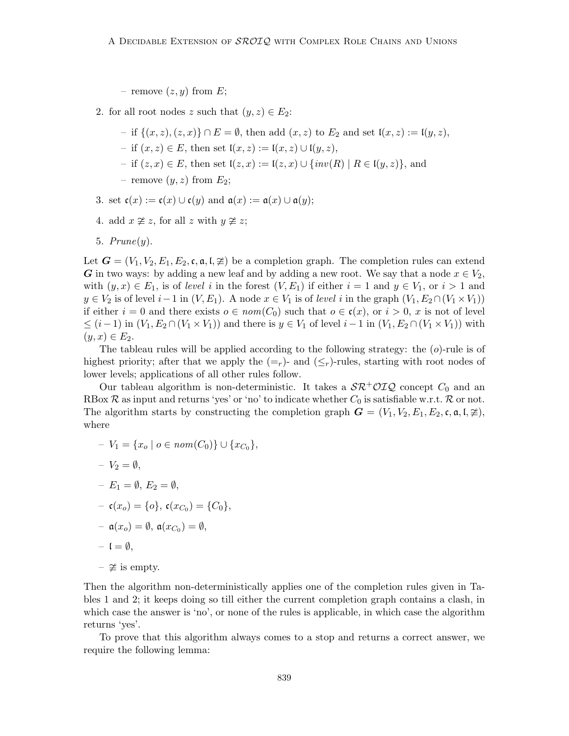– remove $(z, y)$ from $E$;

2. for all root nodes $z$ such that $(y, z) \in E_2$:

   – if $\{(x, z), (z, x)\} \cap E = \emptyset$, then add $(x, z)$ to $E_2$ and set $\mathfrak{l}(x, z) := \mathfrak{l}(y, z)$,

   – if $(x, z) \in E$, then set $\mathfrak{l}(x, z) := \mathfrak{l}(x, z) \cup \mathfrak{l}(y, z)$,

   – if $(z, x) \in E$, then set $\mathfrak{l}(z, x) := \mathfrak{l}(z, x) \cup \{inv(R) \mid R \in \mathfrak{l}(y, z)\}$, and

   – remove $(y, z)$ from $E_2$;

3. set $\mathfrak{c}(x) := \mathfrak{c}(x) \cup \mathfrak{c}(y)$ and $\mathfrak{a}(x) := \mathfrak{a}(x) \cup \mathfrak{a}(y)$;

4. add $x \not\cong z$, for all $z$ with $y \not\cong z$;

5. $Prune(y)$.

Let $\boldsymbol{G} = (V_1, V_2, E_1, E_2, \mathfrak{c}, \mathfrak{a}, \mathfrak{l}, \not\cong)$ be a completion graph. The completion rules can extend $\boldsymbol{G}$ in two ways: by adding a new leaf and by adding a new root. We say that a node $x \in V_2$, with $(y, x) \in E_1$, is of *level* $i$ in the forest $(V, E_1)$ if either $i = 1$ and $y \in V_1$, or $i > 1$ and $y \in V_2$ is of level $i-1$ in $(V, E_1)$. A node $x \in V_1$ is of *level* $i$ in the graph $(V_1, E_2 \cap (V_1 \times V_1))$ if either $i = 0$ and there exists $o \in nom(C_0)$ such that $o \in \mathfrak{c}(x)$, or $i > 0$, $x$ is not of level $\leq (i-1)$ in $(V_1, E_2 \cap (V_1 \times V_1))$ and there is $y \in V_1$ of level $i-1$ in $(V_1, E_2 \cap (V_1 \times V_1))$ with $(y, x) \in E_2$.

The tableau rules will be applied according to the following strategy: the $(o)$-rule is of highest priority; after that we apply the $(=_r)$- and $(\leq_r)$-rules, starting with root nodes of lower levels; applications of all other rules follow.

Our tableau algorithm is non-deterministic. It takes a $\mathcal{SR}^+\mathcal{OIQ}$ concept $C_0$ and an RBox $\mathcal{R}$ as input and returns 'yes' or 'no' to indicate whether $C_0$ is satisfiable w.r.t. $\mathcal{R}$ or not. The algorithm starts by constructing the completion graph $\boldsymbol{G} = (V_1, V_2, E_1, E_2, \mathfrak{c}, \mathfrak{a}, \mathfrak{l}, \not\cong)$, where

– $V_1 = \{x_o \mid o \in nom(C_0)\} \cup \{x_{C_0}\}$,

– $V_2 = \emptyset$,

– $E_1 = \emptyset$, $E_2 = \emptyset$,

– $\mathfrak{c}(x_o) = \{o\}$, $\mathfrak{c}(x_{C_0}) = \{C_0\}$,

– $\mathfrak{a}(x_o) = \emptyset$, $\mathfrak{a}(x_{C_0}) = \emptyset$,

– $\mathfrak{l} = \emptyset$,

– $\not\cong$ is empty.

Then the algorithm non-deterministically applies one of the completion rules given in Tables 1 and 2; it keeps doing so till either the current completion graph contains a clash, in which case the answer is 'no', or none of the rules is applicable, in which case the algorithm returns 'yes'.

To prove that this algorithm always comes to a stop and returns a correct answer, we require the following lemma: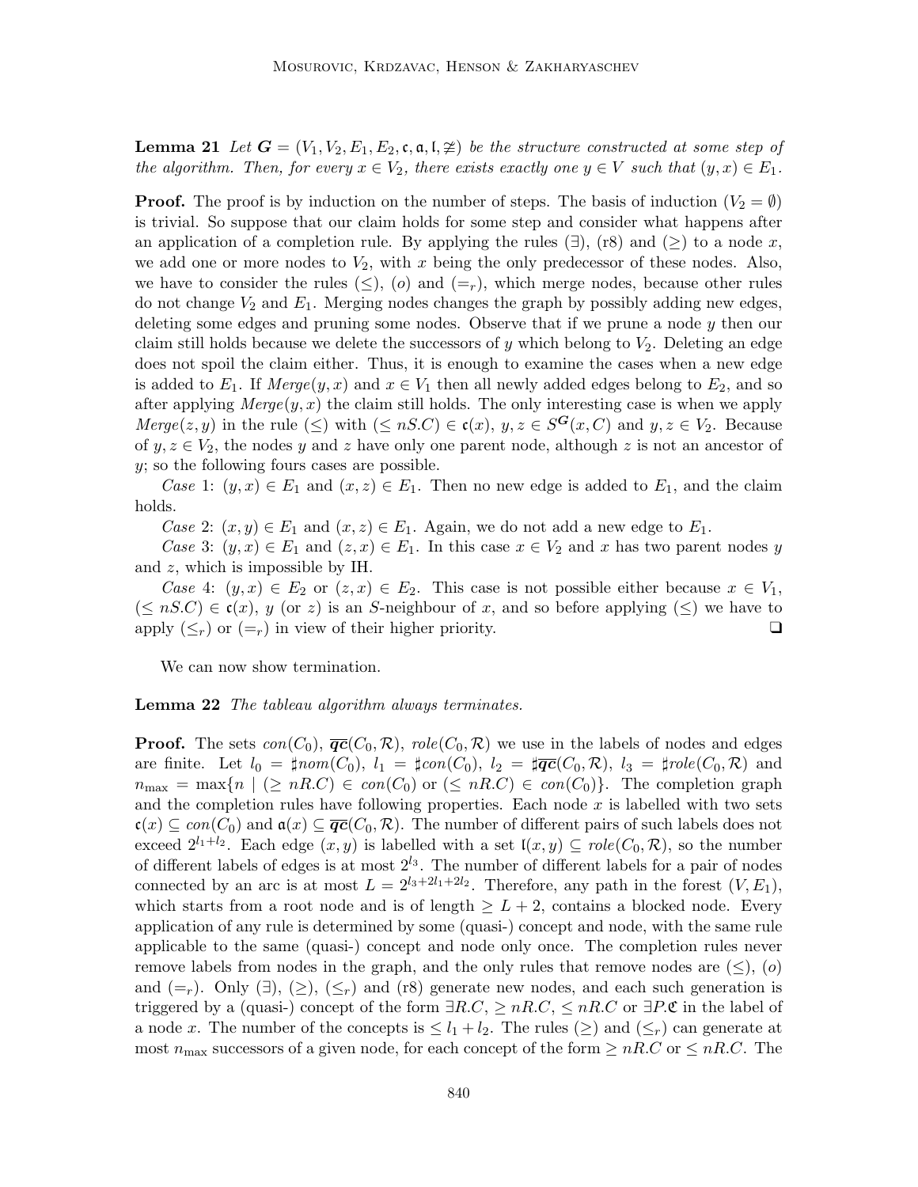**Lemma 21** *Let $\boldsymbol{G} = (V_1, V_2, E_1, E_2, \mathfrak{c}, \mathfrak{a}, \mathfrak{l}, \not\cong)$ be the structure constructed at some step of the algorithm. Then, for every $x \in V_2$, there exists exactly one $y \in V$ such that $(y, x) \in E_1$.*

**Proof.** The proof is by induction on the number of steps. The basis of induction ($V_2 = \emptyset$) is trivial. So suppose that our claim holds for some step and consider what happens after an application of a completion rule. By applying the rules ($\exists$), (r8) and ($\geq$) to a node $x$, we add one or more nodes to $V_2$, with $x$ being the only predecessor of these nodes. Also, we have to consider the rules ($\leq$), ($o$) and ($=_r$), which merge nodes, because other rules do not change $V_2$ and $E_1$. Merging nodes changes the graph by possibly adding new edges, deleting some edges and pruning some nodes. Observe that if we prune a node $y$ then our claim still holds because we delete the successors of $y$ which belong to $V_2$. Deleting an edge does not spoil the claim either. Thus, it is enough to examine the cases when a new edge is added to $E_1$. If $\mathit{Merge}(y, x)$ and $x \in V_1$ then all newly added edges belong to $E_2$, and so after applying $\mathit{Merge}(y, x)$ the claim still holds. The only interesting case is when we apply $\mathit{Merge}(z, y)$ in the rule ($\leq$) with $(\leq nS.C) \in \mathfrak{c}(x)$, $y, z \in S^{\boldsymbol{G}}(x, C)$ and $y, z \in V_2$. Because of $y, z \in V_2$, the nodes $y$ and $z$ have only one parent node, although $z$ is not an ancestor of $y$; so the following fours cases are possible.

*Case* 1: $(y, x) \in E_1$ and $(x, z) \in E_1$. Then no new edge is added to $E_1$, and the claim holds.

*Case* 2: $(x, y) \in E_1$ and $(x, z) \in E_1$. Again, we do not add a new edge to $E_1$.

*Case* 3: $(y, x) \in E_1$ and $(z, x) \in E_1$. In this case $x \in V_2$ and $x$ has two parent nodes $y$ and $z$, which is impossible by IH.

*Case* 4: $(y, x) \in E_2$ or $(z, x) \in E_2$. This case is not possible either because $x \in V_1$, $(\leq nS.C) \in \mathfrak{c}(x)$, $y$ (or $z$) is an $S$-neighbour of $x$, and so before applying ($\leq$) we have to apply ($\leq_r$) or ($=_r$) in view of their higher priority. ❑

We can now show termination.

**Lemma 22** *The tableau algorithm always terminates.*

**Proof.** The sets $con(C_0)$, $\overline{\boldsymbol{qc}}(C_0, \mathcal{R})$, $role(C_0, \mathcal{R})$ we use in the labels of nodes and edges are finite. Let $l_0 = \sharp nom(C_0)$, $l_1 = \sharp con(C_0)$, $l_2 = \sharp\overline{\boldsymbol{qc}}(C_0, \mathcal{R})$, $l_3 = \sharp role(C_0, \mathcal{R})$ and $n_{\max} = \max\{n \mid (\geq nR.C) \in con(C_0) \text{ or } (\leq nR.C) \in con(C_0)\}$. The completion graph and the completion rules have following properties. Each node $x$ is labelled with two sets $\mathfrak{c}(x) \subseteq con(C_0)$ and $\mathfrak{a}(x) \subseteq \overline{\boldsymbol{qc}}(C_0, \mathcal{R})$. The number of different pairs of such labels does not exceed $2^{l_1+l_2}$. Each edge $(x, y)$ is labelled with a set $\mathfrak{l}(x, y) \subseteq role(C_0, \mathcal{R})$, so the number of different labels of edges is at most $2^{l_3}$. The number of different labels for a pair of nodes connected by an arc is at most $L = 2^{l_3+2l_1+2l_2}$. Therefore, any path in the forest $(V, E_1)$, which starts from a root node and is of length $\geq L + 2$, contains a blocked node. Every application of any rule is determined by some (quasi-) concept and node, with the same rule applicable to the same (quasi-) concept and node only once. The completion rules never remove labels from nodes in the graph, and the only rules that remove nodes are ($\leq$), ($o$) and ($=_r$). Only ($\exists$), ($\geq$), ($\leq_r$) and (r8) generate new nodes, and each such generation is triggered by a (quasi-) concept of the form $\exists R.C$, $\geq nR.C$, $\leq nR.C$ or $\exists P.\mathfrak{C}$ in the label of a node $x$. The number of the concepts is $\leq l_1 + l_2$. The rules ($\geq$) and ($\leq_r$) can generate at most $n_{\max}$ successors of a given node, for each concept of the form $\geq nR.C$ or $\leq nR.C$. The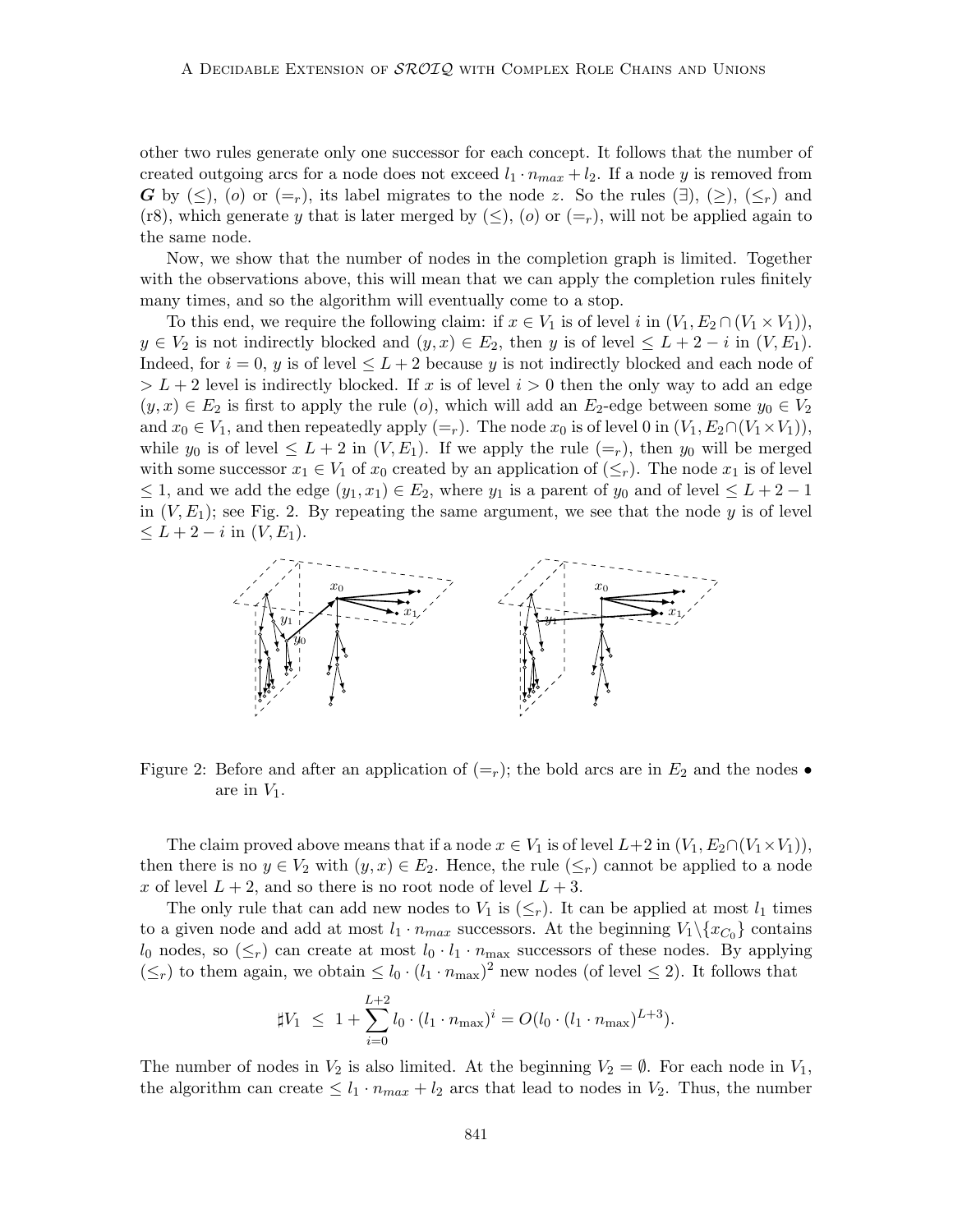other two rules generate only one successor for each concept. It follows that the number of created outgoing arcs for a node does not exceed $l_1 \cdot n_{max} + l_2$. If a node $y$ is removed from $\boldsymbol{G}$ by $(\leq)$, $(o)$ or $(=_r)$, its label migrates to the node $z$. So the rules $(\exists)$, $(\geq)$, $(\leq_r)$ and (r8), which generate $y$ that is later merged by $(\leq)$, $(o)$ or $(=_r)$, will not be applied again to the same node.

Now, we show that the number of nodes in the completion graph is limited. Together with the observations above, this will mean that we can apply the completion rules finitely many times, and so the algorithm will eventually come to a stop.

To this end, we require the following claim: if $x \in V_1$ is of level $i$ in $(V_1, E_2 \cap (V_1 \times V_1))$, $y \in V_2$ is not indirectly blocked and $(y, x) \in E_2$, then $y$ is of level $\leq L + 2 - i$ in $(V, E_1)$. Indeed, for $i = 0$, $y$ is of level $\leq L + 2$ because $y$ is not indirectly blocked and each node of $> L + 2$ level is indirectly blocked. If $x$ is of level $i > 0$ then the only way to add an edge $(y, x) \in E_2$ is first to apply the rule $(o)$, which will add an $E_2$-edge between some $y_0 \in V_2$ and $x_0 \in V_1$, and then repeatedly apply $(=_r)$. The node $x_0$ is of level 0 in $(V_1, E_2 \cap (V_1 \times V_1))$, while $y_0$ is of level $\leq L + 2$ in $(V, E_1)$. If we apply the rule $(=_r)$, then $y_0$ will be merged with some successor $x_1 \in V_1$ of $x_0$ created by an application of $(\leq_r)$. The node $x_1$ is of level $\leq 1$, and we add the edge $(y_1, x_1) \in E_2$, where $y_1$ is a parent of $y_0$ and of level $\leq L + 2 - 1$ in $(V, E_1)$; see Fig. 2. By repeating the same argument, we see that the node $y$ is of level $\leq L + 2 - i$ in $(V, E_1)$.

Figure 2: Before and after an application of $(=_r)$; the bold arcs are in $E_2$ and the nodes $\bullet$ are in $V_1$.

The claim proved above means that if a node $x \in V_1$ is of level $L+2$ in $(V_1, E_2 \cap (V_1 \times V_1))$, then there is no $y \in V_2$ with $(y, x) \in E_2$. Hence, the rule $(\leq_r)$ cannot be applied to a node $x$ of level $L + 2$, and so there is no root node of level $L + 3$.

The only rule that can add new nodes to $V_1$ is $(\leq_r)$. It can be applied at most $l_1$ times to a given node and add at most $l_1 \cdot n_{max}$ successors. At the beginning $V_1 \backslash \{x_{C_0}\}$ contains $l_0$ nodes, so $(\leq_r)$ can create at most $l_0 \cdot l_1 \cdot n_{\max}$ successors of these nodes. By applying $(\leq_r)$ to them again, we obtain $\leq l_0 \cdot (l_1 \cdot n_{\max})^2$ new nodes (of level $\leq 2$). It follows that

$$\sharp V_1 \;\leq\; 1 + \sum_{i=0}^{L+2} l_0 \cdot (l_1 \cdot n_{\max})^i = O(l_0 \cdot (l_1 \cdot n_{\max})^{L+3}).$$

The number of nodes in $V_2$ is also limited. At the beginning $V_2 = \emptyset$. For each node in $V_1$, the algorithm can create $\leq l_1 \cdot n_{max} + l_2$ arcs that lead to nodes in $V_2$. Thus, the number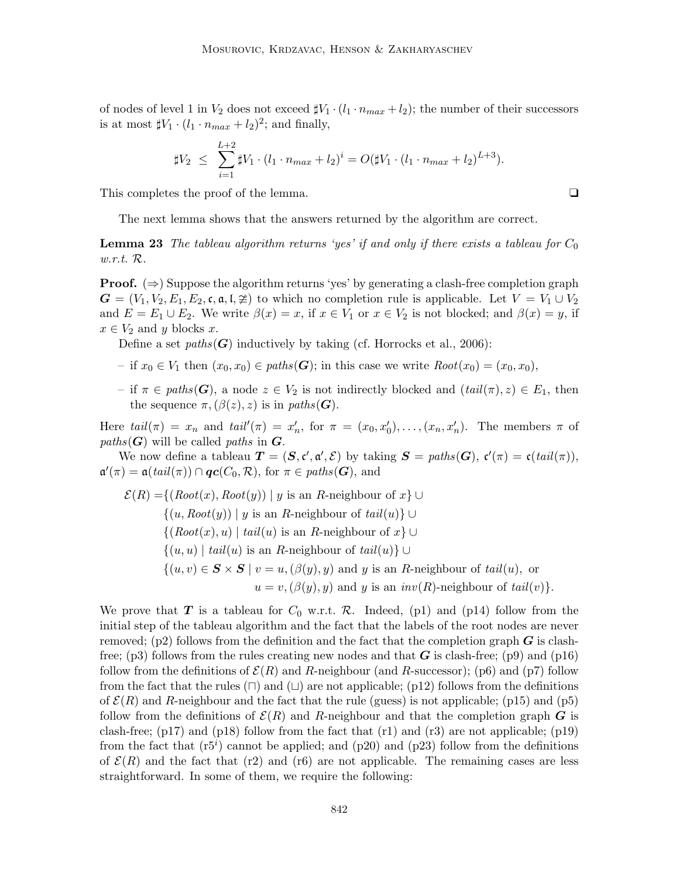of nodes of level 1 in $V_2$ does not exceed $\sharp V_1 \cdot (l_1 \cdot n_{max} + l_2)$; the number of their successors is at most $\sharp V_1 \cdot (l_1 \cdot n_{max} + l_2)^2$; and finally,

$$\sharp V_2 \;\leq\; \sum_{i=1}^{L+2} \sharp V_1 \cdot (l_1 \cdot n_{max} + l_2)^i = O(\sharp V_1 \cdot (l_1 \cdot n_{max} + l_2)^{L+3}).$$

This completes the proof of the lemma. ❑

The next lemma shows that the answers returned by the algorithm are correct.

**Lemma 23** *The tableau algorithm returns 'yes' if and only if there exists a tableau for $C_0$ w.r.t. $\mathcal{R}$.*

**Proof.** ($\Rightarrow$) Suppose the algorithm returns 'yes' by generating a clash-free completion graph $\boldsymbol{G} = (V_1, V_2, E_1, E_2, \mathfrak{c}, \mathfrak{a}, \mathfrak{l}, \not\cong)$ to which no completion rule is applicable. Let $V = V_1 \cup V_2$ and $E = E_1 \cup E_2$. We write $\beta(x) = x$, if $x \in V_1$ or $x \in V_2$ is not blocked; and $\beta(x) = y$, if $x \in V_2$ and $y$ blocks $x$.

Define a set $paths(\boldsymbol{G})$ inductively by taking (cf. Horrocks et al., 2006):

– if $x_0 \in V_1$ then $(x_0, x_0) \in paths(\boldsymbol{G})$; in this case we write $Root(x_0) = (x_0, x_0)$,

– if $\pi \in paths(\boldsymbol{G})$, a node $z \in V_2$ is not indirectly blocked and $(tail(\pi), z) \in E_1$, then the sequence $\pi, (\beta(z), z)$ is in $paths(\boldsymbol{G})$.

Here $tail(\pi) = x_n$ and $tail'(\pi) = x'_n$, for $\pi = (x_0, x'_0), \dots, (x_n, x'_n)$. The members $\pi$ of $paths(\boldsymbol{G})$ will be called *paths* in $\boldsymbol{G}$.

We now define a tableau $\boldsymbol{T} = (\boldsymbol{S}, \mathfrak{c}', \mathfrak{a}', \mathcal{E})$ by taking $\boldsymbol{S} = paths(\boldsymbol{G})$, $\mathfrak{c}'(\pi) = \mathfrak{c}(tail(\pi))$, $\mathfrak{a}'(\pi) = \mathfrak{a}(tail(\pi)) \cap \boldsymbol{qc}(C_0, \mathcal{R})$, for $\pi \in paths(\boldsymbol{G})$, and

$$\begin{aligned}
\mathcal{E}(R) = & \{(Root(x), Root(y)) \mid y \text{ is an } R\text{-neighbour of } x\} \cup \\
& \{(u, Root(y)) \mid y \text{ is an } R\text{-neighbour of } tail(u)\} \cup \\
& \{(Root(x), u) \mid tail(u) \text{ is an } R\text{-neighbour of } x\} \cup \\
& \{(u, u) \mid tail(u) \text{ is an } R\text{-neighbour of } tail(u)\} \cup \\
& \{(u, v) \in \boldsymbol{S} \times \boldsymbol{S} \mid v = u, (\beta(y), y) \text{ and } y \text{ is an } R\text{-neighbour of } tail(u), \text{ or} \\
& \qquad u = v, (\beta(y), y) \text{ and } y \text{ is an } inv(R)\text{-neighbour of } tail(v)\}.
\end{aligned}$$

We prove that $\boldsymbol{T}$ is a tableau for $C_0$ w.r.t. $\mathcal{R}$. Indeed, (p1) and (p14) follow from the initial step of the tableau algorithm and the fact that the labels of the root nodes are never removed; (p2) follows from the definition and the fact that the completion graph $\boldsymbol{G}$ is clash-free; (p3) follows from the rules creating new nodes and that $\boldsymbol{G}$ is clash-free; (p9) and (p16) follow from the definitions of $\mathcal{E}(R)$ and $R$-neighbour (and $R$-successor); (p6) and (p7) follow from the fact that the rules ($\sqcap$) and ($\sqcup$) are not applicable; (p12) follows from the definitions of $\mathcal{E}(R)$ and $R$-neighbour and the fact that the rule (guess) is not applicable; (p15) and (p5) follow from the definitions of $\mathcal{E}(R)$ and $R$-neighbour and that the completion graph $\boldsymbol{G}$ is clash-free; (p17) and (p18) follow from the fact that (r1) and (r3) are not applicable; (p19) from the fact that ($\text{r5}^i$) cannot be applied; and (p20) and (p23) follow from the definitions of $\mathcal{E}(R)$ and the fact that (r2) and (r6) are not applicable. The remaining cases are less straightforward. In some of them, we require the following: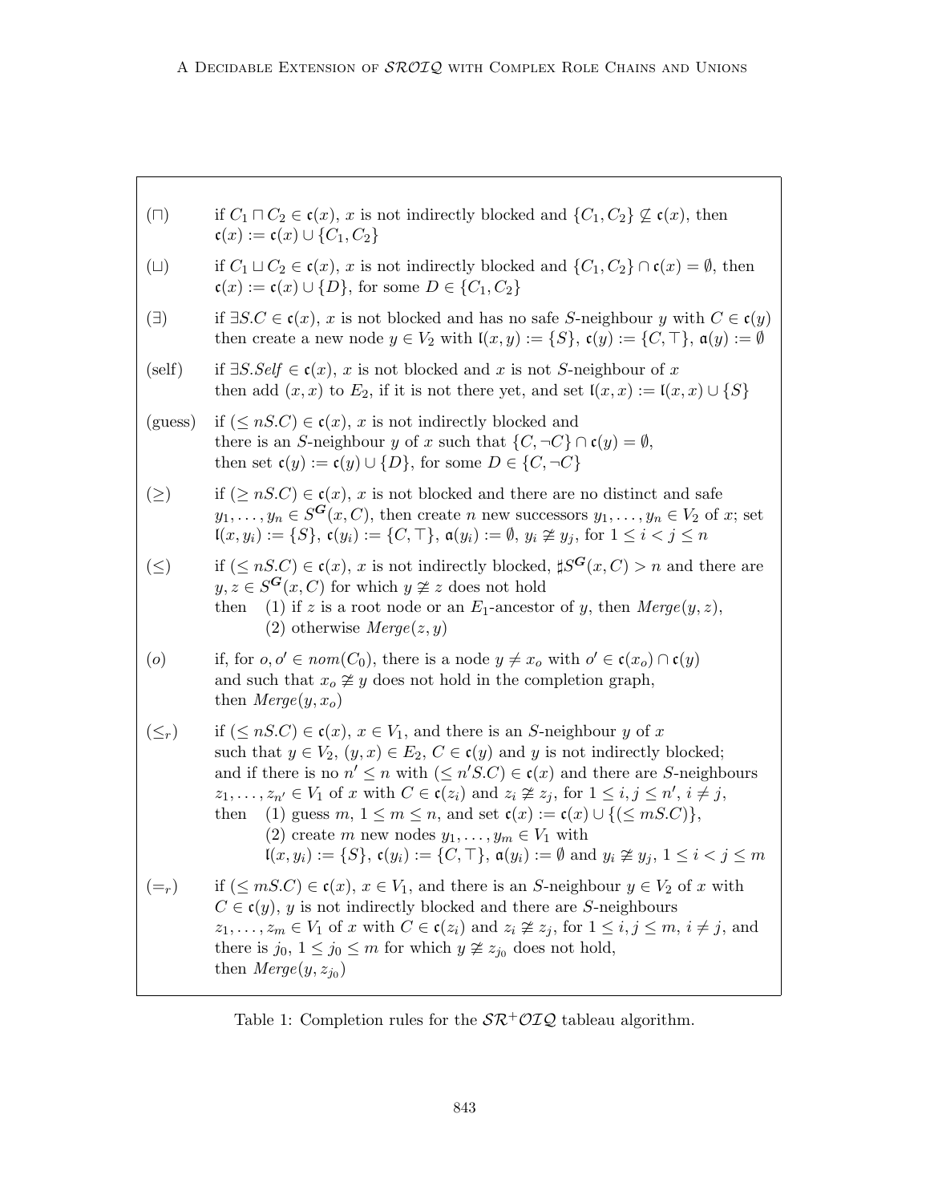| | |
|---|---|
| $(\sqcap)$ | if $C_1 \sqcap C_2 \in \mathfrak{c}(x)$, $x$ is not indirectly blocked and $\{C_1, C_2\} \not\subseteq \mathfrak{c}(x)$, then $\mathfrak{c}(x) := \mathfrak{c}(x) \cup \{C_1, C_2\}$ |
| $(\sqcup)$ | if $C_1 \sqcup C_2 \in \mathfrak{c}(x)$, $x$ is not indirectly blocked and $\{C_1, C_2\} \cap \mathfrak{c}(x) = \emptyset$, then $\mathfrak{c}(x) := \mathfrak{c}(x) \cup \{D\}$, for some $D \in \{C_1, C_2\}$ |
| $(\exists)$ | if $\exists S.C \in \mathfrak{c}(x)$, $x$ is not blocked and has no safe $S$-neighbour $y$ with $C \in \mathfrak{c}(y)$ then create a new node $y \in V_2$ with $\mathfrak{l}(x, y) := \{S\}$, $\mathfrak{c}(y) := \{C, \top\}$, $\mathfrak{a}(y) := \emptyset$ |
| (self) | if $\exists S.Self \in \mathfrak{c}(x)$, $x$ is not blocked and $x$ is not $S$-neighbour of $x$ then add $(x, x)$ to $E_2$, if it is not there yet, and set $\mathfrak{l}(x, x) := \mathfrak{l}(x, x) \cup \{S\}$ |
| (guess) | if $(\leq nS.C) \in \mathfrak{c}(x)$, $x$ is not indirectly blocked and there is an $S$-neighbour $y$ of $x$ such that $\{C, \neg C\} \cap \mathfrak{c}(y) = \emptyset$, then set $\mathfrak{c}(y) := \mathfrak{c}(y) \cup \{D\}$, for some $D \in \{C, \neg C\}$ |
| $(\geq)$ | if $(\geq nS.C) \in \mathfrak{c}(x)$, $x$ is not blocked and there are no distinct and safe $y_1, \ldots, y_n \in S^{\boldsymbol{G}}(x, C)$, then create $n$ new successors $y_1, \ldots, y_n \in V_2$ of $x$; set $\mathfrak{l}(x, y_i) := \{S\}$, $\mathfrak{c}(y_i) := \{C, \top\}$, $\mathfrak{a}(y_i) := \emptyset$, $y_i \not\cong y_j$, for $1 \leq i < j \leq n$ |
| $(\leq)$ | if $(\leq nS.C) \in \mathfrak{c}(x)$, $x$ is not indirectly blocked, $\sharp S^{\boldsymbol{G}}(x, C) > n$ and there are $y, z \in S^{\boldsymbol{G}}(x, C)$ for which $y \not\cong z$ does not hold then (1) if $z$ is a root node or an $E_1$-ancestor of $y$, then $Merge(y, z)$, (2) otherwise $Merge(z, y)$ |
| $(o)$ | if, for $o, o' \in nom(C_0)$, there is a node $y \neq x_o$ with $o' \in \mathfrak{c}(x_o) \cap \mathfrak{c}(y)$ and such that $x_o \not\cong y$ does not hold in the completion graph, then $Merge(y, x_o)$ |
| $(\leq_r)$ | if $(\leq nS.C) \in \mathfrak{c}(x)$, $x \in V_1$, and there is an $S$-neighbour $y$ of $x$ such that $y \in V_2$, $(y, x) \in E_2$, $C \in \mathfrak{c}(y)$ and $y$ is not indirectly blocked; and if there is no $n' \leq n$ with $(\leq n'S.C) \in \mathfrak{c}(x)$ and there are $S$-neighbours $z_1, \ldots, z_{n'} \in V_1$ of $x$ with $C \in \mathfrak{c}(z_i)$ and $z_i \not\cong z_j$, for $1 \leq i, j \leq n'$, $i \neq j$, then (1) guess $m$, $1 \leq m \leq n$, and set $\mathfrak{c}(x) := \mathfrak{c}(x) \cup \{(\leq mS.C)\}$, (2) create $m$ new nodes $y_1, \ldots, y_m \in V_1$ with $\mathfrak{l}(x, y_i) := \{S\}$, $\mathfrak{c}(y_i) := \{C, \top\}$, $\mathfrak{a}(y_i) := \emptyset$ and $y_i \not\cong y_j$, $1 \leq i < j \leq m$ |
| $(=_r)$ | if $(\leq mS.C) \in \mathfrak{c}(x)$, $x \in V_1$, and there is an $S$-neighbour $y \in V_2$ of $x$ with $C \in \mathfrak{c}(y)$, $y$ is not indirectly blocked and there are $S$-neighbours $z_1, \ldots, z_m \in V_1$ of $x$ with $C \in \mathfrak{c}(z_i)$ and $z_i \not\cong z_j$, for $1 \leq i, j \leq m$, $i \neq j$, and there is $j_0$, $1 \leq j_0 \leq m$ for which $y \not\cong z_{j_0}$ does not hold, then $Merge(y, z_{j_0})$ |

Table 1: Completion rules for the $\mathcal{SR}^{+}\mathcal{OIQ}$ tableau algorithm.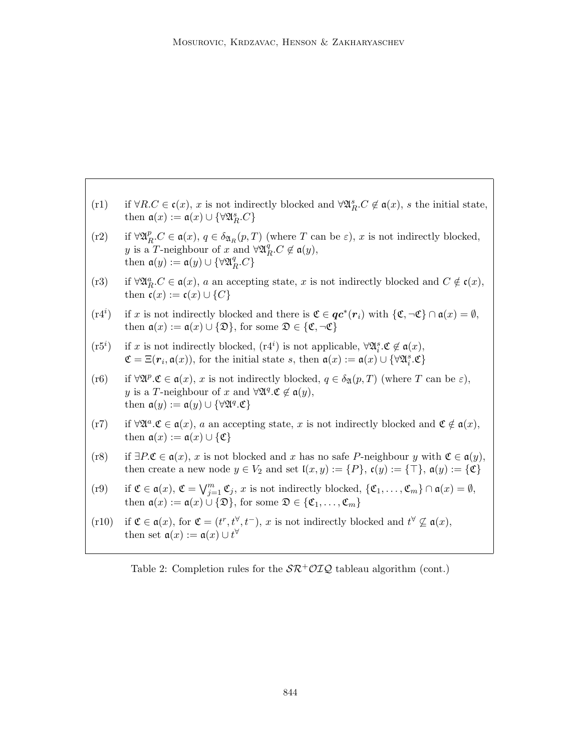(r1) if $\forall R.C \in \mathfrak{c}(x)$, $x$ is not indirectly blocked and $\forall \mathfrak{A}_R^s.C \notin \mathfrak{a}(x)$, $s$ the initial state, then $\mathfrak{a}(x) := \mathfrak{a}(x) \cup \{\forall \mathfrak{A}_R^s.C\}$

(r2) if $\forall \mathfrak{A}_R^p.C \in \mathfrak{a}(x)$, $q \in \delta_{\mathfrak{A}_R}(p, T)$ (where $T$ can be $\varepsilon$), $x$ is not indirectly blocked, $y$ is a $T$-neighbour of $x$ and $\forall \mathfrak{A}_R^q.C \notin \mathfrak{a}(y)$, then $\mathfrak{a}(y) := \mathfrak{a}(y) \cup \{\forall \mathfrak{A}_R^q.C\}$

(r3) if $\forall \mathfrak{A}_R^a.C \in \mathfrak{a}(x)$, $a$ an accepting state, $x$ is not indirectly blocked and $C \notin \mathfrak{c}(x)$, then $\mathfrak{c}(x) := \mathfrak{c}(x) \cup \{C\}$

($\text{r4}^i$) if $x$ is not indirectly blocked and there is $\mathfrak{C} \in \boldsymbol{qc}^*(\boldsymbol{r}_i)$ with $\{\mathfrak{C}, \neg\mathfrak{C}\} \cap \mathfrak{a}(x) = \emptyset$, then $\mathfrak{a}(x) := \mathfrak{a}(x) \cup \{\mathfrak{D}\}$, for some $\mathfrak{D} \in \{\mathfrak{C}, \neg\mathfrak{C}\}$

($\text{r5}^i$) if $x$ is not indirectly blocked, ($\text{r4}^i$) is not applicable, $\forall \mathfrak{A}_i^s.\mathfrak{C} \notin \mathfrak{a}(x)$, $\mathfrak{C} = \Xi(\boldsymbol{r}_i, \mathfrak{a}(x))$, for the initial state $s$, then $\mathfrak{a}(x) := \mathfrak{a}(x) \cup \{\forall \mathfrak{A}_i^s.\mathfrak{C}\}$

(r6) if $\forall \mathfrak{A}^p.\mathfrak{C} \in \mathfrak{a}(x)$, $x$ is not indirectly blocked, $q \in \delta_{\mathfrak{A}}(p, T)$ (where $T$ can be $\varepsilon$), $y$ is a $T$-neighbour of $x$ and $\forall \mathfrak{A}^q.\mathfrak{C} \notin \mathfrak{a}(y)$, then $\mathfrak{a}(y) := \mathfrak{a}(y) \cup \{\forall \mathfrak{A}^q.\mathfrak{C}\}$

(r7) if $\forall \mathfrak{A}^a.\mathfrak{C} \in \mathfrak{a}(x)$, $a$ an accepting state, $x$ is not indirectly blocked and $\mathfrak{C} \notin \mathfrak{a}(x)$, then $\mathfrak{a}(x) := \mathfrak{a}(x) \cup \{\mathfrak{C}\}$

(r8) if $\exists P.\mathfrak{C} \in \mathfrak{a}(x)$, $x$ is not blocked and $x$ has no safe $P$-neighbour $y$ with $\mathfrak{C} \in \mathfrak{a}(y)$, then create a new node $y \in V_2$ and set $\mathfrak{l}(x, y) := \{P\}$, $\mathfrak{c}(y) := \{\top\}$, $\mathfrak{a}(y) := \{\mathfrak{C}\}$

(r9) if $\mathfrak{C} \in \mathfrak{a}(x)$, $\mathfrak{C} = \bigvee_{j=1}^m \mathfrak{C}_j$, $x$ is not indirectly blocked, $\{\mathfrak{C}_1, \ldots, \mathfrak{C}_m\} \cap \mathfrak{a}(x) = \emptyset$, then $\mathfrak{a}(x) := \mathfrak{a}(x) \cup \{\mathfrak{D}\}$, for some $\mathfrak{D} \in \{\mathfrak{C}_1, \ldots, \mathfrak{C}_m\}$

(r10) if $\mathfrak{C} \in \mathfrak{a}(x)$, for $\mathfrak{C} = (t^r, t^\forall, t^-)$, $x$ is not indirectly blocked and $t^\forall \not\subseteq \mathfrak{a}(x)$, then set $\mathfrak{a}(x) := \mathfrak{a}(x) \cup t^\forall$

Table 2: Completion rules for the $\mathcal{SR}^+\mathcal{OIQ}$ tableau algorithm (cont.)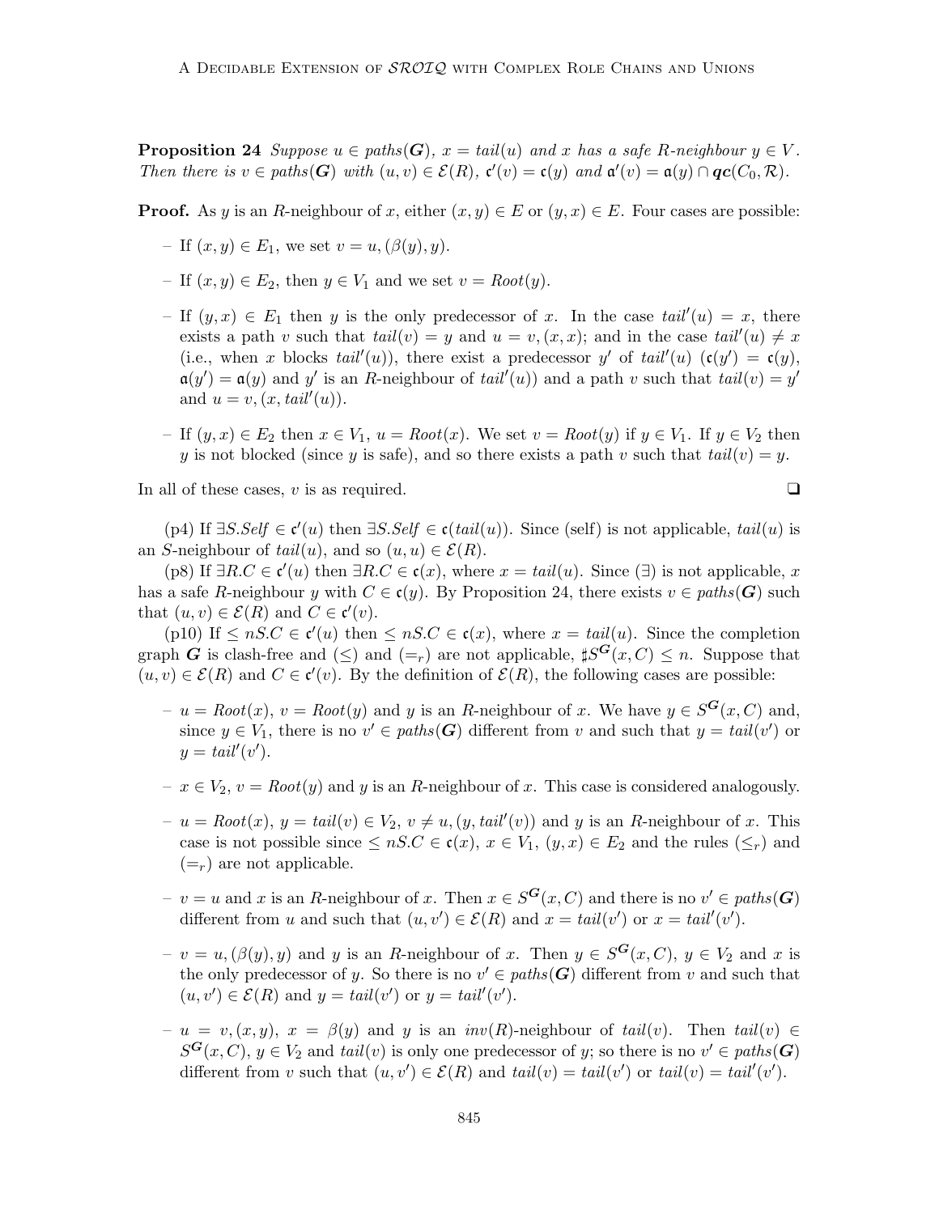**Proposition 24** *Suppose $u \in paths(\boldsymbol{G})$, $x = tail(u)$ and $x$ has a safe $R$-neighbour $y \in V$. Then there is $v \in paths(\boldsymbol{G})$ with $(u, v) \in \mathcal{E}(R)$, $\mathfrak{c}'(v) = \mathfrak{c}(y)$ and $\mathfrak{a}'(v) = \mathfrak{a}(y) \cap \boldsymbol{qc}(C_0, \mathcal{R})$.*

**Proof.** As $y$ is an $R$-neighbour of $x$, either $(x, y) \in E$ or $(y, x) \in E$. Four cases are possible:

- If $(x, y) \in E_1$, we set $v = u, (\beta(y), y)$.
- If $(x, y) \in E_2$, then $y \in V_1$ and we set $v = Root(y)$.
- If $(y, x) \in E_1$ then $y$ is the only predecessor of $x$. In the case $tail'(u) = x$, there exists a path $v$ such that $tail(v) = y$ and $u = v, (x, x)$; and in the case $tail'(u) \neq x$ (i.e., when $x$ blocks $tail'(u)$), there exist a predecessor $y'$ of $tail'(u)$ ($\mathfrak{c}(y') = \mathfrak{c}(y)$, $\mathfrak{a}(y') = \mathfrak{a}(y)$ and $y'$ is an $R$-neighbour of $tail'(u)$) and a path $v$ such that $tail(v) = y'$ and $u = v, (x, tail'(u))$.
- If $(y, x) \in E_2$ then $x \in V_1$, $u = Root(x)$. We set $v = Root(y)$ if $y \in V_1$. If $y \in V_2$ then $y$ is not blocked (since $y$ is safe), and so there exists a path $v$ such that $tail(v) = y$.

In all of these cases, $v$ is as required. ❑

(p4) If $\exists S.Self \in \mathfrak{c}'(u)$ then $\exists S.Self \in \mathfrak{c}(tail(u))$. Since (self) is not applicable, $tail(u)$ is an $S$-neighbour of $tail(u)$, and so $(u, u) \in \mathcal{E}(R)$.

(p8) If $\exists R.C \in \mathfrak{c}'(u)$ then $\exists R.C \in \mathfrak{c}(x)$, where $x = tail(u)$. Since ($\exists$) is not applicable, $x$ has a safe $R$-neighbour $y$ with $C \in \mathfrak{c}(y)$. By Proposition 24, there exists $v \in paths(\boldsymbol{G})$ such that $(u, v) \in \mathcal{E}(R)$ and $C \in \mathfrak{c}'(v)$.

(p10) If $\leq nS.C \in \mathfrak{c}'(u)$ then $\leq nS.C \in \mathfrak{c}(x)$, where $x = tail(u)$. Since the completion graph $\boldsymbol{G}$ is clash-free and ($\leq$) and ($=_r$) are not applicable, $\sharp S^{\boldsymbol{G}}(x, C) \leq n$. Suppose that $(u, v) \in \mathcal{E}(R)$ and $C \in \mathfrak{c}'(v)$. By the definition of $\mathcal{E}(R)$, the following cases are possible:

- $u = Root(x)$, $v = Root(y)$ and $y$ is an $R$-neighbour of $x$. We have $y \in S^{\boldsymbol{G}}(x, C)$ and, since $y \in V_1$, there is no $v' \in paths(\boldsymbol{G})$ different from $v$ and such that $y = tail(v')$ or $y = tail'(v')$.
- $x \in V_2$, $v = Root(y)$ and $y$ is an $R$-neighbour of $x$. This case is considered analogously.
- $u = Root(x)$, $y = tail(v) \in V_2$, $v \neq u, (y, tail'(v))$ and $y$ is an $R$-neighbour of $x$. This case is not possible since $\leq nS.C \in \mathfrak{c}(x)$, $x \in V_1$, $(y, x) \in E_2$ and the rules ($\leq_r$) and ($=_r$) are not applicable.
- $v = u$ and $x$ is an $R$-neighbour of $x$. Then $x \in S^{\boldsymbol{G}}(x, C)$ and there is no $v' \in paths(\boldsymbol{G})$ different from $u$ and such that $(u, v') \in \mathcal{E}(R)$ and $x = tail(v')$ or $x = tail'(v')$.
- $v = u, (\beta(y), y)$ and $y$ is an $R$-neighbour of $x$. Then $y \in S^{\boldsymbol{G}}(x, C)$, $y \in V_2$ and $x$ is the only predecessor of $y$. So there is no $v' \in paths(\boldsymbol{G})$ different from $v$ and such that $(u, v') \in \mathcal{E}(R)$ and $y = tail(v')$ or $y = tail'(v')$.
- $u = v, (x, y)$, $x = \beta(y)$ and $y$ is an $inv(R)$-neighbour of $tail(v)$. Then $tail(v) \in S^{\boldsymbol{G}}(x, C)$, $y \in V_2$ and $tail(v)$ is only one predecessor of $y$; so there is no $v' \in paths(\boldsymbol{G})$ different from $v$ such that $(u, v') \in \mathcal{E}(R)$ and $tail(v) = tail(v')$ or $tail(v) = tail'(v')$.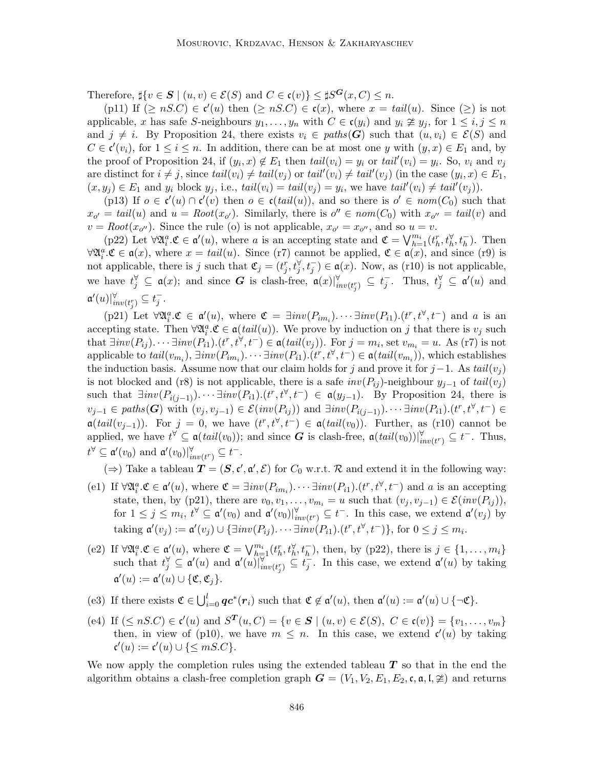Therefore, $\sharp\{v \in \boldsymbol{S} \mid (u, v) \in \mathcal{E}(S) \text{ and } C \in \mathfrak{c}(v)\} \leq \sharp S^{\boldsymbol{G}}(x, C) \leq n$.

(p11) If $(\geq nS.C) \in \mathfrak{c}'(u)$ then $(\geq nS.C) \in \mathfrak{c}(x)$, where $x = tail(u)$. Since $(\geq)$ is not applicable, $x$ has safe $S$-neighbours $y_1, \ldots, y_n$ with $C \in \mathfrak{c}(y_i)$ and $y_i \not\cong y_j$, for $1 \leq i, j \leq n$ and $j \neq i$. By Proposition 24, there exists $v_i \in paths(\boldsymbol{G})$ such that $(u, v_i) \in \mathcal{E}(S)$ and $C \in \mathfrak{c}'(v_i)$, for $1 \leq i \leq n$. In addition, there can be at most one $y$ with $(y, x) \in E_1$ and, by the proof of Proposition 24, if $(y_i, x) \notin E_1$ then $tail(v_i) = y_i$ or $tail'(v_i) = y_i$. So, $v_i$ and $v_j$ are distinct for $i \neq j$, since $tail(v_i) \neq tail(v_j)$ or $tail'(v_i) \neq tail'(v_j)$ (in the case $(y_i, x) \in E_1$, $(x, y_j) \in E_1$ and $y_i$ block $y_j$, i.e., $tail(v_i) = tail(v_j) = y_i$, we have $tail'(v_i) \neq tail'(v_j)$).

(p13) If $o \in \mathfrak{c}'(u) \cap \mathfrak{c}'(v)$ then $o \in \mathfrak{c}(tail(u))$, and so there is $o' \in nom(C_0)$ such that $x_{o'} = tail(u)$ and $u = Root(x_{o'})$. Similarly, there is $o'' \in nom(C_0)$ with $x_{o''} = tail(v)$ and $v = Root(x_{o''})$. Since the rule (o) is not applicable, $x_{o'} = x_{o''}$, and so $u = v$.

(p22) Let $\forall \mathfrak{A}_i^a.\mathfrak{C} \in \mathfrak{a}'(u)$, where $a$ is an accepting state and $\mathfrak{C} = \bigvee_{h=1}^{m_i}(t_h^r, t_h^{\forall}, t_h^-)$. Then $\forall \mathfrak{A}_i^a.\mathfrak{C} \in \mathfrak{a}(x)$, where $x = tail(u)$. Since (r7) cannot be applied, $\mathfrak{C} \in \mathfrak{a}(x)$, and since (r9) is not applicable, there is $j$ such that $\mathfrak{C}_j = (t_j^r, t_j^{\forall}, t_j^-) \in \mathfrak{a}(x)$. Now, as (r10) is not applicable, we have $t_j^{\forall} \subseteq \mathfrak{a}(x)$; and since $\boldsymbol{G}$ is clash-free, $\mathfrak{a}(x)|^{\forall}_{inv(t_j^r)} \subseteq t_j^-$. Thus, $t_j^{\forall} \subseteq \mathfrak{a}'(u)$ and $\mathfrak{a}'(u)|^{\forall}_{inv(t_j^r)} \subseteq t_j^-$.

(p21) Let $\forall \mathfrak{A}_i^a.\mathfrak{C} \in \mathfrak{a}'(u)$, where $\mathfrak{C} = \exists inv(P_{im_i}).\cdots\exists inv(P_{i1}).(t^r, t^{\forall}, t^-)$ and $a$ is an accepting state. Then $\forall \mathfrak{A}_i^a.\mathfrak{C} \in \mathfrak{a}(tail(u))$. We prove by induction on $j$ that there is $v_j$ such that $\exists inv(P_{ij}).\cdots\exists inv(P_{i1}).(t^r, t^{\forall}, t^-) \in \mathfrak{a}(tail(v_j))$. For $j = m_i$, set $v_{m_i} = u$. As (r7) is not applicable to $tail(v_{m_i})$, $\exists inv(P_{im_i}).\cdots\exists inv(P_{i1}).(t^r, t^{\forall}, t^-) \in \mathfrak{a}(tail(v_{m_i}))$, which establishes the induction basis. Assume now that our claim holds for $j$ and prove it for $j-1$. As $tail(v_j)$ is not blocked and (r8) is not applicable, there is a safe $inv(P_{ij})$-neighbour $y_{j-1}$ of $tail(v_j)$ such that $\exists inv(P_{i(j-1)}).\cdots\exists inv(P_{i1}).(t^r, t^{\forall}, t^-) \in \mathfrak{a}(y_{j-1})$. By Proposition 24, there is $v_{j-1} \in paths(\boldsymbol{G})$ with $(v_j, v_{j-1}) \in \mathcal{E}(inv(P_{ij}))$ and $\exists inv(P_{i(j-1)}).\cdots\exists inv(P_{i1}).(t^r, t^{\forall}, t^-) \in \mathfrak{a}(tail(v_{j-1}))$. For $j = 0$, we have $(t^r, t^{\forall}, t^-) \in \mathfrak{a}(tail(v_0))$. Further, as (r10) cannot be applied, we have $t^{\forall} \subseteq \mathfrak{a}(tail(v_0))$; and since $\boldsymbol{G}$ is clash-free, $\mathfrak{a}(tail(v_0))|^{\forall}_{inv(t^r)} \subseteq t^-$. Thus, $t^{\forall} \subseteq \mathfrak{a}'(v_0)$ and $\mathfrak{a}'(v_0)|^{\forall}_{inv(t^r)} \subseteq t^-$.

($\Rightarrow$) Take a tableau $\boldsymbol{T} = (\boldsymbol{S}, \mathfrak{c}', \mathfrak{a}', \mathcal{E})$ for $C_0$ w.r.t. $\mathcal{R}$ and extend it in the following way:

(e1) If $\forall \mathfrak{A}_i^a.\mathfrak{C} \in \mathfrak{a}'(u)$, where $\mathfrak{C} = \exists inv(P_{im_i}).\cdots\exists inv(P_{i1}).(t^r, t^{\forall}, t^-)$ and $a$ is an accepting state, then, by (p21), there are $v_0, v_1, \ldots, v_{m_i} = u$ such that $(v_j, v_{j-1}) \in \mathcal{E}(inv(P_{ij}))$, for $1 \leq j \leq m_i$, $t^{\forall} \subseteq \mathfrak{a}'(v_0)$ and $\mathfrak{a}'(v_0)|^{\forall}_{inv(t^r)} \subseteq t^-$. In this case, we extend $\mathfrak{a}'(v_j)$ by taking $\mathfrak{a}'(v_j) := \mathfrak{a}'(v_j) \cup \{\exists inv(P_{ij}).\cdots\exists inv(P_{i1}).(t^r, t^{\forall}, t^-)\}$, for $0 \leq j \leq m_i$.

(e2) If $\forall \mathfrak{A}_i^a.\mathfrak{C} \in \mathfrak{a}'(u)$, where $\mathfrak{C} = \bigvee_{h=1}^{m_i}(t_h^r, t_h^{\forall}, t_h^-)$, then, by (p22), there is $j \in \{1, \ldots, m_i\}$ such that $t_j^{\forall} \subseteq \mathfrak{a}'(u)$ and $\mathfrak{a}'(u)|^{\forall}_{inv(t_j^r)} \subseteq t_j^-$. In this case, we extend $\mathfrak{a}'(u)$ by taking $\mathfrak{a}'(u) := \mathfrak{a}'(u) \cup \{\mathfrak{C}, \mathfrak{C}_j\}$.

(e3) If there exists $\mathfrak{C} \in \bigcup_{i=0}^{l} \boldsymbol{qc}^*(\boldsymbol{r}_i)$ such that $\mathfrak{C} \notin \mathfrak{a}'(u)$, then $\mathfrak{a}'(u) := \mathfrak{a}'(u) \cup \{\neg\mathfrak{C}\}$.

(e4) If $(\leq nS.C) \in \mathfrak{c}'(u)$ and $S^{\boldsymbol{T}}(u, C) = \{v \in \boldsymbol{S} \mid (u, v) \in \mathcal{E}(S),\ C \in \mathfrak{c}(v)\} = \{v_1, \ldots, v_m\}$ then, in view of (p10), we have $m \leq n$. In this case, we extend $\mathfrak{c}'(u)$ by taking $\mathfrak{c}'(u) := \mathfrak{c}'(u) \cup \{\leq mS.C\}$.

We now apply the completion rules using the extended tableau $\boldsymbol{T}$ so that in the end the algorithm obtains a clash-free completion graph $\boldsymbol{G} = (V_1, V_2, E_1, E_2, \mathfrak{c}, \mathfrak{a}, \mathfrak{l}, \not\cong)$ and returns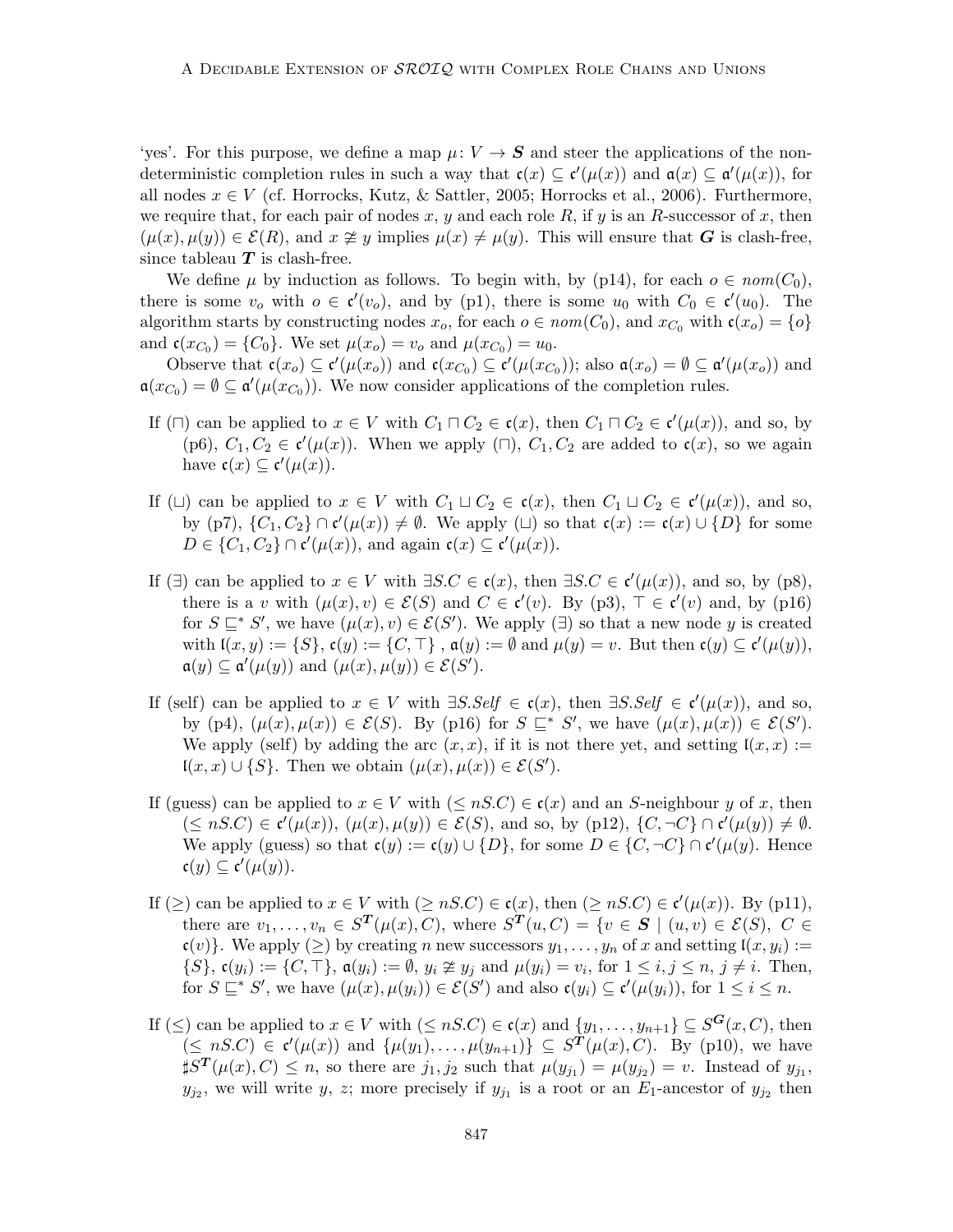'yes'. For this purpose, we define a map $\mu\colon V \to \boldsymbol{S}$ and steer the applications of the non-deterministic completion rules in such a way that $\mathfrak{c}(x) \subseteq \mathfrak{c}'(\mu(x))$ and $\mathfrak{a}(x) \subseteq \mathfrak{a}'(\mu(x))$, for all nodes $x \in V$ (cf. Horrocks, Kutz, & Sattler, 2005; Horrocks et al., 2006). Furthermore, we require that, for each pair of nodes $x$, $y$ and each role $R$, if $y$ is an $R$-successor of $x$, then $(\mu(x), \mu(y)) \in \mathcal{E}(R)$, and $x \not\cong y$ implies $\mu(x) \neq \mu(y)$. This will ensure that $\boldsymbol{G}$ is clash-free, since tableau $\boldsymbol{T}$ is clash-free.

We define $\mu$ by induction as follows. To begin with, by (p14), for each $o \in nom(C_0)$, there is some $v_o$ with $o \in \mathfrak{c}'(v_o)$, and by (p1), there is some $u_0$ with $C_0 \in \mathfrak{c}'(u_0)$. The algorithm starts by constructing nodes $x_o$, for each $o \in nom(C_0)$, and $x_{C_0}$ with $\mathfrak{c}(x_o) = \{o\}$ and $\mathfrak{c}(x_{C_0}) = \{C_0\}$. We set $\mu(x_o) = v_o$ and $\mu(x_{C_0}) = u_0$.

Observe that $\mathfrak{c}(x_o) \subseteq \mathfrak{c}'(\mu(x_o))$ and $\mathfrak{c}(x_{C_0}) \subseteq \mathfrak{c}'(\mu(x_{C_0}))$; also $\mathfrak{a}(x_o) = \emptyset \subseteq \mathfrak{a}'(\mu(x_o))$ and $\mathfrak{a}(x_{C_0}) = \emptyset \subseteq \mathfrak{a}'(\mu(x_{C_0}))$. We now consider applications of the completion rules.

- If ($\sqcap$) can be applied to $x \in V$ with $C_1 \sqcap C_2 \in \mathfrak{c}(x)$, then $C_1 \sqcap C_2 \in \mathfrak{c}'(\mu(x))$, and so, by (p6), $C_1, C_2 \in \mathfrak{c}'(\mu(x))$. When we apply ($\sqcap$), $C_1, C_2$ are added to $\mathfrak{c}(x)$, so we again have $\mathfrak{c}(x) \subseteq \mathfrak{c}'(\mu(x))$.

- If ($\sqcup$) can be applied to $x \in V$ with $C_1 \sqcup C_2 \in \mathfrak{c}(x)$, then $C_1 \sqcup C_2 \in \mathfrak{c}'(\mu(x))$, and so, by (p7), $\{C_1, C_2\} \cap \mathfrak{c}'(\mu(x)) \neq \emptyset$. We apply ($\sqcup$) so that $\mathfrak{c}(x) := \mathfrak{c}(x) \cup \{D\}$ for some $D \in \{C_1, C_2\} \cap \mathfrak{c}'(\mu(x))$, and again $\mathfrak{c}(x) \subseteq \mathfrak{c}'(\mu(x))$.

- If ($\exists$) can be applied to $x \in V$ with $\exists S.C \in \mathfrak{c}(x)$, then $\exists S.C \in \mathfrak{c}'(\mu(x))$, and so, by (p8), there is a $v$ with $(\mu(x), v) \in \mathcal{E}(S)$ and $C \in \mathfrak{c}'(v)$. By (p3), $\top \in \mathfrak{c}'(v)$ and, by (p16) for $S \sqsubseteq^* S'$, we have $(\mu(x), v) \in \mathcal{E}(S')$. We apply ($\exists$) so that a new node $y$ is created with $\mathfrak{l}(x, y) := \{S\}$, $\mathfrak{c}(y) := \{C, \top\}$ , $\mathfrak{a}(y) := \emptyset$ and $\mu(y) = v$. But then $\mathfrak{c}(y) \subseteq \mathfrak{c}'(\mu(y))$, $\mathfrak{a}(y) \subseteq \mathfrak{a}'(\mu(y))$ and $(\mu(x), \mu(y)) \in \mathcal{E}(S')$.

- If (self) can be applied to $x \in V$ with $\exists S.Self \in \mathfrak{c}(x)$, then $\exists S.Self \in \mathfrak{c}'(\mu(x))$, and so, by (p4), $(\mu(x), \mu(x)) \in \mathcal{E}(S)$. By (p16) for $S \sqsubseteq^* S'$, we have $(\mu(x), \mu(x)) \in \mathcal{E}(S')$. We apply (self) by adding the arc $(x, x)$, if it is not there yet, and setting $\mathfrak{l}(x, x) := \mathfrak{l}(x, x) \cup \{S\}$. Then we obtain $(\mu(x), \mu(x)) \in \mathcal{E}(S')$.

- If (guess) can be applied to $x \in V$ with $(\leq nS.C) \in \mathfrak{c}(x)$ and an $S$-neighbour $y$ of $x$, then $(\leq nS.C) \in \mathfrak{c}'(\mu(x))$, $(\mu(x), \mu(y)) \in \mathcal{E}(S)$, and so, by (p12), $\{C, \neg C\} \cap \mathfrak{c}'(\mu(y)) \neq \emptyset$. We apply (guess) so that $\mathfrak{c}(y) := \mathfrak{c}(y) \cup \{D\}$, for some $D \in \{C, \neg C\} \cap \mathfrak{c}'(\mu(y)$. Hence $\mathfrak{c}(y) \subseteq \mathfrak{c}'(\mu(y))$.

- If ($\geq$) can be applied to $x \in V$ with $(\geq nS.C) \in \mathfrak{c}(x)$, then $(\geq nS.C) \in \mathfrak{c}'(\mu(x))$. By (p11), there are $v_1, \dots, v_n \in S^{\boldsymbol{T}}(\mu(x), C)$, where $S^{\boldsymbol{T}}(u, C) = \{v \in \boldsymbol{S} \mid (u, v) \in \mathcal{E}(S),\ C \in \mathfrak{c}(v)\}$. We apply ($\geq$) by creating $n$ new successors $y_1, \dots, y_n$ of $x$ and setting $\mathfrak{l}(x, y_i) := \{S\}$, $\mathfrak{c}(y_i) := \{C, \top\}$, $\mathfrak{a}(y_i) := \emptyset$, $y_i \not\cong y_j$ and $\mu(y_i) = v_i$, for $1 \leq i, j \leq n$, $j \neq i$. Then, for $S \sqsubseteq^* S'$, we have $(\mu(x), \mu(y_i)) \in \mathcal{E}(S')$ and also $\mathfrak{c}(y_i) \subseteq \mathfrak{c}'(\mu(y_i))$, for $1 \leq i \leq n$.

- If ($\leq$) can be applied to $x \in V$ with $(\leq nS.C) \in \mathfrak{c}(x)$ and $\{y_1, \dots, y_{n+1}\} \subseteq S^{\boldsymbol{G}}(x, C)$, then $(\leq nS.C) \in \mathfrak{c}'(\mu(x))$ and $\{\mu(y_1), \dots, \mu(y_{n+1})\} \subseteq S^{\boldsymbol{T}}(\mu(x), C)$. By (p10), we have $\sharp S^{\boldsymbol{T}}(\mu(x), C) \leq n$, so there are $j_1, j_2$ such that $\mu(y_{j_1}) = \mu(y_{j_2}) = v$. Instead of $y_{j_1}$, $y_{j_2}$, we will write $y$, $z$; more precisely if $y_{j_1}$ is a root or an $E_1$-ancestor of $y_{j_2}$ then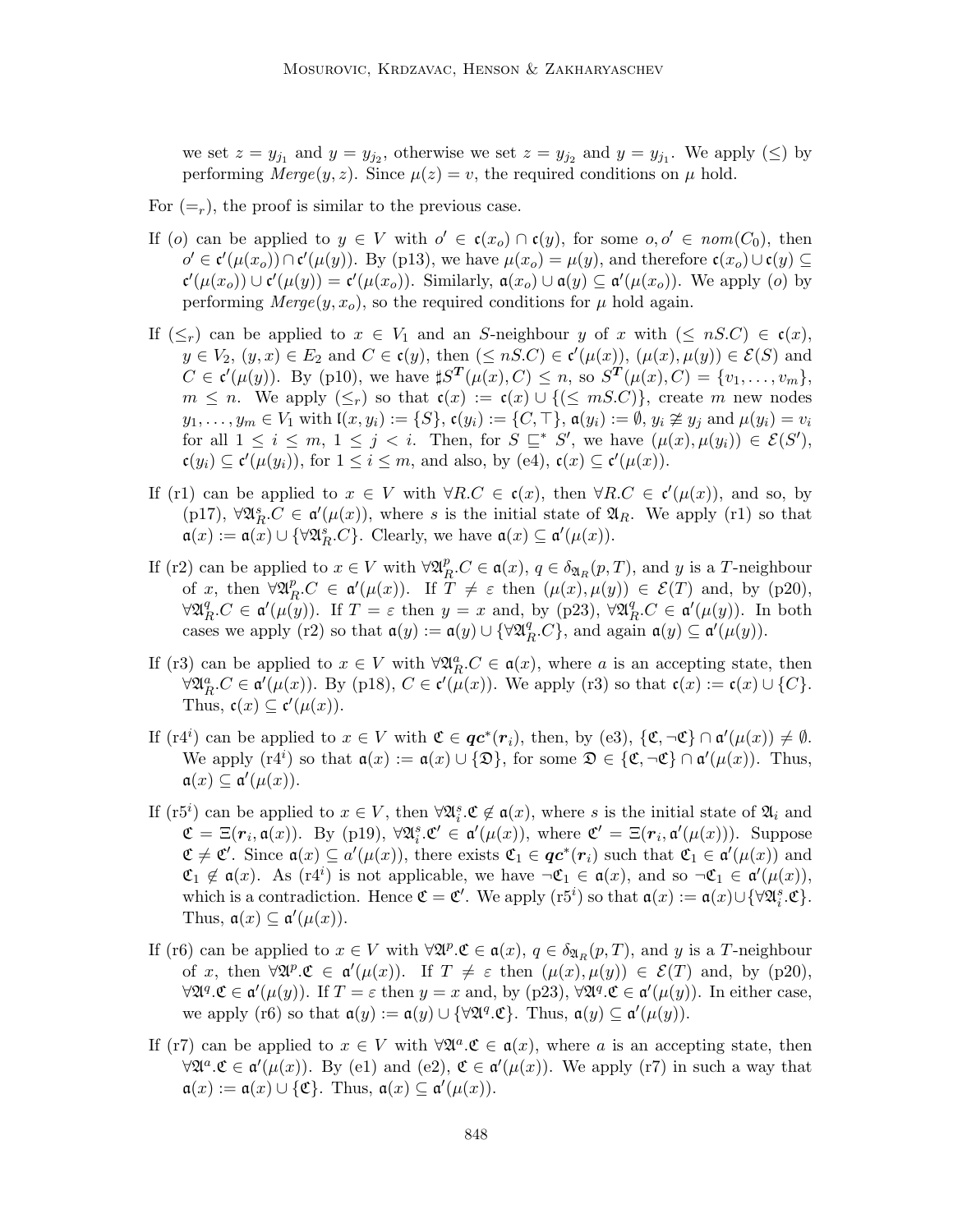we set $z = y_{j_1}$ and $y = y_{j_2}$, otherwise we set $z = y_{j_2}$ and $y = y_{j_1}$. We apply $(\leq)$ by performing $Merge(y, z)$. Since $\mu(z) = v$, the required conditions on $\mu$ hold.

For $(=_r)$, the proof is similar to the previous case.

If $(o)$ can be applied to $y \in V$ with $o' \in \mathfrak{c}(x_o) \cap \mathfrak{c}(y)$, for some $o, o' \in nom(C_0)$, then $o' \in \mathfrak{c}'(\mu(x_o)) \cap \mathfrak{c}'(\mu(y))$. By (p13), we have $\mu(x_o) = \mu(y)$, and therefore $\mathfrak{c}(x_o) \cup \mathfrak{c}(y) \subseteq \mathfrak{c}'(\mu(x_o)) \cup \mathfrak{c}'(\mu(y)) = \mathfrak{c}'(\mu(x_o))$. Similarly, $\mathfrak{a}(x_o) \cup \mathfrak{a}(y) \subseteq \mathfrak{a}'(\mu(x_o))$. We apply $(o)$ by performing $Merge(y, x_o)$, so the required conditions for $\mu$ hold again.

If $(\leq_r)$ can be applied to $x \in V_1$ and an $S$-neighbour $y$ of $x$ with $(\leq nS.C) \in \mathfrak{c}(x)$, $y \in V_2$, $(y, x) \in E_2$ and $C \in \mathfrak{c}(y)$, then $(\leq nS.C) \in \mathfrak{c}'(\mu(x))$, $(\mu(x), \mu(y)) \in \mathcal{E}(S)$ and $C \in \mathfrak{c}'(\mu(y))$. By (p10), we have $\sharp S^{\boldsymbol{T}}(\mu(x), C) \leq n$, so $S^{\boldsymbol{T}}(\mu(x), C) = \{v_1, \dots, v_m\}$, $m \leq n$. We apply $(\leq_r)$ so that $\mathfrak{c}(x) := \mathfrak{c}(x) \cup \{(\leq mS.C)\}$, create $m$ new nodes $y_1, \dots, y_m \in V_1$ with $\mathfrak{l}(x, y_i) := \{S\}$, $\mathfrak{c}(y_i) := \{C, \top\}$, $\mathfrak{a}(y_i) := \emptyset$, $y_i \not\cong y_j$ and $\mu(y_i) = v_i$ for all $1 \leq i \leq m$, $1 \leq j < i$. Then, for $S \sqsubseteq^* S'$, we have $(\mu(x), \mu(y_i)) \in \mathcal{E}(S')$, $\mathfrak{c}(y_i) \subseteq \mathfrak{c}'(\mu(y_i))$, for $1 \leq i \leq m$, and also, by (e4), $\mathfrak{c}(x) \subseteq \mathfrak{c}'(\mu(x))$.

If (r1) can be applied to $x \in V$ with $\forall R.C \in \mathfrak{c}(x)$, then $\forall R.C \in \mathfrak{c}'(\mu(x))$, and so, by (p17), $\forall \mathfrak{A}^s_R.C \in \mathfrak{a}'(\mu(x))$, where $s$ is the initial state of $\mathfrak{A}_R$. We apply (r1) so that $\mathfrak{a}(x) := \mathfrak{a}(x) \cup \{\forall \mathfrak{A}^s_R.C\}$. Clearly, we have $\mathfrak{a}(x) \subseteq \mathfrak{a}'(\mu(x))$.

If (r2) can be applied to $x \in V$ with $\forall \mathfrak{A}^p_R.C \in \mathfrak{a}(x)$, $q \in \delta_{\mathfrak{A}_R}(p, T)$, and $y$ is a $T$-neighbour of $x$, then $\forall \mathfrak{A}^p_R.C \in \mathfrak{a}'(\mu(x))$. If $T \neq \varepsilon$ then $(\mu(x), \mu(y)) \in \mathcal{E}(T)$ and, by (p20), $\forall \mathfrak{A}^q_R.C \in \mathfrak{a}'(\mu(y))$. If $T = \varepsilon$ then $y = x$ and, by (p23), $\forall \mathfrak{A}^q_R.C \in \mathfrak{a}'(\mu(y))$. In both cases we apply (r2) so that $\mathfrak{a}(y) := \mathfrak{a}(y) \cup \{\forall \mathfrak{A}^q_R.C\}$, and again $\mathfrak{a}(y) \subseteq \mathfrak{a}'(\mu(y))$.

If (r3) can be applied to $x \in V$ with $\forall \mathfrak{A}^a_R.C \in \mathfrak{a}(x)$, where $a$ is an accepting state, then $\forall \mathfrak{A}^a_R.C \in \mathfrak{a}'(\mu(x))$. By (p18), $C \in \mathfrak{c}'(\mu(x))$. We apply (r3) so that $\mathfrak{c}(x) := \mathfrak{c}(x) \cup \{C\}$. Thus, $\mathfrak{c}(x) \subseteq \mathfrak{c}'(\mu(x))$.

If (r4$^i$) can be applied to $x \in V$ with $\mathfrak{C} \in \boldsymbol{qc}^*(\boldsymbol{r}_i)$, then, by (e3), $\{\mathfrak{C}, \neg\mathfrak{C}\} \cap \mathfrak{a}'(\mu(x)) \neq \emptyset$. We apply (r4$^i$) so that $\mathfrak{a}(x) := \mathfrak{a}(x) \cup \{\mathfrak{D}\}$, for some $\mathfrak{D} \in \{\mathfrak{C}, \neg\mathfrak{C}\} \cap \mathfrak{a}'(\mu(x))$. Thus, $\mathfrak{a}(x) \subseteq \mathfrak{a}'(\mu(x))$.

If (r5$^i$) can be applied to $x \in V$, then $\forall \mathfrak{A}^s_i.\mathfrak{C} \notin \mathfrak{a}(x)$, where $s$ is the initial state of $\mathfrak{A}_i$ and $\mathfrak{C} = \Xi(\boldsymbol{r}_i, \mathfrak{a}(x))$. By (p19), $\forall \mathfrak{A}^s_i.\mathfrak{C}' \in \mathfrak{a}'(\mu(x))$, where $\mathfrak{C}' = \Xi(\boldsymbol{r}_i, \mathfrak{a}'(\mu(x)))$. Suppose $\mathfrak{C} \neq \mathfrak{C}'$. Since $\mathfrak{a}(x) \subseteq a'(\mu(x))$, there exists $\mathfrak{C}_1 \in \boldsymbol{qc}^*(\boldsymbol{r}_i)$ such that $\mathfrak{C}_1 \in \mathfrak{a}'(\mu(x))$ and $\mathfrak{C}_1 \notin \mathfrak{a}(x)$. As (r4$^i$) is not applicable, we have $\neg\mathfrak{C}_1 \in \mathfrak{a}(x)$, and so $\neg\mathfrak{C}_1 \in \mathfrak{a}'(\mu(x))$, which is a contradiction. Hence $\mathfrak{C} = \mathfrak{C}'$. We apply (r5$^i$) so that $\mathfrak{a}(x) := \mathfrak{a}(x) \cup \{\forall \mathfrak{A}^s_i.\mathfrak{C}\}$. Thus, $\mathfrak{a}(x) \subseteq \mathfrak{a}'(\mu(x))$.

If (r6) can be applied to $x \in V$ with $\forall \mathfrak{A}^p.\mathfrak{C} \in \mathfrak{a}(x)$, $q \in \delta_{\mathfrak{A}_R}(p, T)$, and $y$ is a $T$-neighbour of $x$, then $\forall \mathfrak{A}^p.\mathfrak{C} \in \mathfrak{a}'(\mu(x))$. If $T \neq \varepsilon$ then $(\mu(x), \mu(y)) \in \mathcal{E}(T)$ and, by (p20), $\forall \mathfrak{A}^q.\mathfrak{C} \in \mathfrak{a}'(\mu(y))$. If $T = \varepsilon$ then $y = x$ and, by (p23), $\forall \mathfrak{A}^q.\mathfrak{C} \in \mathfrak{a}'(\mu(y))$. In either case, we apply (r6) so that $\mathfrak{a}(y) := \mathfrak{a}(y) \cup \{\forall \mathfrak{A}^q.\mathfrak{C}\}$. Thus, $\mathfrak{a}(y) \subseteq \mathfrak{a}'(\mu(y))$.

If (r7) can be applied to $x \in V$ with $\forall \mathfrak{A}^a.\mathfrak{C} \in \mathfrak{a}(x)$, where $a$ is an accepting state, then $\forall \mathfrak{A}^a.\mathfrak{C} \in \mathfrak{a}'(\mu(x))$. By (e1) and (e2), $\mathfrak{C} \in \mathfrak{a}'(\mu(x))$. We apply (r7) in such a way that $\mathfrak{a}(x) := \mathfrak{a}(x) \cup \{\mathfrak{C}\}$. Thus, $\mathfrak{a}(x) \subseteq \mathfrak{a}'(\mu(x))$.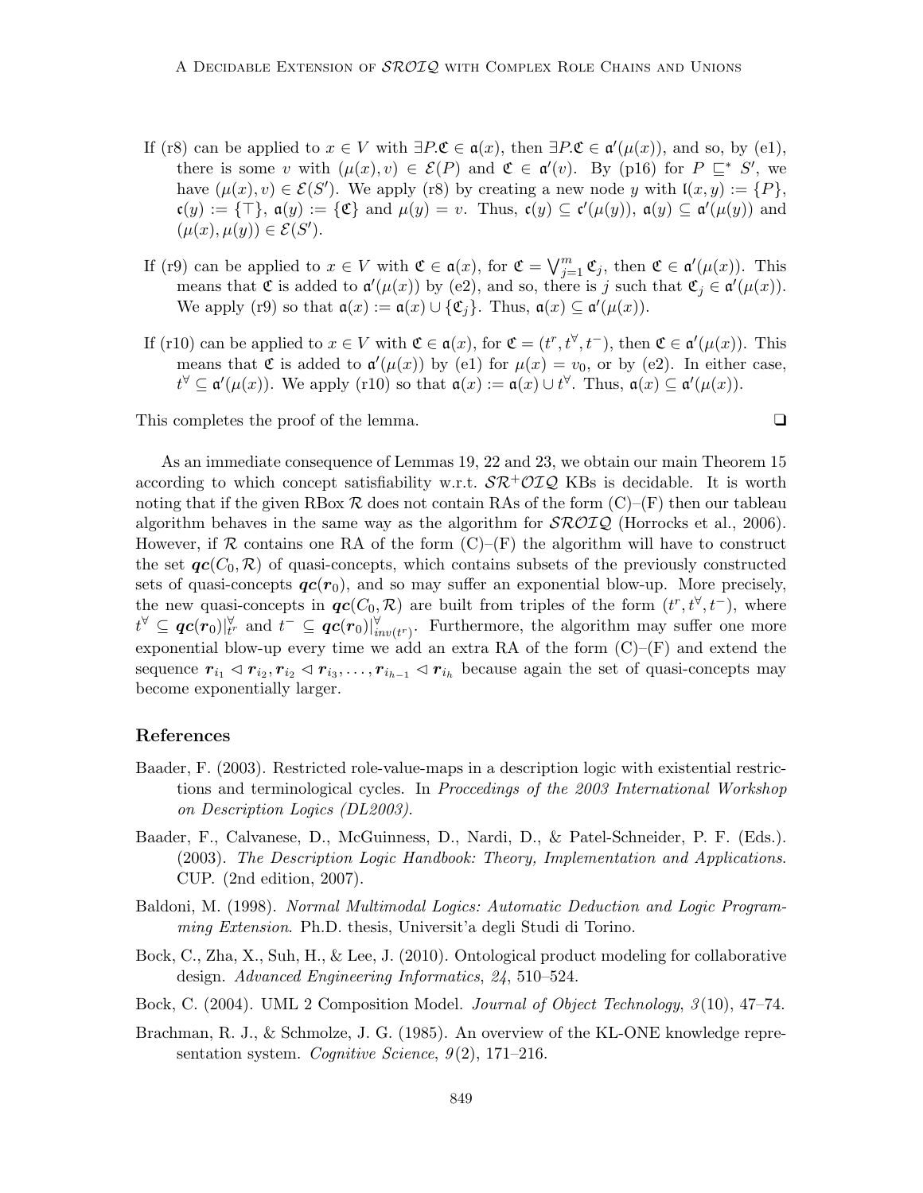If (r8) can be applied to $x \in V$ with $\exists P.\mathfrak{C} \in \mathfrak{a}(x)$, then $\exists P.\mathfrak{C} \in \mathfrak{a}'(\mu(x))$, and so, by (e1), there is some $v$ with $(\mu(x), v) \in \mathcal{E}(P)$ and $\mathfrak{C} \in \mathfrak{a}'(v)$. By (p16) for $P \sqsubseteq^* S'$, we have $(\mu(x), v) \in \mathcal{E}(S')$. We apply (r8) by creating a new node $y$ with $\mathfrak{l}(x, y) := \{P\}$, $\mathfrak{c}(y) := \{\top\}$, $\mathfrak{a}(y) := \{\mathfrak{C}\}$ and $\mu(y) = v$. Thus, $\mathfrak{c}(y) \subseteq \mathfrak{c}'(\mu(y))$, $\mathfrak{a}(y) \subseteq \mathfrak{a}'(\mu(y))$ and $(\mu(x), \mu(y)) \in \mathcal{E}(S')$.

If (r9) can be applied to $x \in V$ with $\mathfrak{C} \in \mathfrak{a}(x)$, for $\mathfrak{C} = \bigvee_{j=1}^{m} \mathfrak{C}_j$, then $\mathfrak{C} \in \mathfrak{a}'(\mu(x))$. This means that $\mathfrak{C}$ is added to $\mathfrak{a}'(\mu(x))$ by (e2), and so, there is $j$ such that $\mathfrak{C}_j \in \mathfrak{a}'(\mu(x))$. We apply (r9) so that $\mathfrak{a}(x) := \mathfrak{a}(x) \cup \{\mathfrak{C}_j\}$. Thus, $\mathfrak{a}(x) \subseteq \mathfrak{a}'(\mu(x))$.

If (r10) can be applied to $x \in V$ with $\mathfrak{C} \in \mathfrak{a}(x)$, for $\mathfrak{C} = (t^r, t^\forall, t^-)$, then $\mathfrak{C} \in \mathfrak{a}'(\mu(x))$. This means that $\mathfrak{C}$ is added to $\mathfrak{a}'(\mu(x))$ by (e1) for $\mu(x) = v_0$, or by (e2). In either case, $t^\forall \subseteq \mathfrak{a}'(\mu(x))$. We apply (r10) so that $\mathfrak{a}(x) := \mathfrak{a}(x) \cup t^\forall$. Thus, $\mathfrak{a}(x) \subseteq \mathfrak{a}'(\mu(x))$.

This completes the proof of the lemma. ❑

As an immediate consequence of Lemmas 19, 22 and 23, we obtain our main Theorem 15 according to which concept satisfiability w.r.t. $\mathcal{SR}^+\mathcal{OIQ}$ KBs is decidable. It is worth noting that if the given RBox $\mathcal{R}$ does not contain RAs of the form (C)–(F) then our tableau algorithm behaves in the same way as the algorithm for $\mathcal{SROIQ}$ (Horrocks et al., 2006). However, if $\mathcal{R}$ contains one RA of the form (C)–(F) the algorithm will have to construct the set $\boldsymbol{qc}(C_0, \mathcal{R})$ of quasi-concepts, which contains subsets of the previously constructed sets of quasi-concepts $\boldsymbol{qc}(\boldsymbol{r}_0)$, and so may suffer an exponential blow-up. More precisely, the new quasi-concepts in $\boldsymbol{qc}(C_0, \mathcal{R})$ are built from triples of the form $(t^r, t^\forall, t^-)$, where $t^\forall \subseteq \boldsymbol{qc}(\boldsymbol{r}_0)|^\forall_{t^r}$ and $t^- \subseteq \boldsymbol{qc}(\boldsymbol{r}_0)|^\forall_{inv(t^r)}$. Furthermore, the algorithm may suffer one more exponential blow-up every time we add an extra RA of the form (C)–(F) and extend the sequence $\boldsymbol{r}_{i_1} \lhd \boldsymbol{r}_{i_2}, \boldsymbol{r}_{i_2} \lhd \boldsymbol{r}_{i_3}, \ldots, \boldsymbol{r}_{i_{h-1}} \lhd \boldsymbol{r}_{i_h}$ because again the set of quasi-concepts may become exponentially larger.

## References

Baader, F. (2003). Restricted role-value-maps in a description logic with existential restrictions and terminological cycles. In *Proccedings of the 2003 International Workshop on Description Logics (DL2003)*.

Baader, F., Calvanese, D., McGuinness, D., Nardi, D., & Patel-Schneider, P. F. (Eds.). (2003). *The Description Logic Handbook: Theory, Implementation and Applications*. CUP. (2nd edition, 2007).

Baldoni, M. (1998). *Normal Multimodal Logics: Automatic Deduction and Logic Programming Extension*. Ph.D. thesis, Universit'a degli Studi di Torino.

Bock, C., Zha, X., Suh, H., & Lee, J. (2010). Ontological product modeling for collaborative design. *Advanced Engineering Informatics*, *24*, 510–524.

Bock, C. (2004). UML 2 Composition Model. *Journal of Object Technology*, *3*(10), 47–74.

Brachman, R. J., & Schmolze, J. G. (1985). An overview of the KL-ONE knowledge representation system. *Cognitive Science*, *9*(2), 171–216.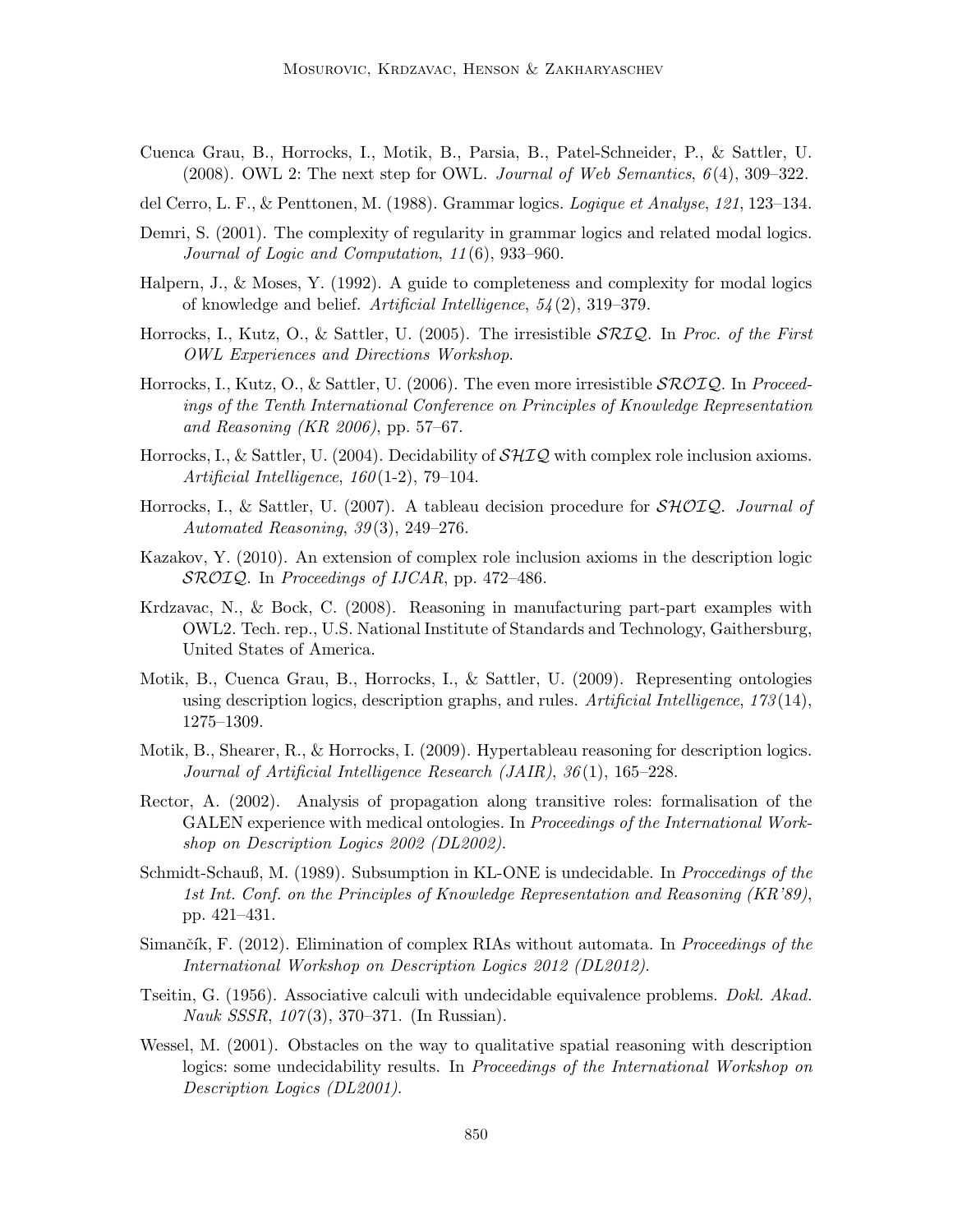Cuenca Grau, B., Horrocks, I., Motik, B., Parsia, B., Patel-Schneider, P., & Sattler, U. (2008). OWL 2: The next step for OWL. *Journal of Web Semantics*, *6*(4), 309–322.

del Cerro, L. F., & Penttonen, M. (1988). Grammar logics. *Logique et Analyse*, *121*, 123–134.

Demri, S. (2001). The complexity of regularity in grammar logics and related modal logics. *Journal of Logic and Computation*, *11*(6), 933–960.

Halpern, J., & Moses, Y. (1992). A guide to completeness and complexity for modal logics of knowledge and belief. *Artificial Intelligence*, *54*(2), 319–379.

Horrocks, I., Kutz, O., & Sattler, U. (2005). The irresistible $\mathcal{SRIQ}$. In *Proc. of the First OWL Experiences and Directions Workshop*.

Horrocks, I., Kutz, O., & Sattler, U. (2006). The even more irresistible $\mathcal{SROIQ}$. In *Proceedings of the Tenth International Conference on Principles of Knowledge Representation and Reasoning (KR 2006)*, pp. 57–67.

Horrocks, I., & Sattler, U. (2004). Decidability of $\mathcal{SHIQ}$ with complex role inclusion axioms. *Artificial Intelligence*, *160*(1-2), 79–104.

Horrocks, I., & Sattler, U. (2007). A tableau decision procedure for $\mathcal{SHOIQ}$. *Journal of Automated Reasoning*, *39*(3), 249–276.

Kazakov, Y. (2010). An extension of complex role inclusion axioms in the description logic $\mathcal{SROIQ}$. In *Proceedings of IJCAR*, pp. 472–486.

Krdzavac, N., & Bock, C. (2008). Reasoning in manufacturing part-part examples with OWL2. Tech. rep., U.S. National Institute of Standards and Technology, Gaithersburg, United States of America.

Motik, B., Cuenca Grau, B., Horrocks, I., & Sattler, U. (2009). Representing ontologies using description logics, description graphs, and rules. *Artificial Intelligence*, *173*(14), 1275–1309.

Motik, B., Shearer, R., & Horrocks, I. (2009). Hypertableau reasoning for description logics. *Journal of Artificial Intelligence Research (JAIR)*, *36*(1), 165–228.

Rector, A. (2002). Analysis of propagation along transitive roles: formalisation of the GALEN experience with medical ontologies. In *Proceedings of the International Workshop on Description Logics 2002 (DL2002)*.

Schmidt-Schauß, M. (1989). Subsumption in KL-ONE is undecidable. In *Proccedings of the 1st Int. Conf. on the Principles of Knowledge Representation and Reasoning (KR'89)*, pp. 421–431.

Simančík, F. (2012). Elimination of complex RIAs without automata. In *Proceedings of the International Workshop on Description Logics 2012 (DL2012)*.

Tseitin, G. (1956). Associative calculi with undecidable equivalence problems. *Dokl. Akad. Nauk SSSR*, *107*(3), 370–371. (In Russian).

Wessel, M. (2001). Obstacles on the way to qualitative spatial reasoning with description logics: some undecidability results. In *Proceedings of the International Workshop on Description Logics (DL2001)*.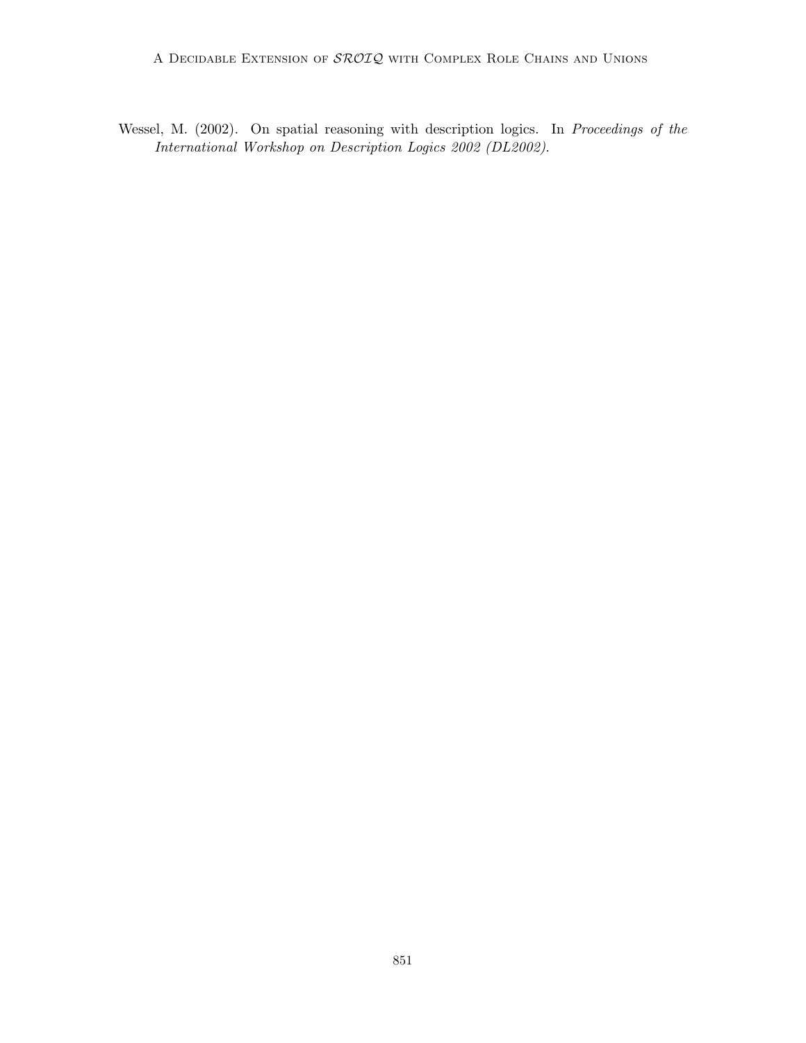Wessel, M. (2002). On spatial reasoning with description logics. In *Proceedings of the International Workshop on Description Logics 2002 (DL2002)*.